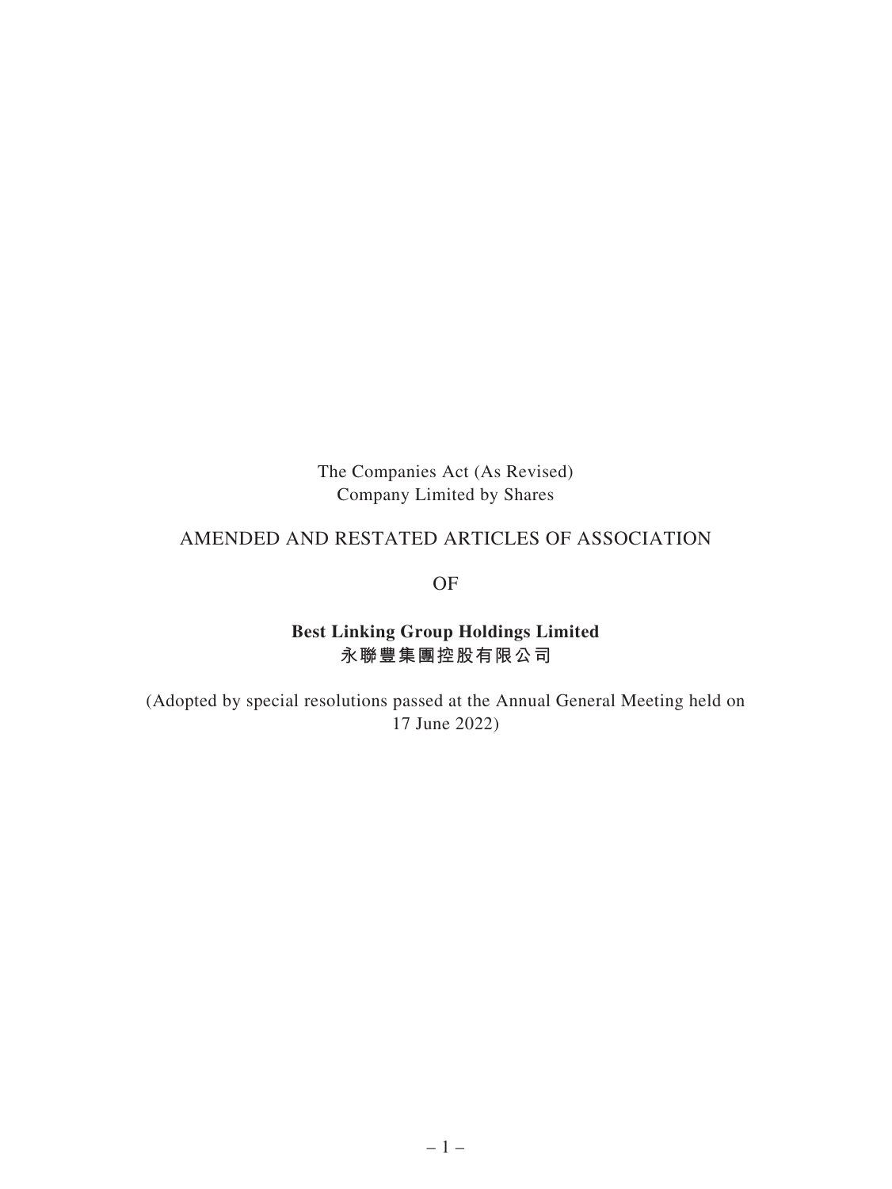The Companies Act (As Revised)
Company Limited by Shares

# AMENDED AND RESTATED ARTICLES OF ASSOCIATION

OF

**Best Linking Group Holdings Limited**
**永聯豐集團控股有限公司**

(Adopted by special resolutions passed at the Annual General Meeting held on 17 June 2022)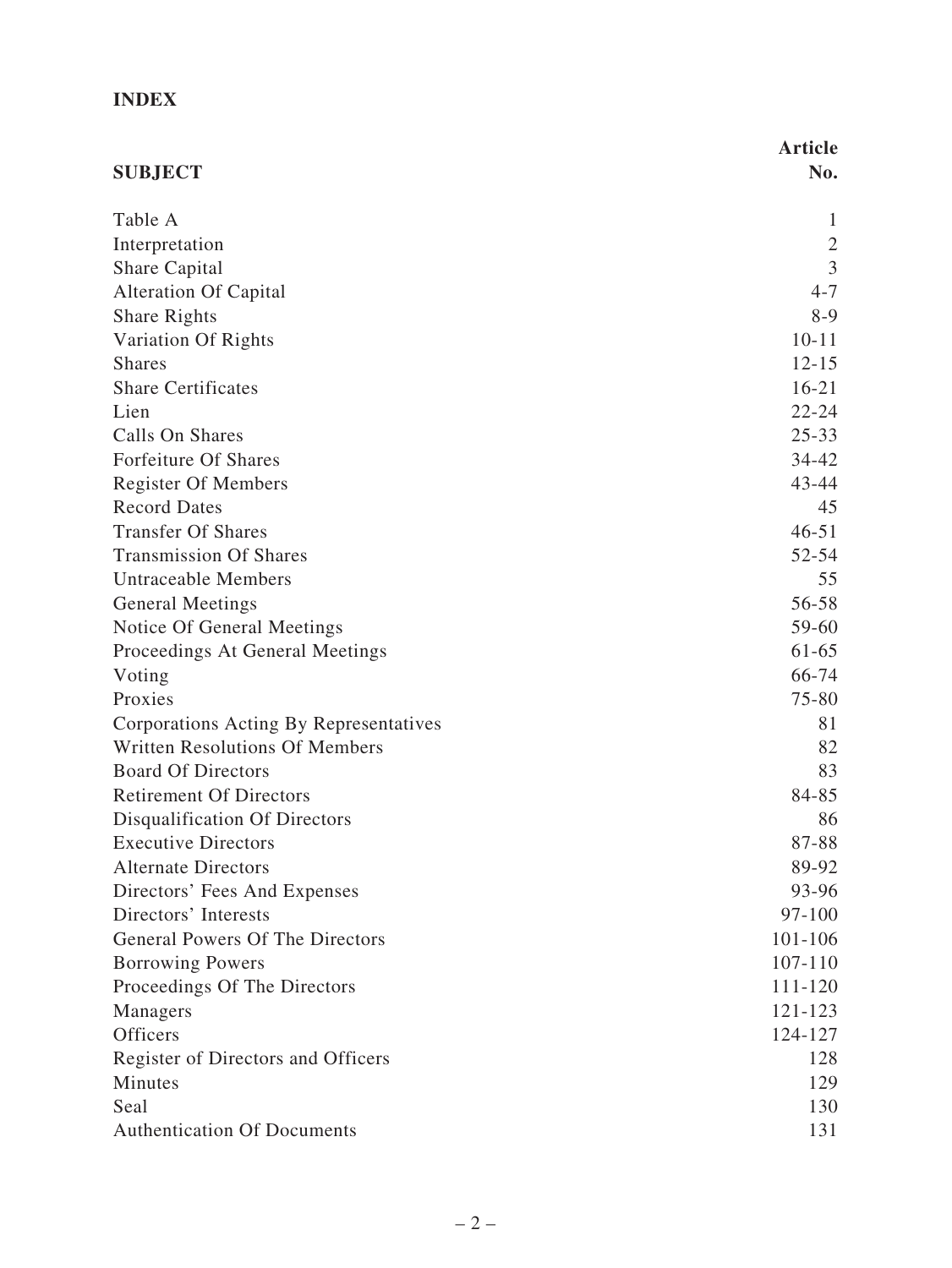## INDEX

| SUBJECT | Article No. |
|---|---|
| Table A | 1 |
| Interpretation | 2 |
| Share Capital | 3 |
| Alteration Of Capital | 4-7 |
| Share Rights | 8-9 |
| Variation Of Rights | 10-11 |
| Shares | 12-15 |
| Share Certificates | 16-21 |
| Lien | 22-24 |
| Calls On Shares | 25-33 |
| Forfeiture Of Shares | 34-42 |
| Register Of Members | 43-44 |
| Record Dates | 45 |
| Transfer Of Shares | 46-51 |
| Transmission Of Shares | 52-54 |
| Untraceable Members | 55 |
| General Meetings | 56-58 |
| Notice Of General Meetings | 59-60 |
| Proceedings At General Meetings | 61-65 |
| Voting | 66-74 |
| Proxies | 75-80 |
| Corporations Acting By Representatives | 81 |
| Written Resolutions Of Members | 82 |
| Board Of Directors | 83 |
| Retirement Of Directors | 84-85 |
| Disqualification Of Directors | 86 |
| Executive Directors | 87-88 |
| Alternate Directors | 89-92 |
| Directors' Fees And Expenses | 93-96 |
| Directors' Interests | 97-100 |
| General Powers Of The Directors | 101-106 |
| Borrowing Powers | 107-110 |
| Proceedings Of The Directors | 111-120 |
| Managers | 121-123 |
| Officers | 124-127 |
| Register of Directors and Officers | 128 |
| Minutes | 129 |
| Seal | 130 |
| Authentication Of Documents | 131 |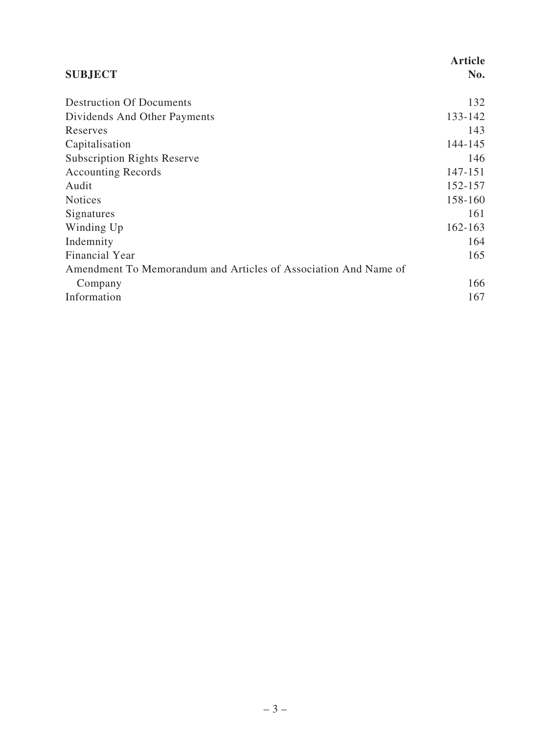| SUBJECT | Article No. |
| --- | --- |
| Destruction Of Documents | 132 |
| Dividends And Other Payments | 133-142 |
| Reserves | 143 |
| Capitalisation | 144-145 |
| Subscription Rights Reserve | 146 |
| Accounting Records | 147-151 |
| Audit | 152-157 |
| Notices | 158-160 |
| Signatures | 161 |
| Winding Up | 162-163 |
| Indemnity | 164 |
| Financial Year | 165 |
| Amendment To Memorandum and Articles of Association And Name of Company | 166 |
| Information | 167 |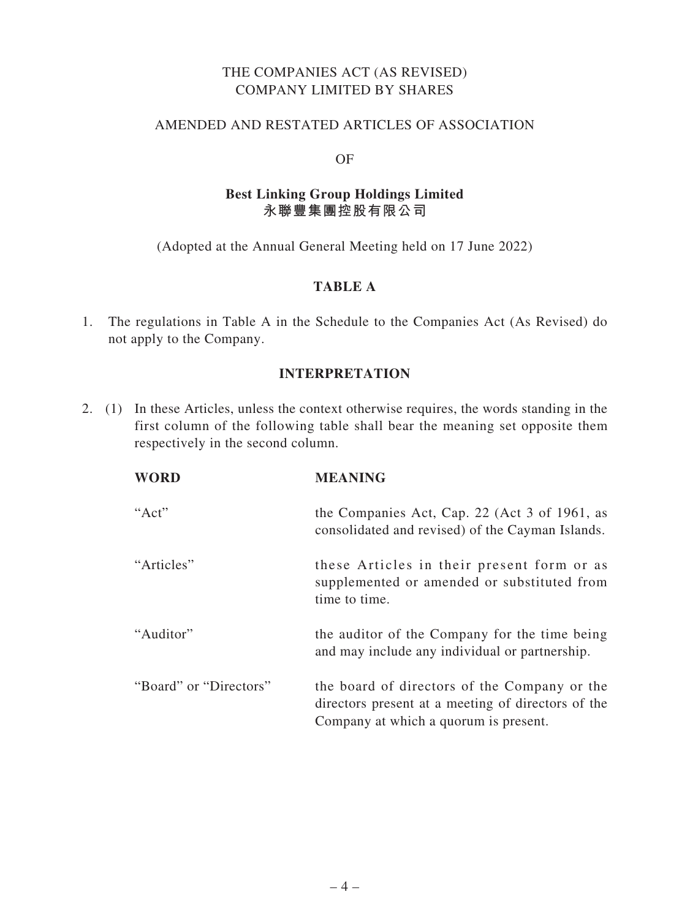THE COMPANIES ACT (AS REVISED)
COMPANY LIMITED BY SHARES

AMENDED AND RESTATED ARTICLES OF ASSOCIATION

OF

**Best Linking Group Holdings Limited**
**永聯豐集團控股有限公司**

(Adopted at the Annual General Meeting held on 17 June 2022)

## TABLE A

1. The regulations in Table A in the Schedule to the Companies Act (As Revised) do not apply to the Company.

## INTERPRETATION

2. (1) In these Articles, unless the context otherwise requires, the words standing in the first column of the following table shall bear the meaning set opposite them respectively in the second column.

| WORD | MEANING |
|---|---|
| "Act" | the Companies Act, Cap. 22 (Act 3 of 1961, as consolidated and revised) of the Cayman Islands. |
| "Articles" | these Articles in their present form or as supplemented or amended or substituted from time to time. |
| "Auditor" | the auditor of the Company for the time being and may include any individual or partnership. |
| "Board" or "Directors" | the board of directors of the Company or the directors present at a meeting of directors of the Company at which a quorum is present. |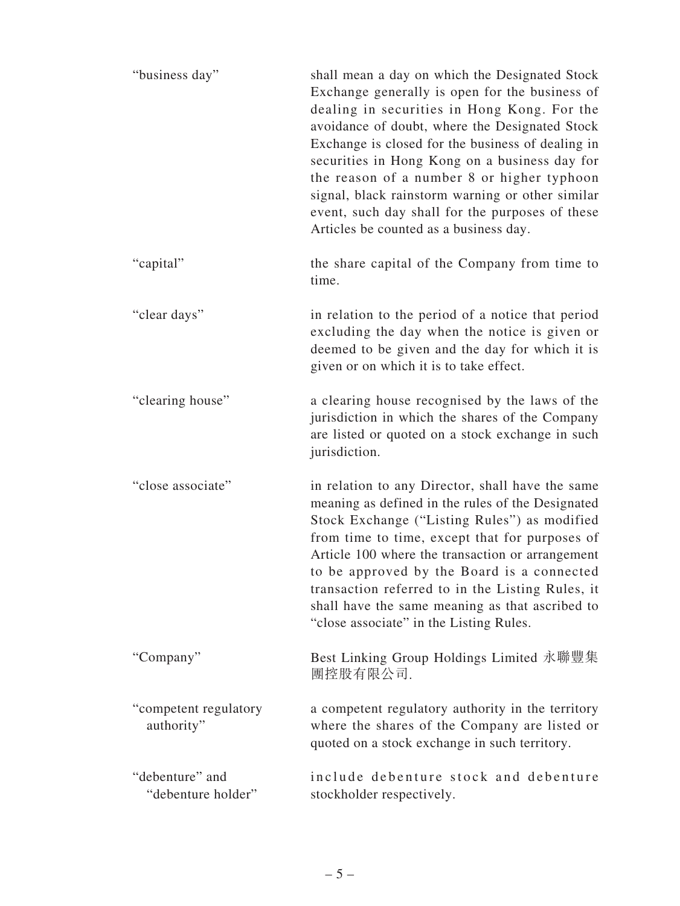| | |
|---|---|
| "business day" | shall mean a day on which the Designated Stock Exchange generally is open for the business of dealing in securities in Hong Kong. For the avoidance of doubt, where the Designated Stock Exchange is closed for the business of dealing in securities in Hong Kong on a business day for the reason of a number 8 or higher typhoon signal, black rainstorm warning or other similar event, such day shall for the purposes of these Articles be counted as a business day. |
| "capital" | the share capital of the Company from time to time. |
| "clear days" | in relation to the period of a notice that period excluding the day when the notice is given or deemed to be given and the day for which it is given or on which it is to take effect. |
| "clearing house" | a clearing house recognised by the laws of the jurisdiction in which the shares of the Company are listed or quoted on a stock exchange in such jurisdiction. |
| "close associate" | in relation to any Director, shall have the same meaning as defined in the rules of the Designated Stock Exchange ("Listing Rules") as modified from time to time, except that for purposes of Article 100 where the transaction or arrangement to be approved by the Board is a connected transaction referred to in the Listing Rules, it shall have the same meaning as that ascribed to "close associate" in the Listing Rules. |
| "Company" | Best Linking Group Holdings Limited 永聯豐集團控股有限公司. |
| "competent regulatory authority" | a competent regulatory authority in the territory where the shares of the Company are listed or quoted on a stock exchange in such territory. |
| "debenture" and "debenture holder" | include debenture stock and debenture stockholder respectively. |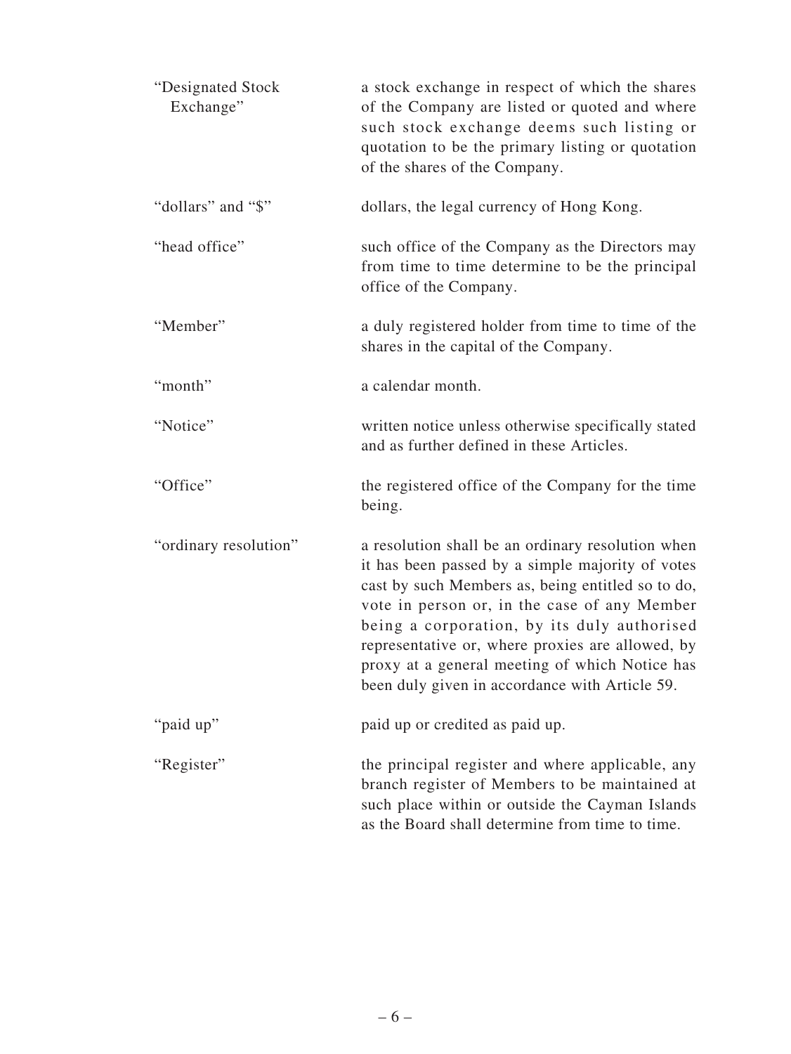| | |
|---|---|
| "Designated Stock Exchange" | a stock exchange in respect of which the shares of the Company are listed or quoted and where such stock exchange deems such listing or quotation to be the primary listing or quotation of the shares of the Company. |
| "dollars" and "$" | dollars, the legal currency of Hong Kong. |
| "head office" | such office of the Company as the Directors may from time to time determine to be the principal office of the Company. |
| "Member" | a duly registered holder from time to time of the shares in the capital of the Company. |
| "month" | a calendar month. |
| "Notice" | written notice unless otherwise specifically stated and as further defined in these Articles. |
| "Office" | the registered office of the Company for the time being. |
| "ordinary resolution" | a resolution shall be an ordinary resolution when it has been passed by a simple majority of votes cast by such Members as, being entitled so to do, vote in person or, in the case of any Member being a corporation, by its duly authorised representative or, where proxies are allowed, by proxy at a general meeting of which Notice has been duly given in accordance with Article 59. |
| "paid up" | paid up or credited as paid up. |
| "Register" | the principal register and where applicable, any branch register of Members to be maintained at such place within or outside the Cayman Islands as the Board shall determine from time to time. |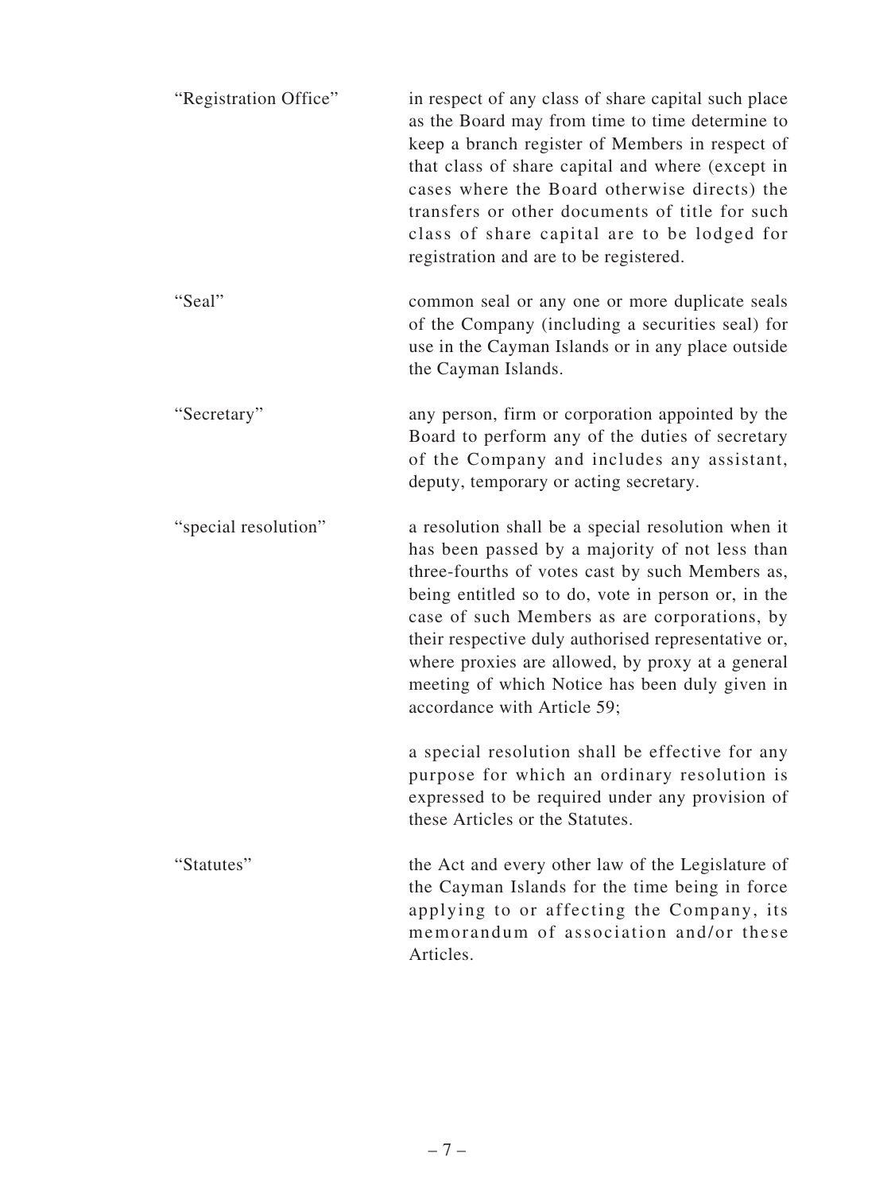| | |
|---|---|
| "Registration Office" | in respect of any class of share capital such place as the Board may from time to time determine to keep a branch register of Members in respect of that class of share capital and where (except in cases where the Board otherwise directs) the transfers or other documents of title for such class of share capital are to be lodged for registration and are to be registered. |
| "Seal" | common seal or any one or more duplicate seals of the Company (including a securities seal) for use in the Cayman Islands or in any place outside the Cayman Islands. |
| "Secretary" | any person, firm or corporation appointed by the Board to perform any of the duties of secretary of the Company and includes any assistant, deputy, temporary or acting secretary. |
| "special resolution" | a resolution shall be a special resolution when it has been passed by a majority of not less than three-fourths of votes cast by such Members as, being entitled so to do, vote in person or, in the case of such Members as are corporations, by their respective duly authorised representative or, where proxies are allowed, by proxy at a general meeting of which Notice has been duly given in accordance with Article 59;<br><br>a special resolution shall be effective for any purpose for which an ordinary resolution is expressed to be required under any provision of these Articles or the Statutes. |
| "Statutes" | the Act and every other law of the Legislature of the Cayman Islands for the time being in force applying to or affecting the Company, its memorandum of association and/or these Articles. |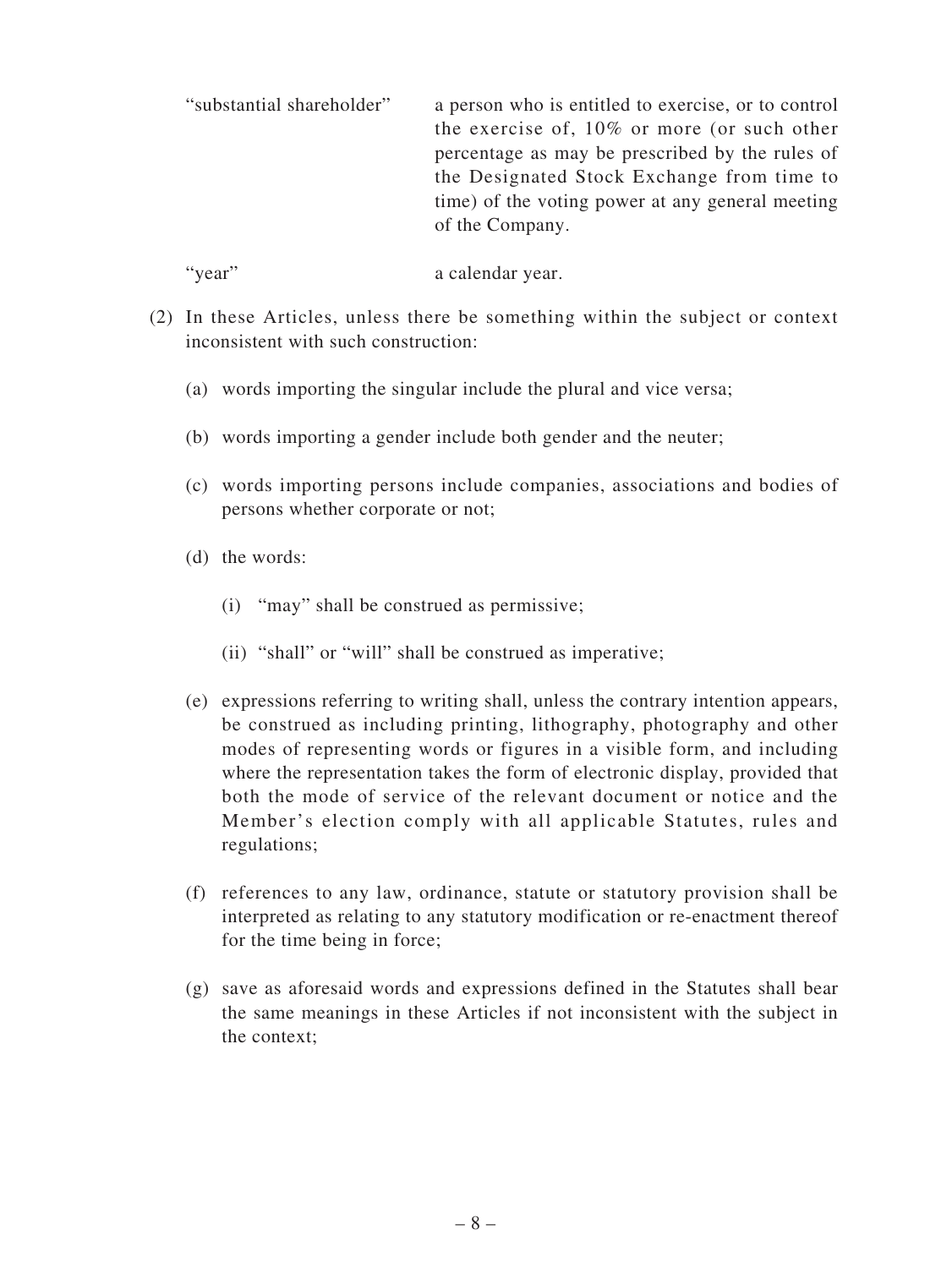| | |
|---|---|
| "substantial shareholder" | a person who is entitled to exercise, or to control the exercise of, 10% or more (or such other percentage as may be prescribed by the rules of the Designated Stock Exchange from time to time) of the voting power at any general meeting of the Company. |
| "year" | a calendar year. |

(2) In these Articles, unless there be something within the subject or context inconsistent with such construction:

(a) words importing the singular include the plural and vice versa;

(b) words importing a gender include both gender and the neuter;

(c) words importing persons include companies, associations and bodies of persons whether corporate or not;

(d) the words:

(i) "may" shall be construed as permissive;

(ii) "shall" or "will" shall be construed as imperative;

(e) expressions referring to writing shall, unless the contrary intention appears, be construed as including printing, lithography, photography and other modes of representing words or figures in a visible form, and including where the representation takes the form of electronic display, provided that both the mode of service of the relevant document or notice and the Member's election comply with all applicable Statutes, rules and regulations;

(f) references to any law, ordinance, statute or statutory provision shall be interpreted as relating to any statutory modification or re-enactment thereof for the time being in force;

(g) save as aforesaid words and expressions defined in the Statutes shall bear the same meanings in these Articles if not inconsistent with the subject in the context;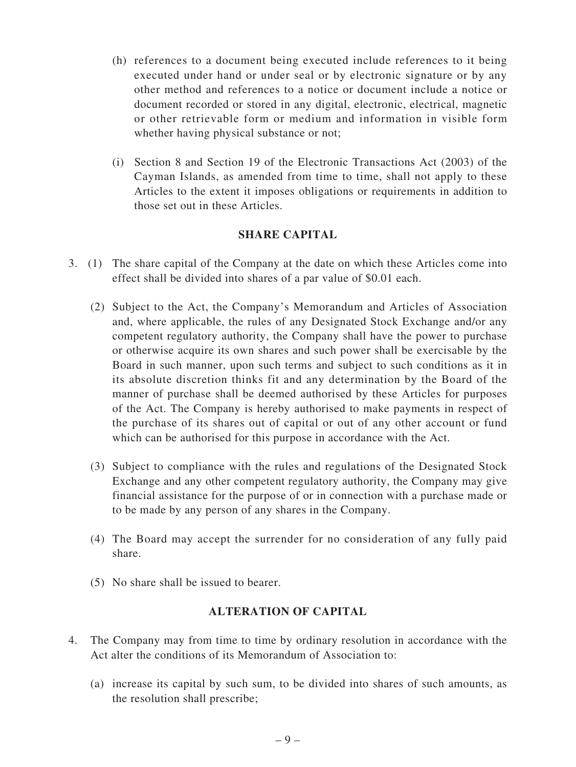(h) references to a document being executed include references to it being executed under hand or under seal or by electronic signature or by any other method and references to a notice or document include a notice or document recorded or stored in any digital, electronic, electrical, magnetic or other retrievable form or medium and information in visible form whether having physical substance or not;

(i) Section 8 and Section 19 of the Electronic Transactions Act (2003) of the Cayman Islands, as amended from time to time, shall not apply to these Articles to the extent it imposes obligations or requirements in addition to those set out in these Articles.

## SHARE CAPITAL

3. (1) The share capital of the Company at the date on which these Articles come into effect shall be divided into shares of a par value of $0.01 each.

(2) Subject to the Act, the Company's Memorandum and Articles of Association and, where applicable, the rules of any Designated Stock Exchange and/or any competent regulatory authority, the Company shall have the power to purchase or otherwise acquire its own shares and such power shall be exercisable by the Board in such manner, upon such terms and subject to such conditions as it in its absolute discretion thinks fit and any determination by the Board of the manner of purchase shall be deemed authorised by these Articles for purposes of the Act. The Company is hereby authorised to make payments in respect of the purchase of its shares out of capital or out of any other account or fund which can be authorised for this purpose in accordance with the Act.

(3) Subject to compliance with the rules and regulations of the Designated Stock Exchange and any other competent regulatory authority, the Company may give financial assistance for the purpose of or in connection with a purchase made or to be made by any person of any shares in the Company.

(4) The Board may accept the surrender for no consideration of any fully paid share.

(5) No share shall be issued to bearer.

## ALTERATION OF CAPITAL

4. The Company may from time to time by ordinary resolution in accordance with the Act alter the conditions of its Memorandum of Association to:

(a) increase its capital by such sum, to be divided into shares of such amounts, as the resolution shall prescribe;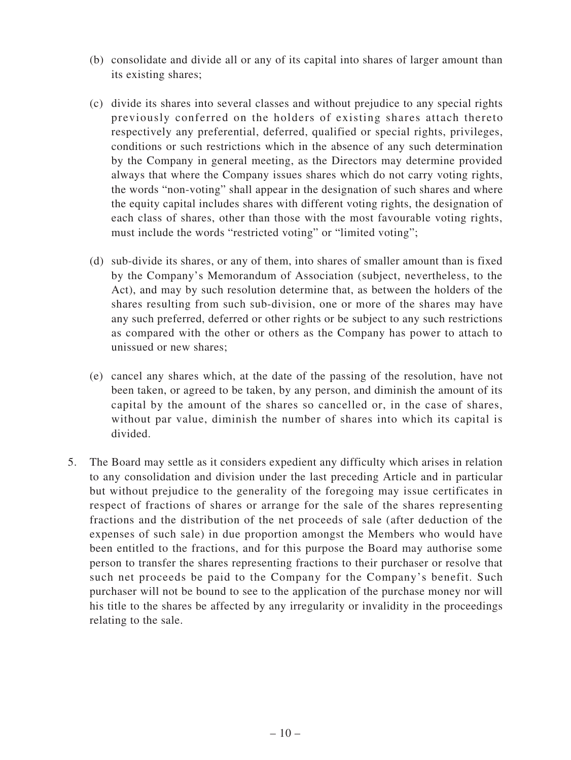(b) consolidate and divide all or any of its capital into shares of larger amount than its existing shares;

(c) divide its shares into several classes and without prejudice to any special rights previously conferred on the holders of existing shares attach thereto respectively any preferential, deferred, qualified or special rights, privileges, conditions or such restrictions which in the absence of any such determination by the Company in general meeting, as the Directors may determine provided always that where the Company issues shares which do not carry voting rights, the words "non-voting" shall appear in the designation of such shares and where the equity capital includes shares with different voting rights, the designation of each class of shares, other than those with the most favourable voting rights, must include the words "restricted voting" or "limited voting";

(d) sub-divide its shares, or any of them, into shares of smaller amount than is fixed by the Company's Memorandum of Association (subject, nevertheless, to the Act), and may by such resolution determine that, as between the holders of the shares resulting from such sub-division, one or more of the shares may have any such preferred, deferred or other rights or be subject to any such restrictions as compared with the other or others as the Company has power to attach to unissued or new shares;

(e) cancel any shares which, at the date of the passing of the resolution, have not been taken, or agreed to be taken, by any person, and diminish the amount of its capital by the amount of the shares so cancelled or, in the case of shares, without par value, diminish the number of shares into which its capital is divided.

5. The Board may settle as it considers expedient any difficulty which arises in relation to any consolidation and division under the last preceding Article and in particular but without prejudice to the generality of the foregoing may issue certificates in respect of fractions of shares or arrange for the sale of the shares representing fractions and the distribution of the net proceeds of sale (after deduction of the expenses of such sale) in due proportion amongst the Members who would have been entitled to the fractions, and for this purpose the Board may authorise some person to transfer the shares representing fractions to their purchaser or resolve that such net proceeds be paid to the Company for the Company's benefit. Such purchaser will not be bound to see to the application of the purchase money nor will his title to the shares be affected by any irregularity or invalidity in the proceedings relating to the sale.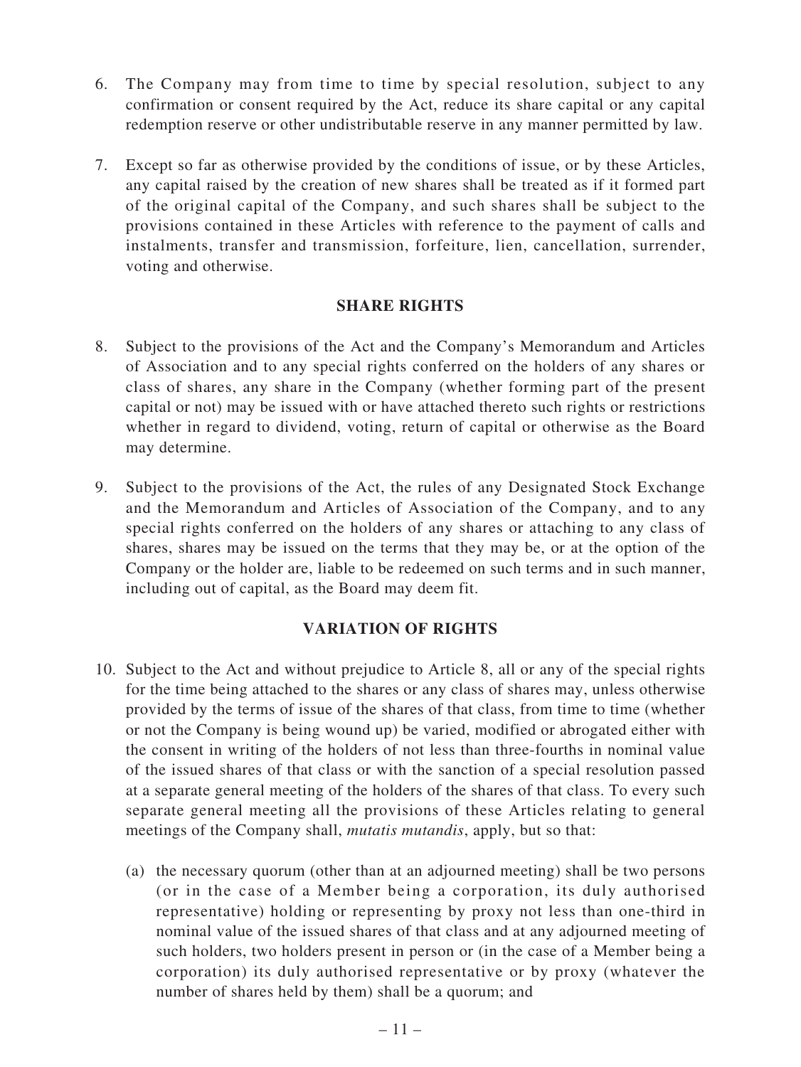6. The Company may from time to time by special resolution, subject to any confirmation or consent required by the Act, reduce its share capital or any capital redemption reserve or other undistributable reserve in any manner permitted by law.

7. Except so far as otherwise provided by the conditions of issue, or by these Articles, any capital raised by the creation of new shares shall be treated as if it formed part of the original capital of the Company, and such shares shall be subject to the provisions contained in these Articles with reference to the payment of calls and instalments, transfer and transmission, forfeiture, lien, cancellation, surrender, voting and otherwise.

## SHARE RIGHTS

8. Subject to the provisions of the Act and the Company's Memorandum and Articles of Association and to any special rights conferred on the holders of any shares or class of shares, any share in the Company (whether forming part of the present capital or not) may be issued with or have attached thereto such rights or restrictions whether in regard to dividend, voting, return of capital or otherwise as the Board may determine.

9. Subject to the provisions of the Act, the rules of any Designated Stock Exchange and the Memorandum and Articles of Association of the Company, and to any special rights conferred on the holders of any shares or attaching to any class of shares, shares may be issued on the terms that they may be, or at the option of the Company or the holder are, liable to be redeemed on such terms and in such manner, including out of capital, as the Board may deem fit.

## VARIATION OF RIGHTS

10. Subject to the Act and without prejudice to Article 8, all or any of the special rights for the time being attached to the shares or any class of shares may, unless otherwise provided by the terms of issue of the shares of that class, from time to time (whether or not the Company is being wound up) be varied, modified or abrogated either with the consent in writing of the holders of not less than three-fourths in nominal value of the issued shares of that class or with the sanction of a special resolution passed at a separate general meeting of the holders of the shares of that class. To every such separate general meeting all the provisions of these Articles relating to general meetings of the Company shall, *mutatis mutandis*, apply, but so that:

    (a) the necessary quorum (other than at an adjourned meeting) shall be two persons (or in the case of a Member being a corporation, its duly authorised representative) holding or representing by proxy not less than one-third in nominal value of the issued shares of that class and at any adjourned meeting of such holders, two holders present in person or (in the case of a Member being a corporation) its duly authorised representative or by proxy (whatever the number of shares held by them) shall be a quorum; and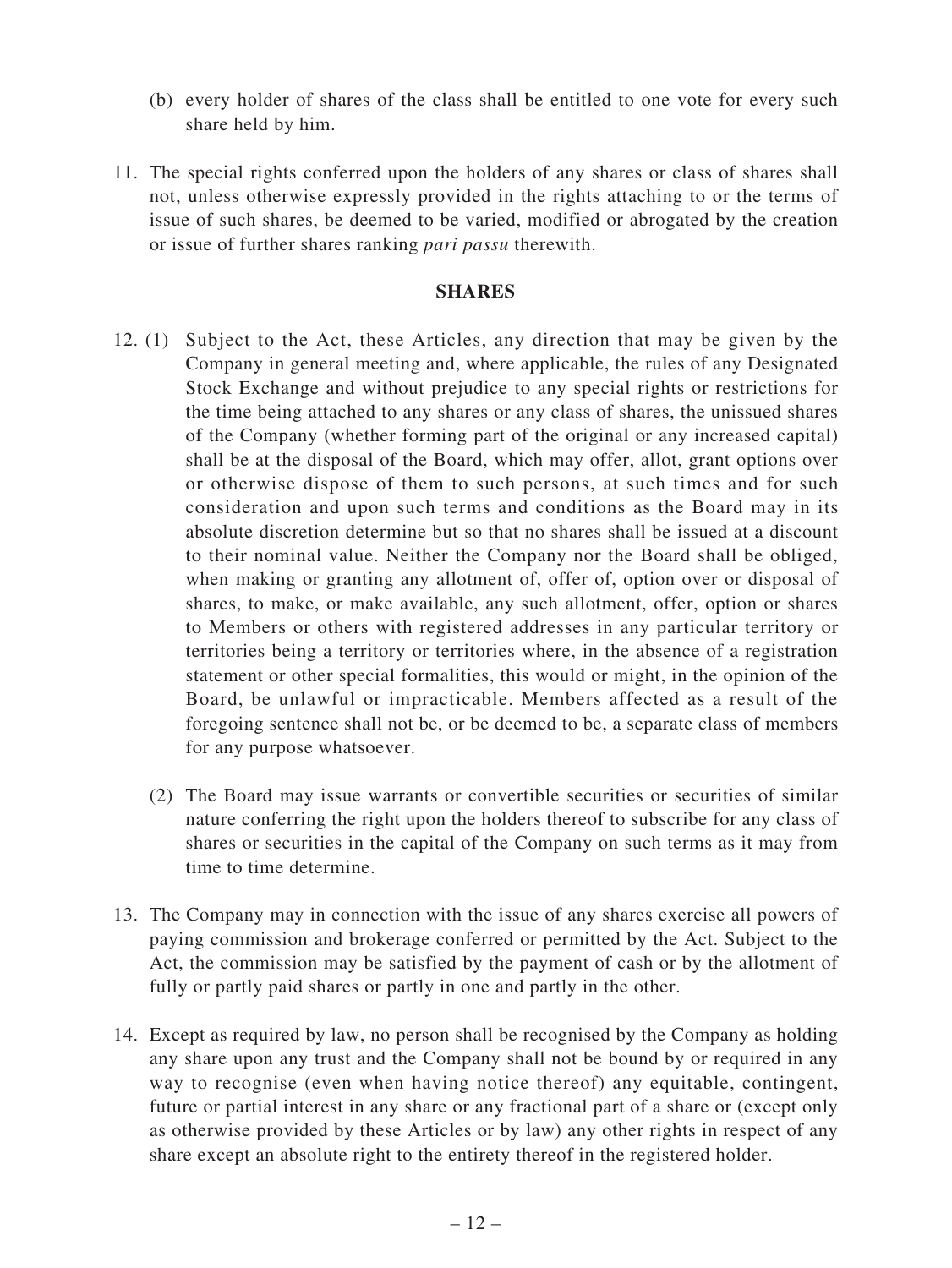(b) every holder of shares of the class shall be entitled to one vote for every such share held by him.

11. The special rights conferred upon the holders of any shares or class of shares shall not, unless otherwise expressly provided in the rights attaching to or the terms of issue of such shares, be deemed to be varied, modified or abrogated by the creation or issue of further shares ranking *pari passu* therewith.

## SHARES

12. (1) Subject to the Act, these Articles, any direction that may be given by the Company in general meeting and, where applicable, the rules of any Designated Stock Exchange and without prejudice to any special rights or restrictions for the time being attached to any shares or any class of shares, the unissued shares of the Company (whether forming part of the original or any increased capital) shall be at the disposal of the Board, which may offer, allot, grant options over or otherwise dispose of them to such persons, at such times and for such consideration and upon such terms and conditions as the Board may in its absolute discretion determine but so that no shares shall be issued at a discount to their nominal value. Neither the Company nor the Board shall be obliged, when making or granting any allotment of, offer of, option over or disposal of shares, to make, or make available, any such allotment, offer, option or shares to Members or others with registered addresses in any particular territory or territories being a territory or territories where, in the absence of a registration statement or other special formalities, this would or might, in the opinion of the Board, be unlawful or impracticable. Members affected as a result of the foregoing sentence shall not be, or be deemed to be, a separate class of members for any purpose whatsoever.

(2) The Board may issue warrants or convertible securities or securities of similar nature conferring the right upon the holders thereof to subscribe for any class of shares or securities in the capital of the Company on such terms as it may from time to time determine.

13. The Company may in connection with the issue of any shares exercise all powers of paying commission and brokerage conferred or permitted by the Act. Subject to the Act, the commission may be satisfied by the payment of cash or by the allotment of fully or partly paid shares or partly in one and partly in the other.

14. Except as required by law, no person shall be recognised by the Company as holding any share upon any trust and the Company shall not be bound by or required in any way to recognise (even when having notice thereof) any equitable, contingent, future or partial interest in any share or any fractional part of a share or (except only as otherwise provided by these Articles or by law) any other rights in respect of any share except an absolute right to the entirety thereof in the registered holder.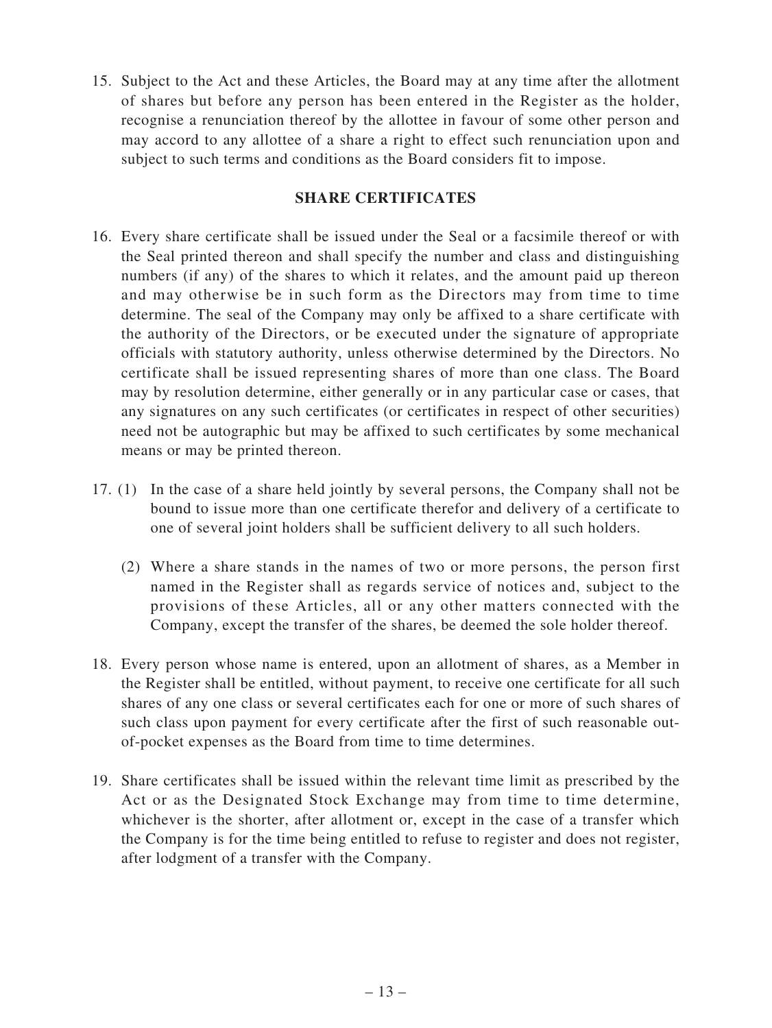15. Subject to the Act and these Articles, the Board may at any time after the allotment of shares but before any person has been entered in the Register as the holder, recognise a renunciation thereof by the allottee in favour of some other person and may accord to any allottee of a share a right to effect such renunciation upon and subject to such terms and conditions as the Board considers fit to impose.

## SHARE CERTIFICATES

16. Every share certificate shall be issued under the Seal or a facsimile thereof or with the Seal printed thereon and shall specify the number and class and distinguishing numbers (if any) of the shares to which it relates, and the amount paid up thereon and may otherwise be in such form as the Directors may from time to time determine. The seal of the Company may only be affixed to a share certificate with the authority of the Directors, or be executed under the signature of appropriate officials with statutory authority, unless otherwise determined by the Directors. No certificate shall be issued representing shares of more than one class. The Board may by resolution determine, either generally or in any particular case or cases, that any signatures on any such certificates (or certificates in respect of other securities) need not be autographic but may be affixed to such certificates by some mechanical means or may be printed thereon.

17. (1) In the case of a share held jointly by several persons, the Company shall not be bound to issue more than one certificate therefor and delivery of a certificate to one of several joint holders shall be sufficient delivery to all such holders.

    (2) Where a share stands in the names of two or more persons, the person first named in the Register shall as regards service of notices and, subject to the provisions of these Articles, all or any other matters connected with the Company, except the transfer of the shares, be deemed the sole holder thereof.

18. Every person whose name is entered, upon an allotment of shares, as a Member in the Register shall be entitled, without payment, to receive one certificate for all such shares of any one class or several certificates each for one or more of such shares of such class upon payment for every certificate after the first of such reasonable out-of-pocket expenses as the Board from time to time determines.

19. Share certificates shall be issued within the relevant time limit as prescribed by the Act or as the Designated Stock Exchange may from time to time determine, whichever is the shorter, after allotment or, except in the case of a transfer which the Company is for the time being entitled to refuse to register and does not register, after lodgment of a transfer with the Company.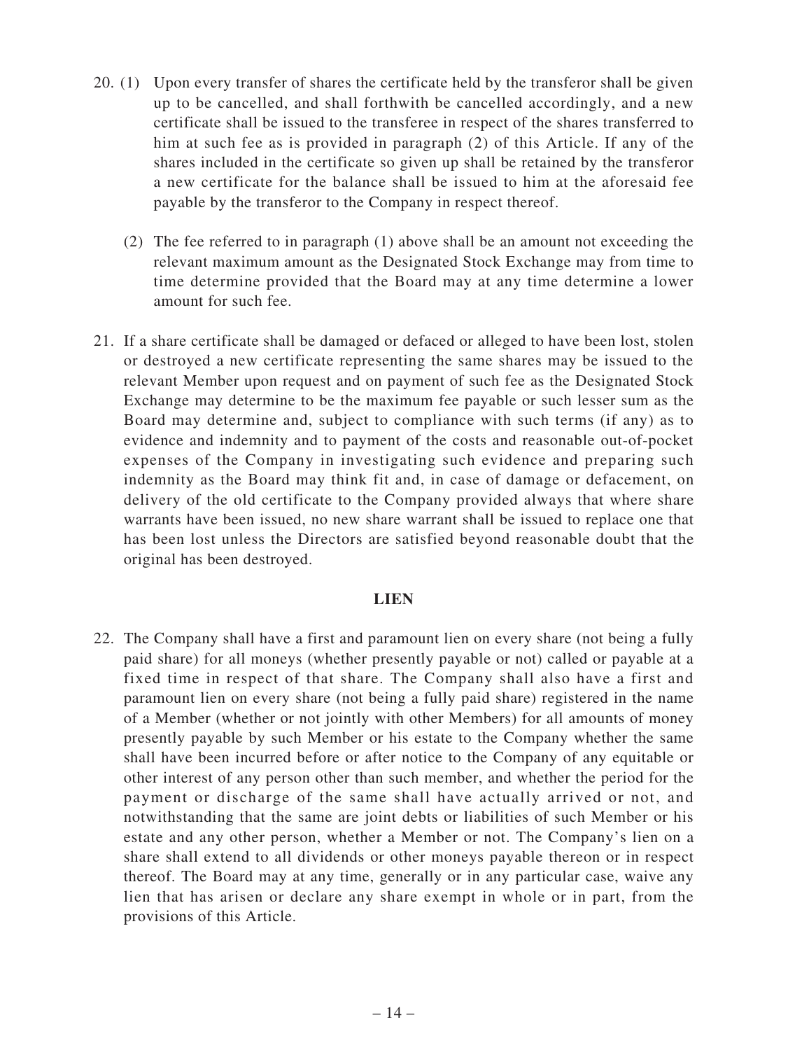20. (1) Upon every transfer of shares the certificate held by the transferor shall be given up to be cancelled, and shall forthwith be cancelled accordingly, and a new certificate shall be issued to the transferee in respect of the shares transferred to him at such fee as is provided in paragraph (2) of this Article. If any of the shares included in the certificate so given up shall be retained by the transferor a new certificate for the balance shall be issued to him at the aforesaid fee payable by the transferor to the Company in respect thereof.

    (2) The fee referred to in paragraph (1) above shall be an amount not exceeding the relevant maximum amount as the Designated Stock Exchange may from time to time determine provided that the Board may at any time determine a lower amount for such fee.

21. If a share certificate shall be damaged or defaced or alleged to have been lost, stolen or destroyed a new certificate representing the same shares may be issued to the relevant Member upon request and on payment of such fee as the Designated Stock Exchange may determine to be the maximum fee payable or such lesser sum as the Board may determine and, subject to compliance with such terms (if any) as to evidence and indemnity and to payment of the costs and reasonable out-of-pocket expenses of the Company in investigating such evidence and preparing such indemnity as the Board may think fit and, in case of damage or defacement, on delivery of the old certificate to the Company provided always that where share warrants have been issued, no new share warrant shall be issued to replace one that has been lost unless the Directors are satisfied beyond reasonable doubt that the original has been destroyed.

**LIEN**

22. The Company shall have a first and paramount lien on every share (not being a fully paid share) for all moneys (whether presently payable or not) called or payable at a fixed time in respect of that share. The Company shall also have a first and paramount lien on every share (not being a fully paid share) registered in the name of a Member (whether or not jointly with other Members) for all amounts of money presently payable by such Member or his estate to the Company whether the same shall have been incurred before or after notice to the Company of any equitable or other interest of any person other than such member, and whether the period for the payment or discharge of the same shall have actually arrived or not, and notwithstanding that the same are joint debts or liabilities of such Member or his estate and any other person, whether a Member or not. The Company's lien on a share shall extend to all dividends or other moneys payable thereon or in respect thereof. The Board may at any time, generally or in any particular case, waive any lien that has arisen or declare any share exempt in whole or in part, from the provisions of this Article.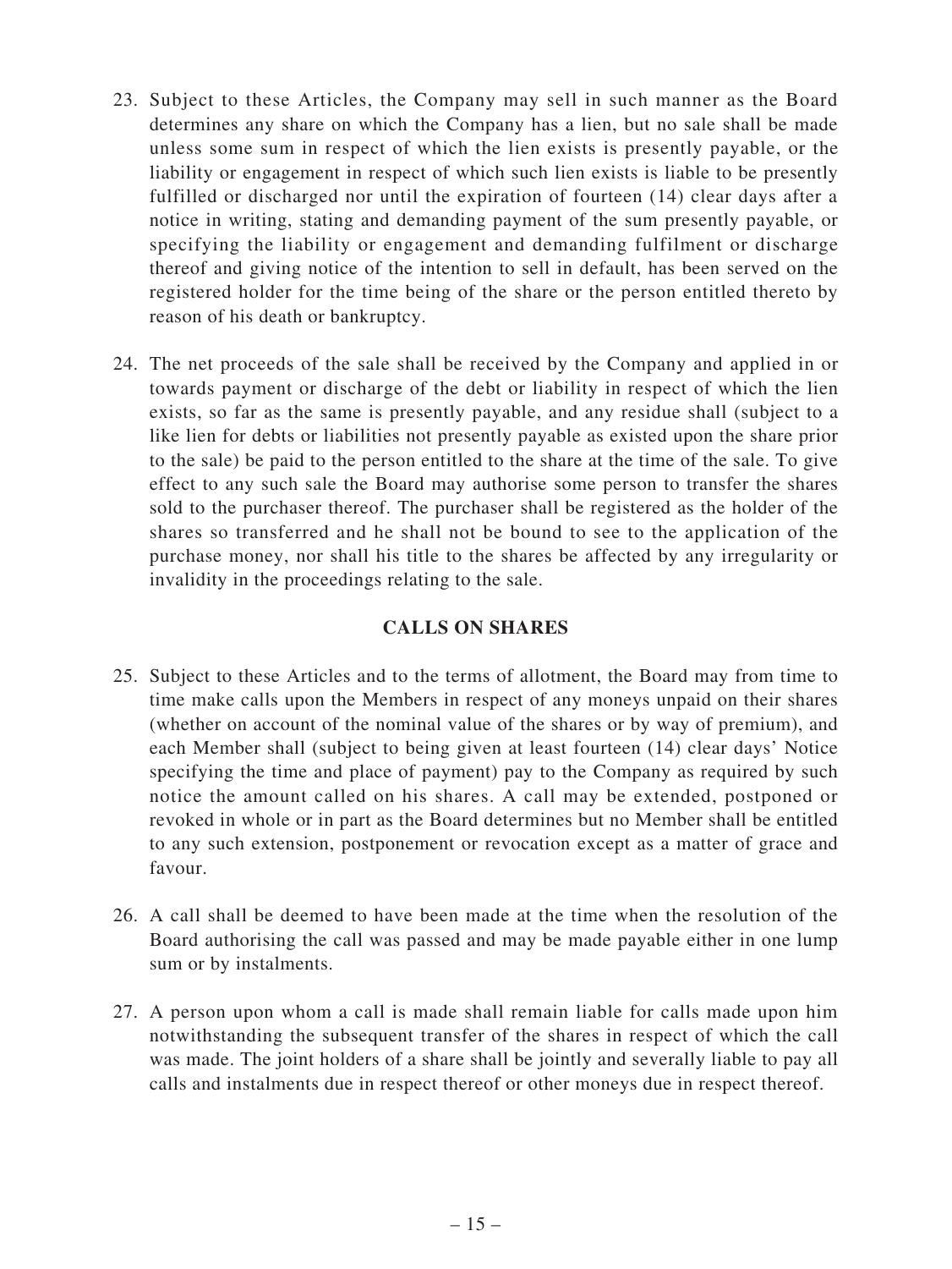23. Subject to these Articles, the Company may sell in such manner as the Board determines any share on which the Company has a lien, but no sale shall be made unless some sum in respect of which the lien exists is presently payable, or the liability or engagement in respect of which such lien exists is liable to be presently fulfilled or discharged nor until the expiration of fourteen (14) clear days after a notice in writing, stating and demanding payment of the sum presently payable, or specifying the liability or engagement and demanding fulfilment or discharge thereof and giving notice of the intention to sell in default, has been served on the registered holder for the time being of the share or the person entitled thereto by reason of his death or bankruptcy.

24. The net proceeds of the sale shall be received by the Company and applied in or towards payment or discharge of the debt or liability in respect of which the lien exists, so far as the same is presently payable, and any residue shall (subject to a like lien for debts or liabilities not presently payable as existed upon the share prior to the sale) be paid to the person entitled to the share at the time of the sale. To give effect to any such sale the Board may authorise some person to transfer the shares sold to the purchaser thereof. The purchaser shall be registered as the holder of the shares so transferred and he shall not be bound to see to the application of the purchase money, nor shall his title to the shares be affected by any irregularity or invalidity in the proceedings relating to the sale.

## CALLS ON SHARES

25. Subject to these Articles and to the terms of allotment, the Board may from time to time make calls upon the Members in respect of any moneys unpaid on their shares (whether on account of the nominal value of the shares or by way of premium), and each Member shall (subject to being given at least fourteen (14) clear days' Notice specifying the time and place of payment) pay to the Company as required by such notice the amount called on his shares. A call may be extended, postponed or revoked in whole or in part as the Board determines but no Member shall be entitled to any such extension, postponement or revocation except as a matter of grace and favour.

26. A call shall be deemed to have been made at the time when the resolution of the Board authorising the call was passed and may be made payable either in one lump sum or by instalments.

27. A person upon whom a call is made shall remain liable for calls made upon him notwithstanding the subsequent transfer of the shares in respect of which the call was made. The joint holders of a share shall be jointly and severally liable to pay all calls and instalments due in respect thereof or other moneys due in respect thereof.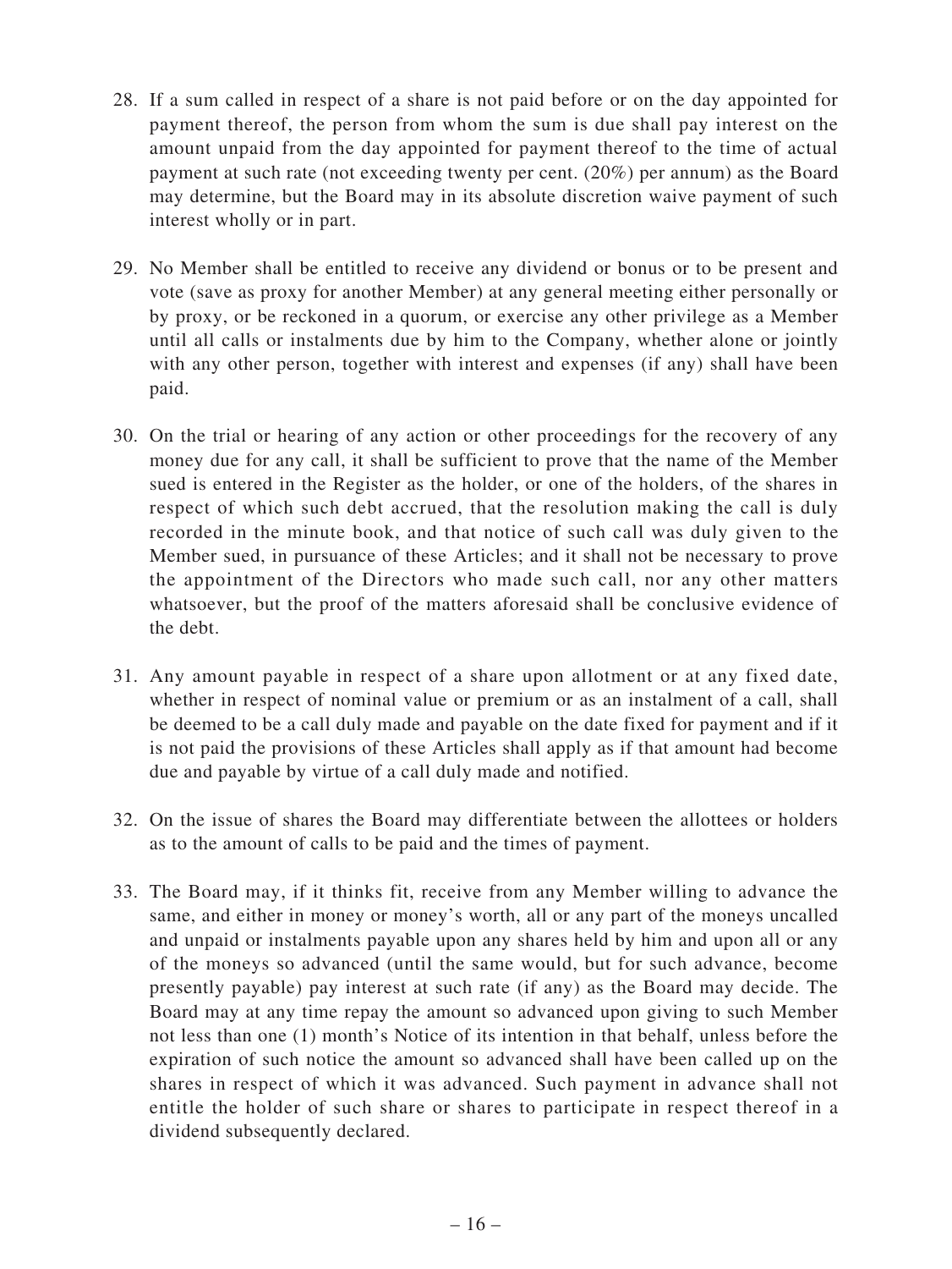28. If a sum called in respect of a share is not paid before or on the day appointed for payment thereof, the person from whom the sum is due shall pay interest on the amount unpaid from the day appointed for payment thereof to the time of actual payment at such rate (not exceeding twenty per cent. (20%) per annum) as the Board may determine, but the Board may in its absolute discretion waive payment of such interest wholly or in part.

29. No Member shall be entitled to receive any dividend or bonus or to be present and vote (save as proxy for another Member) at any general meeting either personally or by proxy, or be reckoned in a quorum, or exercise any other privilege as a Member until all calls or instalments due by him to the Company, whether alone or jointly with any other person, together with interest and expenses (if any) shall have been paid.

30. On the trial or hearing of any action or other proceedings for the recovery of any money due for any call, it shall be sufficient to prove that the name of the Member sued is entered in the Register as the holder, or one of the holders, of the shares in respect of which such debt accrued, that the resolution making the call is duly recorded in the minute book, and that notice of such call was duly given to the Member sued, in pursuance of these Articles; and it shall not be necessary to prove the appointment of the Directors who made such call, nor any other matters whatsoever, but the proof of the matters aforesaid shall be conclusive evidence of the debt.

31. Any amount payable in respect of a share upon allotment or at any fixed date, whether in respect of nominal value or premium or as an instalment of a call, shall be deemed to be a call duly made and payable on the date fixed for payment and if it is not paid the provisions of these Articles shall apply as if that amount had become due and payable by virtue of a call duly made and notified.

32. On the issue of shares the Board may differentiate between the allottees or holders as to the amount of calls to be paid and the times of payment.

33. The Board may, if it thinks fit, receive from any Member willing to advance the same, and either in money or money's worth, all or any part of the moneys uncalled and unpaid or instalments payable upon any shares held by him and upon all or any of the moneys so advanced (until the same would, but for such advance, become presently payable) pay interest at such rate (if any) as the Board may decide. The Board may at any time repay the amount so advanced upon giving to such Member not less than one (1) month's Notice of its intention in that behalf, unless before the expiration of such notice the amount so advanced shall have been called up on the shares in respect of which it was advanced. Such payment in advance shall not entitle the holder of such share or shares to participate in respect thereof in a dividend subsequently declared.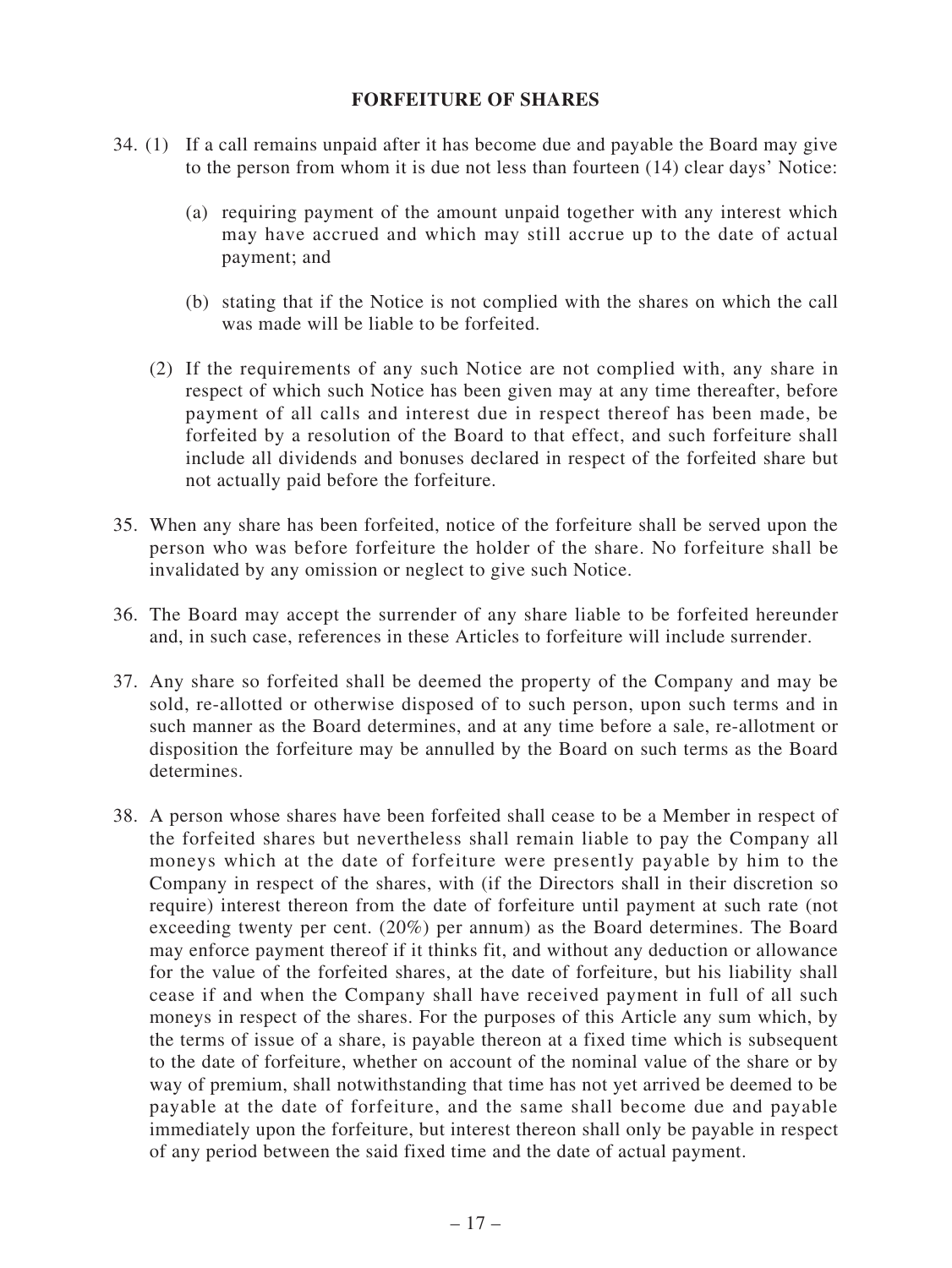## FORFEITURE OF SHARES

34. (1) If a call remains unpaid after it has become due and payable the Board may give to the person from whom it is due not less than fourteen (14) clear days' Notice:

    (a) requiring payment of the amount unpaid together with any interest which may have accrued and which may still accrue up to the date of actual payment; and

    (b) stating that if the Notice is not complied with the shares on which the call was made will be liable to be forfeited.

    (2) If the requirements of any such Notice are not complied with, any share in respect of which such Notice has been given may at any time thereafter, before payment of all calls and interest due in respect thereof has been made, be forfeited by a resolution of the Board to that effect, and such forfeiture shall include all dividends and bonuses declared in respect of the forfeited share but not actually paid before the forfeiture.

35. When any share has been forfeited, notice of the forfeiture shall be served upon the person who was before forfeiture the holder of the share. No forfeiture shall be invalidated by any omission or neglect to give such Notice.

36. The Board may accept the surrender of any share liable to be forfeited hereunder and, in such case, references in these Articles to forfeiture will include surrender.

37. Any share so forfeited shall be deemed the property of the Company and may be sold, re-allotted or otherwise disposed of to such person, upon such terms and in such manner as the Board determines, and at any time before a sale, re-allotment or disposition the forfeiture may be annulled by the Board on such terms as the Board determines.

38. A person whose shares have been forfeited shall cease to be a Member in respect of the forfeited shares but nevertheless shall remain liable to pay the Company all moneys which at the date of forfeiture were presently payable by him to the Company in respect of the shares, with (if the Directors shall in their discretion so require) interest thereon from the date of forfeiture until payment at such rate (not exceeding twenty per cent. (20%) per annum) as the Board determines. The Board may enforce payment thereof if it thinks fit, and without any deduction or allowance for the value of the forfeited shares, at the date of forfeiture, but his liability shall cease if and when the Company shall have received payment in full of all such moneys in respect of the shares. For the purposes of this Article any sum which, by the terms of issue of a share, is payable thereon at a fixed time which is subsequent to the date of forfeiture, whether on account of the nominal value of the share or by way of premium, shall notwithstanding that time has not yet arrived be deemed to be payable at the date of forfeiture, and the same shall become due and payable immediately upon the forfeiture, but interest thereon shall only be payable in respect of any period between the said fixed time and the date of actual payment.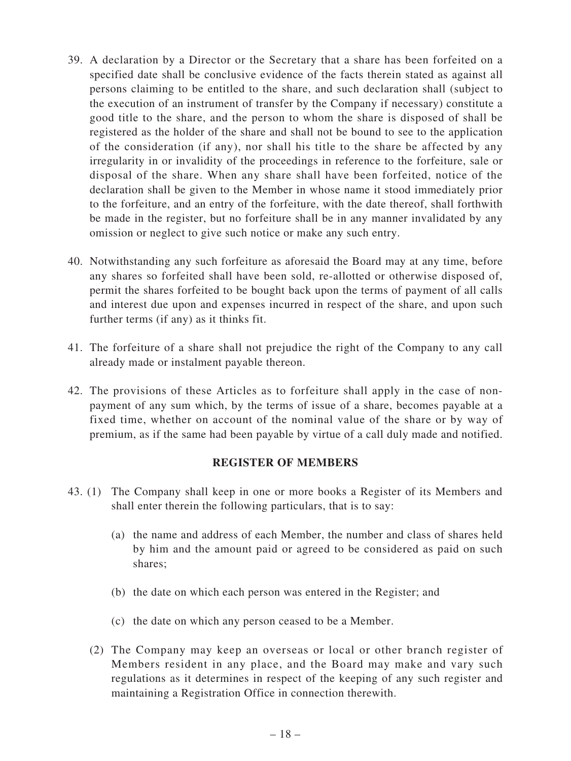39. A declaration by a Director or the Secretary that a share has been forfeited on a specified date shall be conclusive evidence of the facts therein stated as against all persons claiming to be entitled to the share, and such declaration shall (subject to the execution of an instrument of transfer by the Company if necessary) constitute a good title to the share, and the person to whom the share is disposed of shall be registered as the holder of the share and shall not be bound to see to the application of the consideration (if any), nor shall his title to the share be affected by any irregularity in or invalidity of the proceedings in reference to the forfeiture, sale or disposal of the share. When any share shall have been forfeited, notice of the declaration shall be given to the Member in whose name it stood immediately prior to the forfeiture, and an entry of the forfeiture, with the date thereof, shall forthwith be made in the register, but no forfeiture shall be in any manner invalidated by any omission or neglect to give such notice or make any such entry.

40. Notwithstanding any such forfeiture as aforesaid the Board may at any time, before any shares so forfeited shall have been sold, re-allotted or otherwise disposed of, permit the shares forfeited to be bought back upon the terms of payment of all calls and interest due upon and expenses incurred in respect of the share, and upon such further terms (if any) as it thinks fit.

41. The forfeiture of a share shall not prejudice the right of the Company to any call already made or instalment payable thereon.

42. The provisions of these Articles as to forfeiture shall apply in the case of non-payment of any sum which, by the terms of issue of a share, becomes payable at a fixed time, whether on account of the nominal value of the share or by way of premium, as if the same had been payable by virtue of a call duly made and notified.

## REGISTER OF MEMBERS

43. (1) The Company shall keep in one or more books a Register of its Members and shall enter therein the following particulars, that is to say:

    (a) the name and address of each Member, the number and class of shares held by him and the amount paid or agreed to be considered as paid on such shares;

    (b) the date on which each person was entered in the Register; and

    (c) the date on which any person ceased to be a Member.

    (2) The Company may keep an overseas or local or other branch register of Members resident in any place, and the Board may make and vary such regulations as it determines in respect of the keeping of any such register and maintaining a Registration Office in connection therewith.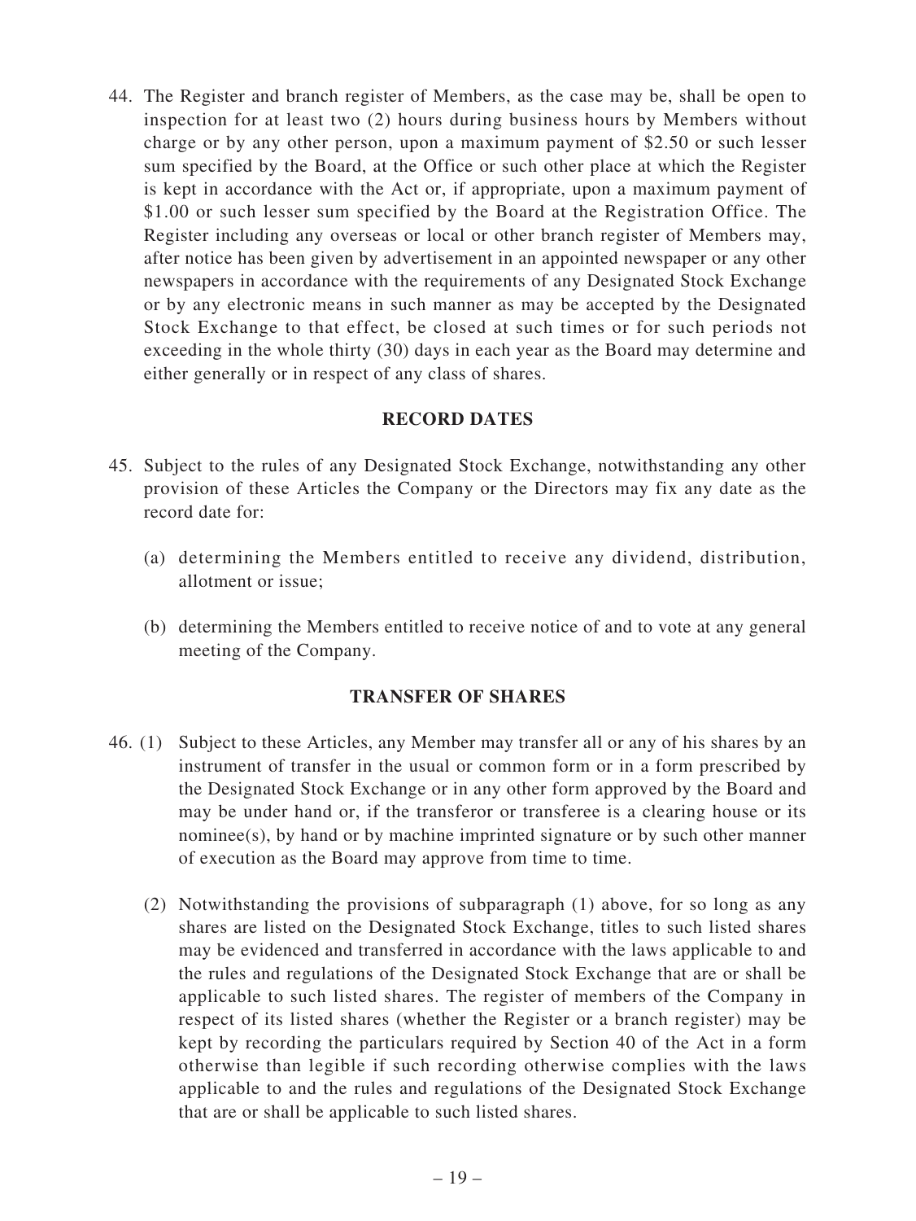44. The Register and branch register of Members, as the case may be, shall be open to inspection for at least two (2) hours during business hours by Members without charge or by any other person, upon a maximum payment of $2.50 or such lesser sum specified by the Board, at the Office or such other place at which the Register is kept in accordance with the Act or, if appropriate, upon a maximum payment of $1.00 or such lesser sum specified by the Board at the Registration Office. The Register including any overseas or local or other branch register of Members may, after notice has been given by advertisement in an appointed newspaper or any other newspapers in accordance with the requirements of any Designated Stock Exchange or by any electronic means in such manner as may be accepted by the Designated Stock Exchange to that effect, be closed at such times or for such periods not exceeding in the whole thirty (30) days in each year as the Board may determine and either generally or in respect of any class of shares.

## RECORD DATES

45. Subject to the rules of any Designated Stock Exchange, notwithstanding any other provision of these Articles the Company or the Directors may fix any date as the record date for:

   (a) determining the Members entitled to receive any dividend, distribution, allotment or issue;

   (b) determining the Members entitled to receive notice of and to vote at any general meeting of the Company.

## TRANSFER OF SHARES

46. (1) Subject to these Articles, any Member may transfer all or any of his shares by an instrument of transfer in the usual or common form or in a form prescribed by the Designated Stock Exchange or in any other form approved by the Board and may be under hand or, if the transferor or transferee is a clearing house or its nominee(s), by hand or by machine imprinted signature or by such other manner of execution as the Board may approve from time to time.

   (2) Notwithstanding the provisions of subparagraph (1) above, for so long as any shares are listed on the Designated Stock Exchange, titles to such listed shares may be evidenced and transferred in accordance with the laws applicable to and the rules and regulations of the Designated Stock Exchange that are or shall be applicable to such listed shares. The register of members of the Company in respect of its listed shares (whether the Register or a branch register) may be kept by recording the particulars required by Section 40 of the Act in a form otherwise than legible if such recording otherwise complies with the laws applicable to and the rules and regulations of the Designated Stock Exchange that are or shall be applicable to such listed shares.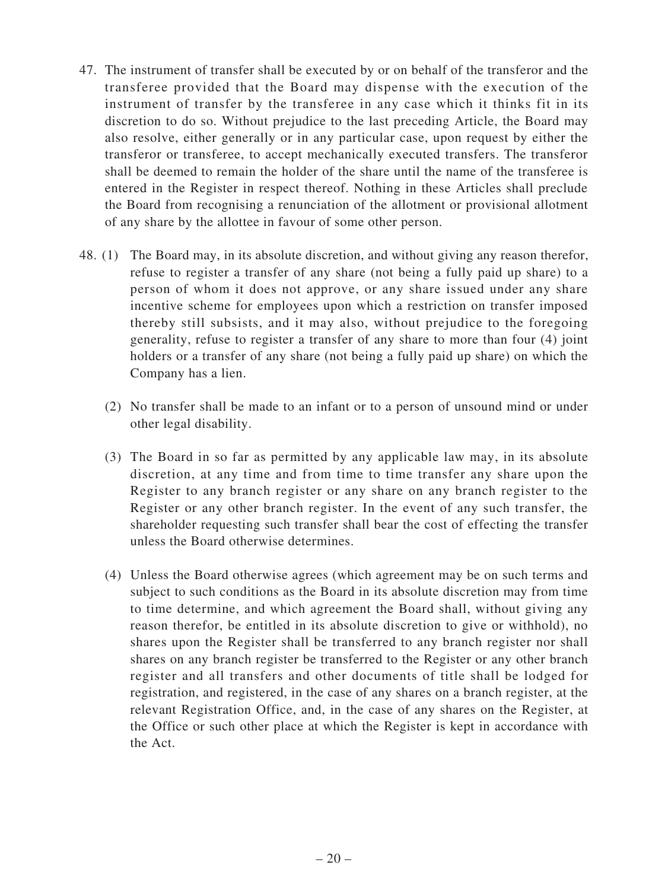47. The instrument of transfer shall be executed by or on behalf of the transferor and the transferee provided that the Board may dispense with the execution of the instrument of transfer by the transferee in any case which it thinks fit in its discretion to do so. Without prejudice to the last preceding Article, the Board may also resolve, either generally or in any particular case, upon request by either the transferor or transferee, to accept mechanically executed transfers. The transferor shall be deemed to remain the holder of the share until the name of the transferee is entered in the Register in respect thereof. Nothing in these Articles shall preclude the Board from recognising a renunciation of the allotment or provisional allotment of any share by the allottee in favour of some other person.

48. (1) The Board may, in its absolute discretion, and without giving any reason therefor, refuse to register a transfer of any share (not being a fully paid up share) to a person of whom it does not approve, or any share issued under any share incentive scheme for employees upon which a restriction on transfer imposed thereby still subsists, and it may also, without prejudice to the foregoing generality, refuse to register a transfer of any share to more than four (4) joint holders or a transfer of any share (not being a fully paid up share) on which the Company has a lien.

(2) No transfer shall be made to an infant or to a person of unsound mind or under other legal disability.

(3) The Board in so far as permitted by any applicable law may, in its absolute discretion, at any time and from time to time transfer any share upon the Register to any branch register or any share on any branch register to the Register or any other branch register. In the event of any such transfer, the shareholder requesting such transfer shall bear the cost of effecting the transfer unless the Board otherwise determines.

(4) Unless the Board otherwise agrees (which agreement may be on such terms and subject to such conditions as the Board in its absolute discretion may from time to time determine, and which agreement the Board shall, without giving any reason therefor, be entitled in its absolute discretion to give or withhold), no shares upon the Register shall be transferred to any branch register nor shall shares on any branch register be transferred to the Register or any other branch register and all transfers and other documents of title shall be lodged for registration, and registered, in the case of any shares on a branch register, at the relevant Registration Office, and, in the case of any shares on the Register, at the Office or such other place at which the Register is kept in accordance with the Act.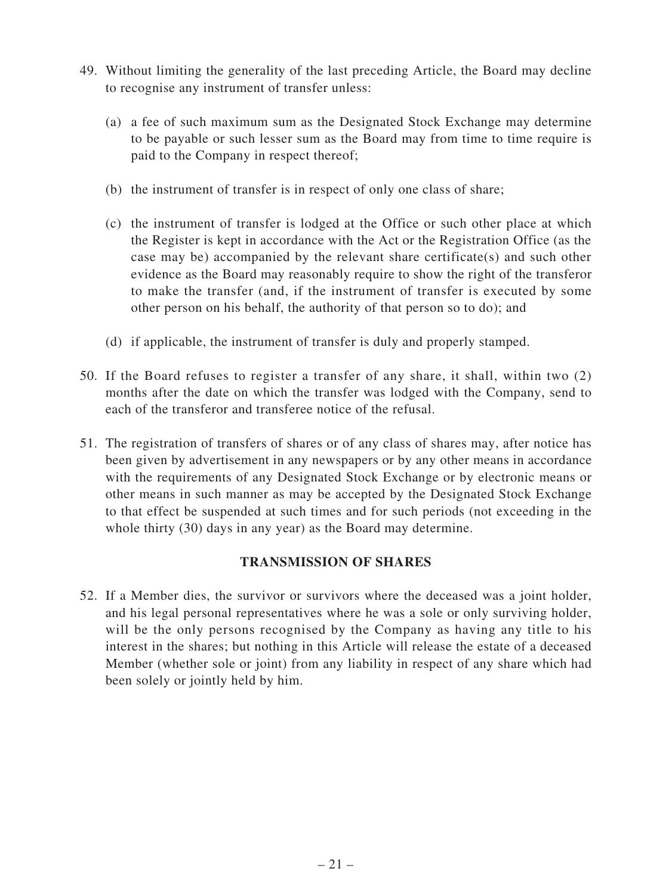49. Without limiting the generality of the last preceding Article, the Board may decline to recognise any instrument of transfer unless:

    (a) a fee of such maximum sum as the Designated Stock Exchange may determine to be payable or such lesser sum as the Board may from time to time require is paid to the Company in respect thereof;

    (b) the instrument of transfer is in respect of only one class of share;

    (c) the instrument of transfer is lodged at the Office or such other place at which the Register is kept in accordance with the Act or the Registration Office (as the case may be) accompanied by the relevant share certificate(s) and such other evidence as the Board may reasonably require to show the right of the transferor to make the transfer (and, if the instrument of transfer is executed by some other person on his behalf, the authority of that person so to do); and

    (d) if applicable, the instrument of transfer is duly and properly stamped.

50. If the Board refuses to register a transfer of any share, it shall, within two (2) months after the date on which the transfer was lodged with the Company, send to each of the transferor and transferee notice of the refusal.

51. The registration of transfers of shares or of any class of shares may, after notice has been given by advertisement in any newspapers or by any other means in accordance with the requirements of any Designated Stock Exchange or by electronic means or other means in such manner as may be accepted by the Designated Stock Exchange to that effect be suspended at such times and for such periods (not exceeding in the whole thirty (30) days in any year) as the Board may determine.

## TRANSMISSION OF SHARES

52. If a Member dies, the survivor or survivors where the deceased was a joint holder, and his legal personal representatives where he was a sole or only surviving holder, will be the only persons recognised by the Company as having any title to his interest in the shares; but nothing in this Article will release the estate of a deceased Member (whether sole or joint) from any liability in respect of any share which had been solely or jointly held by him.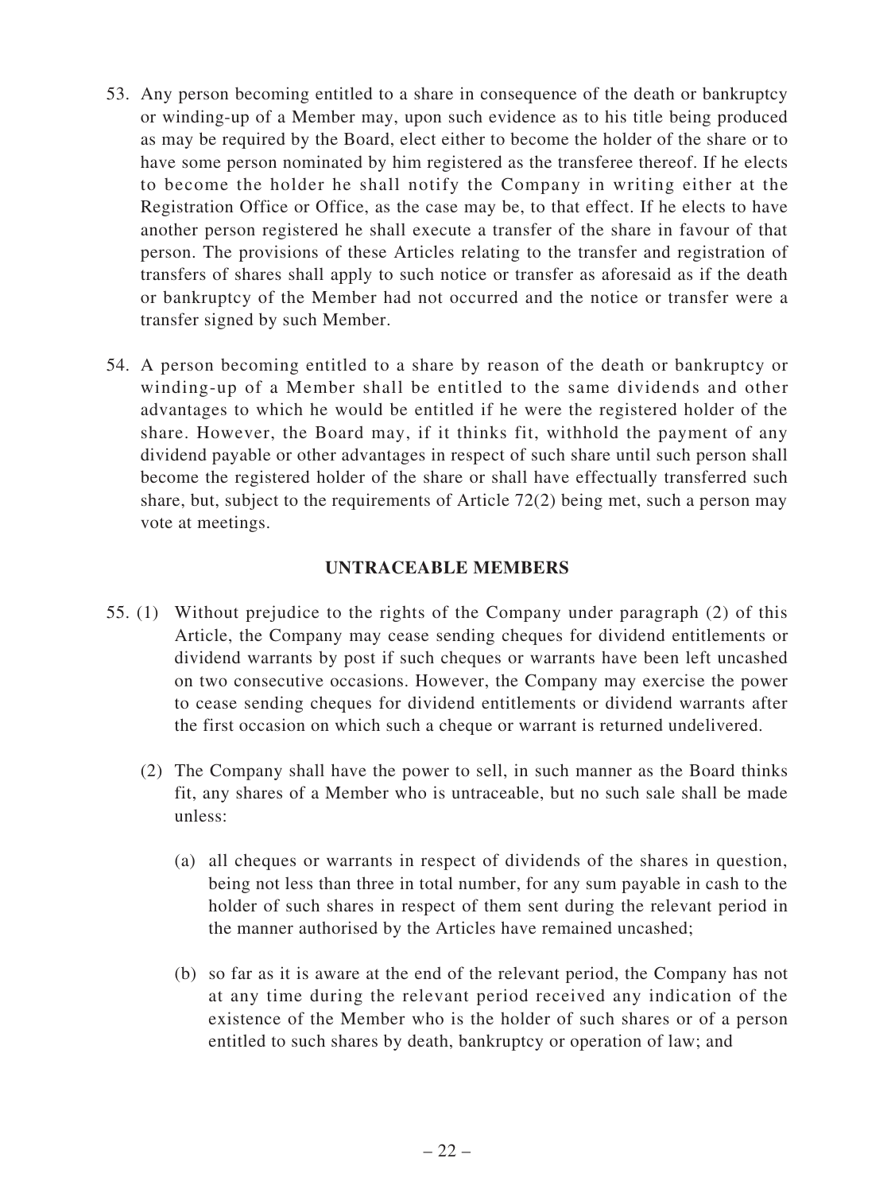53. Any person becoming entitled to a share in consequence of the death or bankruptcy or winding-up of a Member may, upon such evidence as to his title being produced as may be required by the Board, elect either to become the holder of the share or to have some person nominated by him registered as the transferee thereof. If he elects to become the holder he shall notify the Company in writing either at the Registration Office or Office, as the case may be, to that effect. If he elects to have another person registered he shall execute a transfer of the share in favour of that person. The provisions of these Articles relating to the transfer and registration of transfers of shares shall apply to such notice or transfer as aforesaid as if the death or bankruptcy of the Member had not occurred and the notice or transfer were a transfer signed by such Member.

54. A person becoming entitled to a share by reason of the death or bankruptcy or winding-up of a Member shall be entitled to the same dividends and other advantages to which he would be entitled if he were the registered holder of the share. However, the Board may, if it thinks fit, withhold the payment of any dividend payable or other advantages in respect of such share until such person shall become the registered holder of the share or shall have effectually transferred such share, but, subject to the requirements of Article 72(2) being met, such a person may vote at meetings.

## UNTRACEABLE MEMBERS

55. (1) Without prejudice to the rights of the Company under paragraph (2) of this Article, the Company may cease sending cheques for dividend entitlements or dividend warrants by post if such cheques or warrants have been left uncashed on two consecutive occasions. However, the Company may exercise the power to cease sending cheques for dividend entitlements or dividend warrants after the first occasion on which such a cheque or warrant is returned undelivered.

(2) The Company shall have the power to sell, in such manner as the Board thinks fit, any shares of a Member who is untraceable, but no such sale shall be made unless:

(a) all cheques or warrants in respect of dividends of the shares in question, being not less than three in total number, for any sum payable in cash to the holder of such shares in respect of them sent during the relevant period in the manner authorised by the Articles have remained uncashed;

(b) so far as it is aware at the end of the relevant period, the Company has not at any time during the relevant period received any indication of the existence of the Member who is the holder of such shares or of a person entitled to such shares by death, bankruptcy or operation of law; and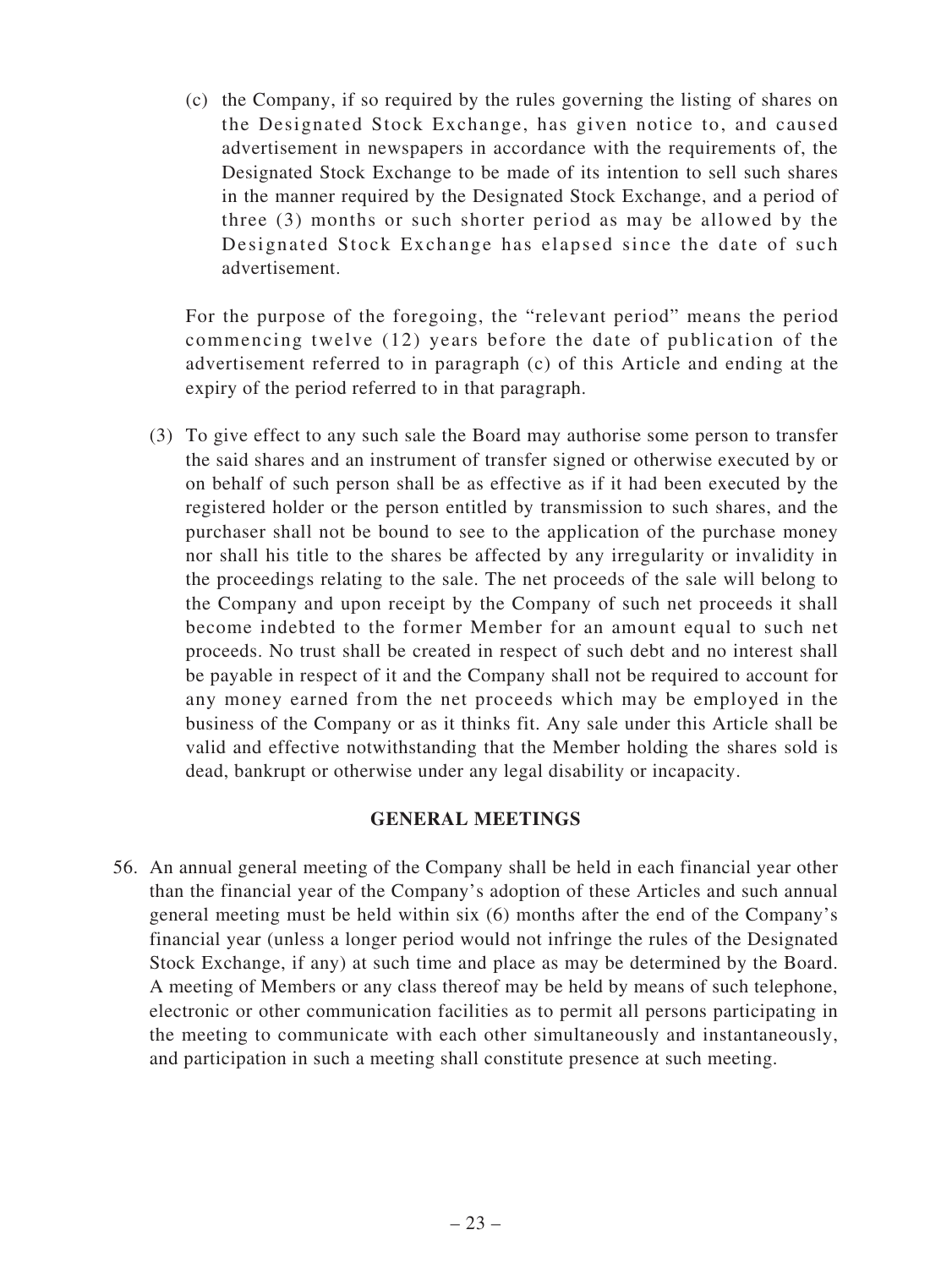(c) the Company, if so required by the rules governing the listing of shares on the Designated Stock Exchange, has given notice to, and caused advertisement in newspapers in accordance with the requirements of, the Designated Stock Exchange to be made of its intention to sell such shares in the manner required by the Designated Stock Exchange, and a period of three (3) months or such shorter period as may be allowed by the Designated Stock Exchange has elapsed since the date of such advertisement.

For the purpose of the foregoing, the "relevant period" means the period commencing twelve (12) years before the date of publication of the advertisement referred to in paragraph (c) of this Article and ending at the expiry of the period referred to in that paragraph.

(3) To give effect to any such sale the Board may authorise some person to transfer the said shares and an instrument of transfer signed or otherwise executed by or on behalf of such person shall be as effective as if it had been executed by the registered holder or the person entitled by transmission to such shares, and the purchaser shall not be bound to see to the application of the purchase money nor shall his title to the shares be affected by any irregularity or invalidity in the proceedings relating to the sale. The net proceeds of the sale will belong to the Company and upon receipt by the Company of such net proceeds it shall become indebted to the former Member for an amount equal to such net proceeds. No trust shall be created in respect of such debt and no interest shall be payable in respect of it and the Company shall not be required to account for any money earned from the net proceeds which may be employed in the business of the Company or as it thinks fit. Any sale under this Article shall be valid and effective notwithstanding that the Member holding the shares sold is dead, bankrupt or otherwise under any legal disability or incapacity.

## GENERAL MEETINGS

56. An annual general meeting of the Company shall be held in each financial year other than the financial year of the Company's adoption of these Articles and such annual general meeting must be held within six (6) months after the end of the Company's financial year (unless a longer period would not infringe the rules of the Designated Stock Exchange, if any) at such time and place as may be determined by the Board. A meeting of Members or any class thereof may be held by means of such telephone, electronic or other communication facilities as to permit all persons participating in the meeting to communicate with each other simultaneously and instantaneously, and participation in such a meeting shall constitute presence at such meeting.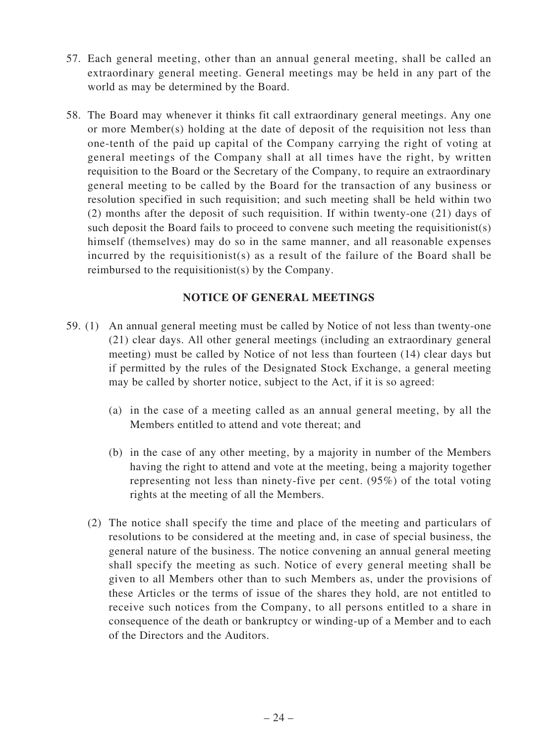57. Each general meeting, other than an annual general meeting, shall be called an extraordinary general meeting. General meetings may be held in any part of the world as may be determined by the Board.

58. The Board may whenever it thinks fit call extraordinary general meetings. Any one or more Member(s) holding at the date of deposit of the requisition not less than one-tenth of the paid up capital of the Company carrying the right of voting at general meetings of the Company shall at all times have the right, by written requisition to the Board or the Secretary of the Company, to require an extraordinary general meeting to be called by the Board for the transaction of any business or resolution specified in such requisition; and such meeting shall be held within two (2) months after the deposit of such requisition. If within twenty-one (21) days of such deposit the Board fails to proceed to convene such meeting the requisitionist(s) himself (themselves) may do so in the same manner, and all reasonable expenses incurred by the requisitionist(s) as a result of the failure of the Board shall be reimbursed to the requisitionist(s) by the Company.

## NOTICE OF GENERAL MEETINGS

59. (1) An annual general meeting must be called by Notice of not less than twenty-one (21) clear days. All other general meetings (including an extraordinary general meeting) must be called by Notice of not less than fourteen (14) clear days but if permitted by the rules of the Designated Stock Exchange, a general meeting may be called by shorter notice, subject to the Act, if it is so agreed:

    (a) in the case of a meeting called as an annual general meeting, by all the Members entitled to attend and vote thereat; and

    (b) in the case of any other meeting, by a majority in number of the Members having the right to attend and vote at the meeting, being a majority together representing not less than ninety-five per cent. (95%) of the total voting rights at the meeting of all the Members.

    (2) The notice shall specify the time and place of the meeting and particulars of resolutions to be considered at the meeting and, in case of special business, the general nature of the business. The notice convening an annual general meeting shall specify the meeting as such. Notice of every general meeting shall be given to all Members other than to such Members as, under the provisions of these Articles or the terms of issue of the shares they hold, are not entitled to receive such notices from the Company, to all persons entitled to a share in consequence of the death or bankruptcy or winding-up of a Member and to each of the Directors and the Auditors.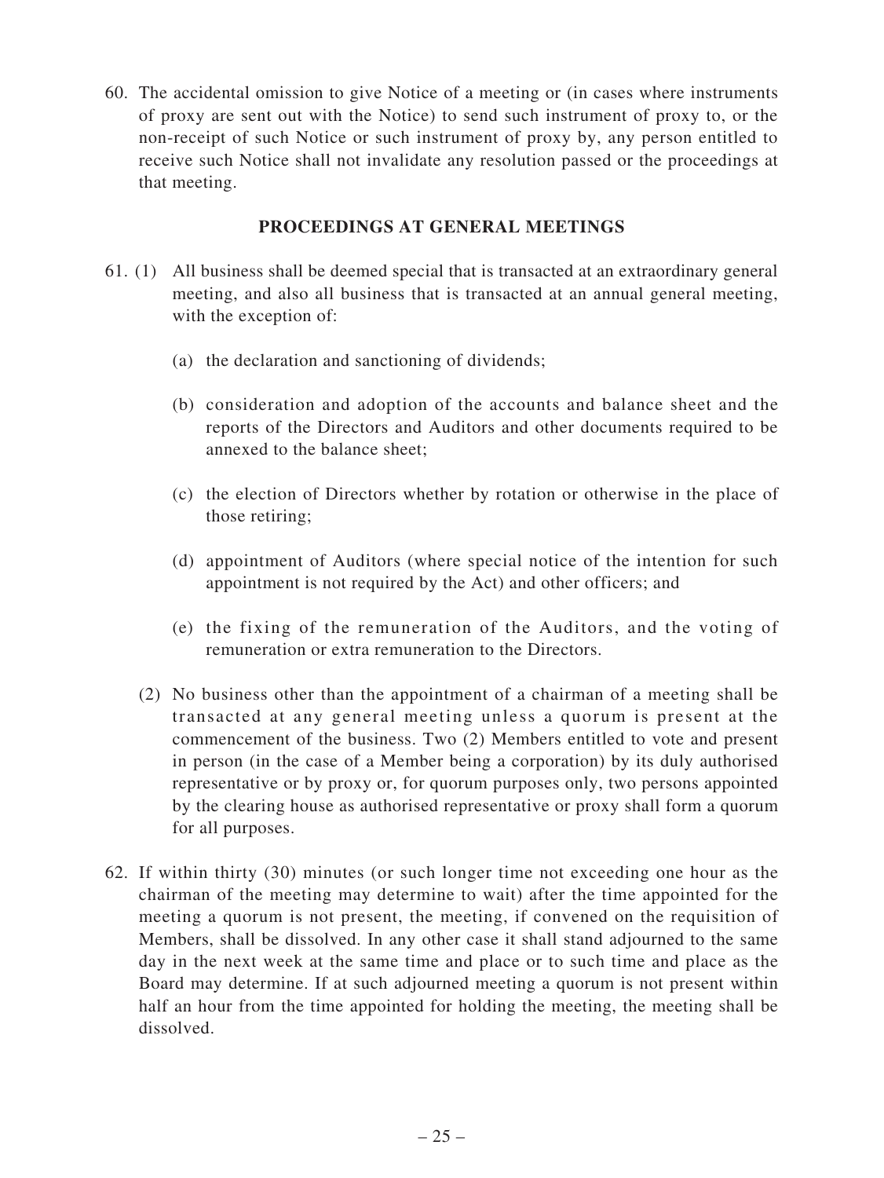60. The accidental omission to give Notice of a meeting or (in cases where instruments of proxy are sent out with the Notice) to send such instrument of proxy to, or the non-receipt of such Notice or such instrument of proxy by, any person entitled to receive such Notice shall not invalidate any resolution passed or the proceedings at that meeting.

## PROCEEDINGS AT GENERAL MEETINGS

61. (1) All business shall be deemed special that is transacted at an extraordinary general meeting, and also all business that is transacted at an annual general meeting, with the exception of:

    (a) the declaration and sanctioning of dividends;

    (b) consideration and adoption of the accounts and balance sheet and the reports of the Directors and Auditors and other documents required to be annexed to the balance sheet;

    (c) the election of Directors whether by rotation or otherwise in the place of those retiring;

    (d) appointment of Auditors (where special notice of the intention for such appointment is not required by the Act) and other officers; and

    (e) the fixing of the remuneration of the Auditors, and the voting of remuneration or extra remuneration to the Directors.

    (2) No business other than the appointment of a chairman of a meeting shall be transacted at any general meeting unless a quorum is present at the commencement of the business. Two (2) Members entitled to vote and present in person (in the case of a Member being a corporation) by its duly authorised representative or by proxy or, for quorum purposes only, two persons appointed by the clearing house as authorised representative or proxy shall form a quorum for all purposes.

62. If within thirty (30) minutes (or such longer time not exceeding one hour as the chairman of the meeting may determine to wait) after the time appointed for the meeting a quorum is not present, the meeting, if convened on the requisition of Members, shall be dissolved. In any other case it shall stand adjourned to the same day in the next week at the same time and place or to such time and place as the Board may determine. If at such adjourned meeting a quorum is not present within half an hour from the time appointed for holding the meeting, the meeting shall be dissolved.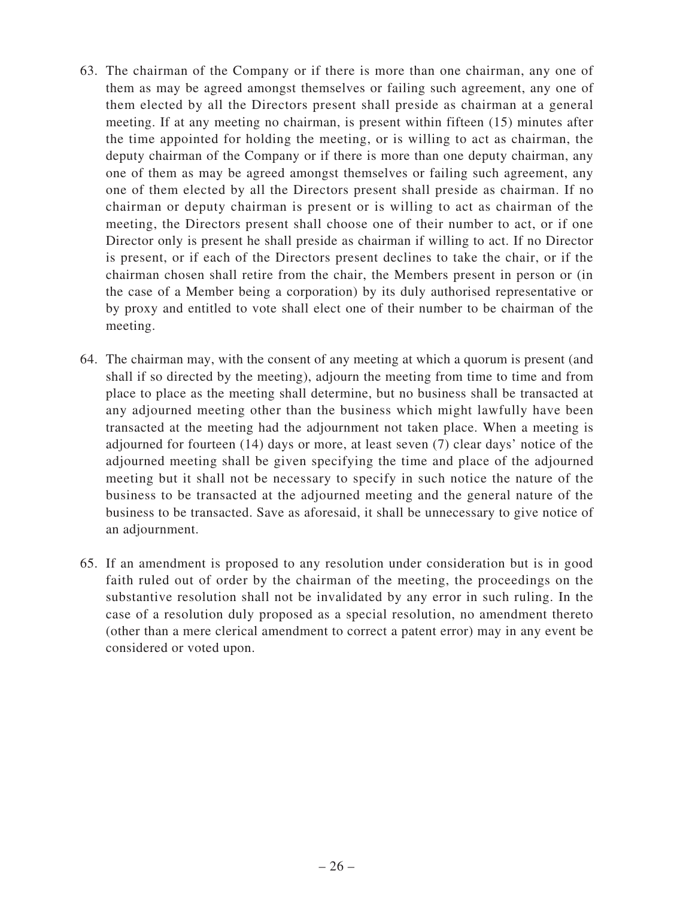63. The chairman of the Company or if there is more than one chairman, any one of them as may be agreed amongst themselves or failing such agreement, any one of them elected by all the Directors present shall preside as chairman at a general meeting. If at any meeting no chairman, is present within fifteen (15) minutes after the time appointed for holding the meeting, or is willing to act as chairman, the deputy chairman of the Company or if there is more than one deputy chairman, any one of them as may be agreed amongst themselves or failing such agreement, any one of them elected by all the Directors present shall preside as chairman. If no chairman or deputy chairman is present or is willing to act as chairman of the meeting, the Directors present shall choose one of their number to act, or if one Director only is present he shall preside as chairman if willing to act. If no Director is present, or if each of the Directors present declines to take the chair, or if the chairman chosen shall retire from the chair, the Members present in person or (in the case of a Member being a corporation) by its duly authorised representative or by proxy and entitled to vote shall elect one of their number to be chairman of the meeting.

64. The chairman may, with the consent of any meeting at which a quorum is present (and shall if so directed by the meeting), adjourn the meeting from time to time and from place to place as the meeting shall determine, but no business shall be transacted at any adjourned meeting other than the business which might lawfully have been transacted at the meeting had the adjournment not taken place. When a meeting is adjourned for fourteen (14) days or more, at least seven (7) clear days' notice of the adjourned meeting shall be given specifying the time and place of the adjourned meeting but it shall not be necessary to specify in such notice the nature of the business to be transacted at the adjourned meeting and the general nature of the business to be transacted. Save as aforesaid, it shall be unnecessary to give notice of an adjournment.

65. If an amendment is proposed to any resolution under consideration but is in good faith ruled out of order by the chairman of the meeting, the proceedings on the substantive resolution shall not be invalidated by any error in such ruling. In the case of a resolution duly proposed as a special resolution, no amendment thereto (other than a mere clerical amendment to correct a patent error) may in any event be considered or voted upon.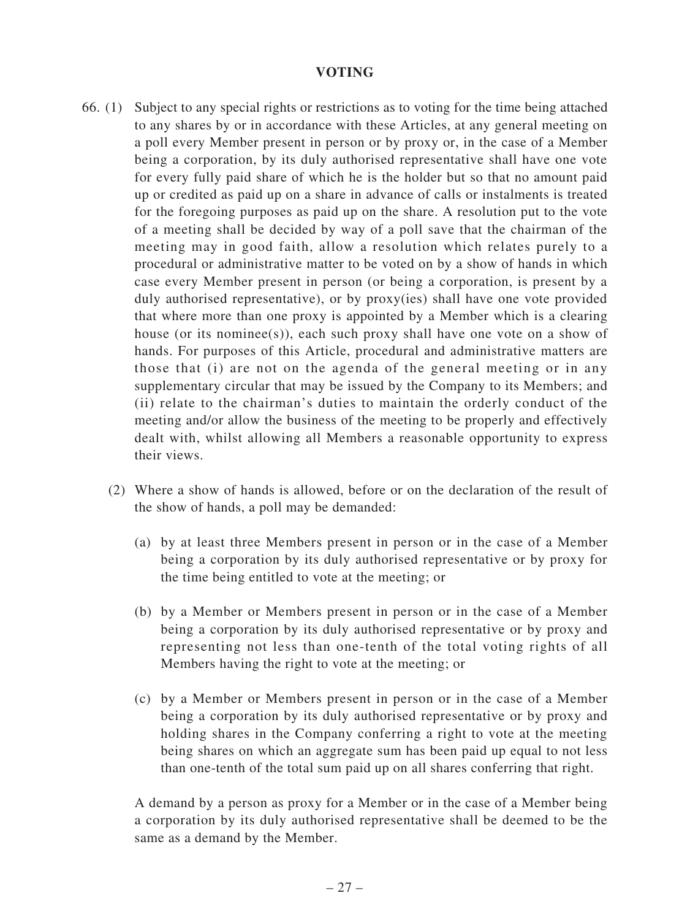## VOTING

66. (1) Subject to any special rights or restrictions as to voting for the time being attached to any shares by or in accordance with these Articles, at any general meeting on a poll every Member present in person or by proxy or, in the case of a Member being a corporation, by its duly authorised representative shall have one vote for every fully paid share of which he is the holder but so that no amount paid up or credited as paid up on a share in advance of calls or instalments is treated for the foregoing purposes as paid up on the share. A resolution put to the vote of a meeting shall be decided by way of a poll save that the chairman of the meeting may in good faith, allow a resolution which relates purely to a procedural or administrative matter to be voted on by a show of hands in which case every Member present in person (or being a corporation, is present by a duly authorised representative), or by proxy(ies) shall have one vote provided that where more than one proxy is appointed by a Member which is a clearing house (or its nominee(s)), each such proxy shall have one vote on a show of hands. For purposes of this Article, procedural and administrative matters are those that (i) are not on the agenda of the general meeting or in any supplementary circular that may be issued by the Company to its Members; and (ii) relate to the chairman's duties to maintain the orderly conduct of the meeting and/or allow the business of the meeting to be properly and effectively dealt with, whilst allowing all Members a reasonable opportunity to express their views.

(2) Where a show of hands is allowed, before or on the declaration of the result of the show of hands, a poll may be demanded:

(a) by at least three Members present in person or in the case of a Member being a corporation by its duly authorised representative or by proxy for the time being entitled to vote at the meeting; or

(b) by a Member or Members present in person or in the case of a Member being a corporation by its duly authorised representative or by proxy and representing not less than one-tenth of the total voting rights of all Members having the right to vote at the meeting; or

(c) by a Member or Members present in person or in the case of a Member being a corporation by its duly authorised representative or by proxy and holding shares in the Company conferring a right to vote at the meeting being shares on which an aggregate sum has been paid up equal to not less than one-tenth of the total sum paid up on all shares conferring that right.

A demand by a person as proxy for a Member or in the case of a Member being a corporation by its duly authorised representative shall be deemed to be the same as a demand by the Member.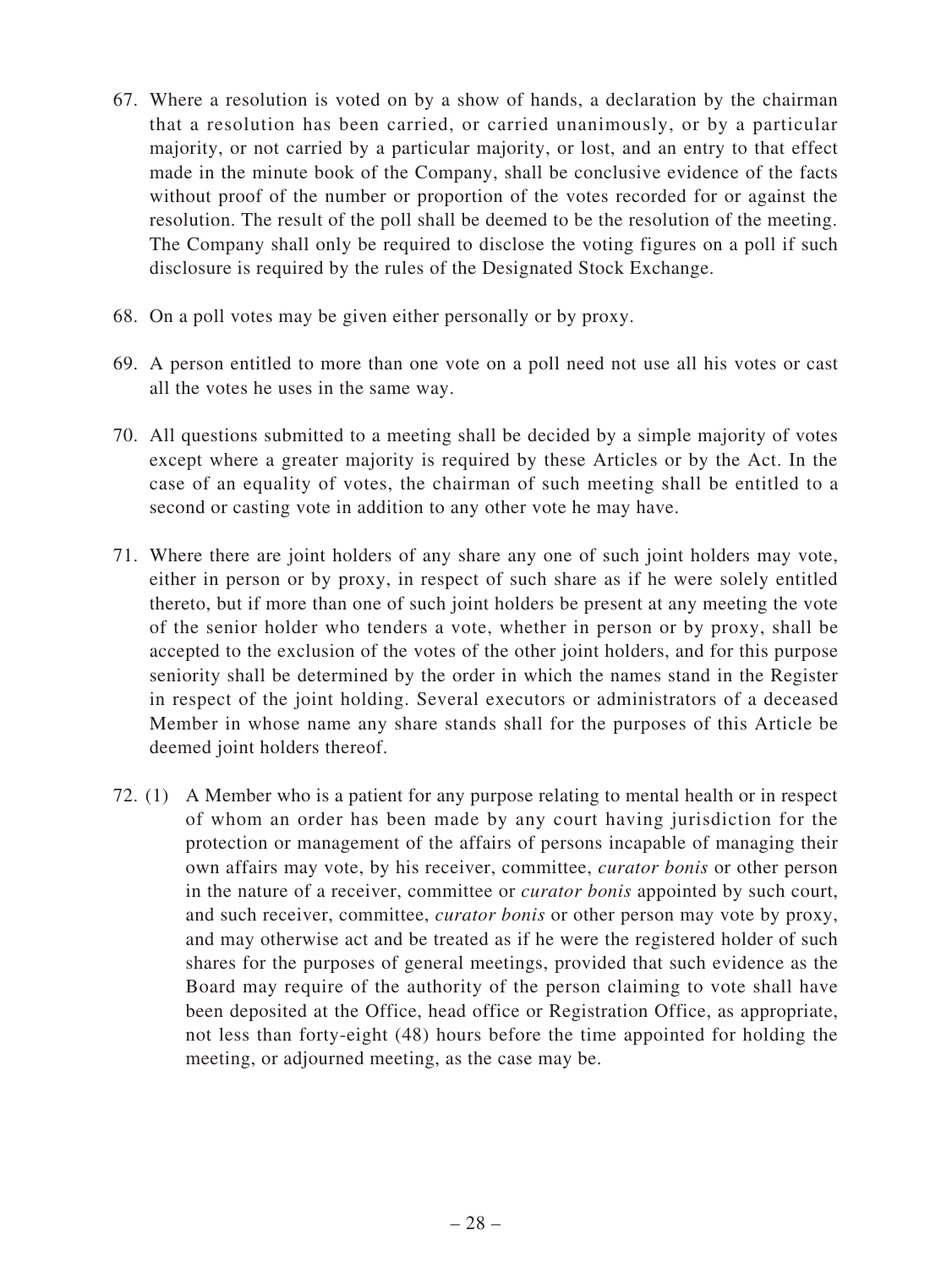67. Where a resolution is voted on by a show of hands, a declaration by the chairman that a resolution has been carried, or carried unanimously, or by a particular majority, or not carried by a particular majority, or lost, and an entry to that effect made in the minute book of the Company, shall be conclusive evidence of the facts without proof of the number or proportion of the votes recorded for or against the resolution. The result of the poll shall be deemed to be the resolution of the meeting. The Company shall only be required to disclose the voting figures on a poll if such disclosure is required by the rules of the Designated Stock Exchange.

68. On a poll votes may be given either personally or by proxy.

69. A person entitled to more than one vote on a poll need not use all his votes or cast all the votes he uses in the same way.

70. All questions submitted to a meeting shall be decided by a simple majority of votes except where a greater majority is required by these Articles or by the Act. In the case of an equality of votes, the chairman of such meeting shall be entitled to a second or casting vote in addition to any other vote he may have.

71. Where there are joint holders of any share any one of such joint holders may vote, either in person or by proxy, in respect of such share as if he were solely entitled thereto, but if more than one of such joint holders be present at any meeting the vote of the senior holder who tenders a vote, whether in person or by proxy, shall be accepted to the exclusion of the votes of the other joint holders, and for this purpose seniority shall be determined by the order in which the names stand in the Register in respect of the joint holding. Several executors or administrators of a deceased Member in whose name any share stands shall for the purposes of this Article be deemed joint holders thereof.

72. (1) A Member who is a patient for any purpose relating to mental health or in respect of whom an order has been made by any court having jurisdiction for the protection or management of the affairs of persons incapable of managing their own affairs may vote, by his receiver, committee, *curator bonis* or other person in the nature of a receiver, committee or *curator bonis* appointed by such court, and such receiver, committee, *curator bonis* or other person may vote by proxy, and may otherwise act and be treated as if he were the registered holder of such shares for the purposes of general meetings, provided that such evidence as the Board may require of the authority of the person claiming to vote shall have been deposited at the Office, head office or Registration Office, as appropriate, not less than forty-eight (48) hours before the time appointed for holding the meeting, or adjourned meeting, as the case may be.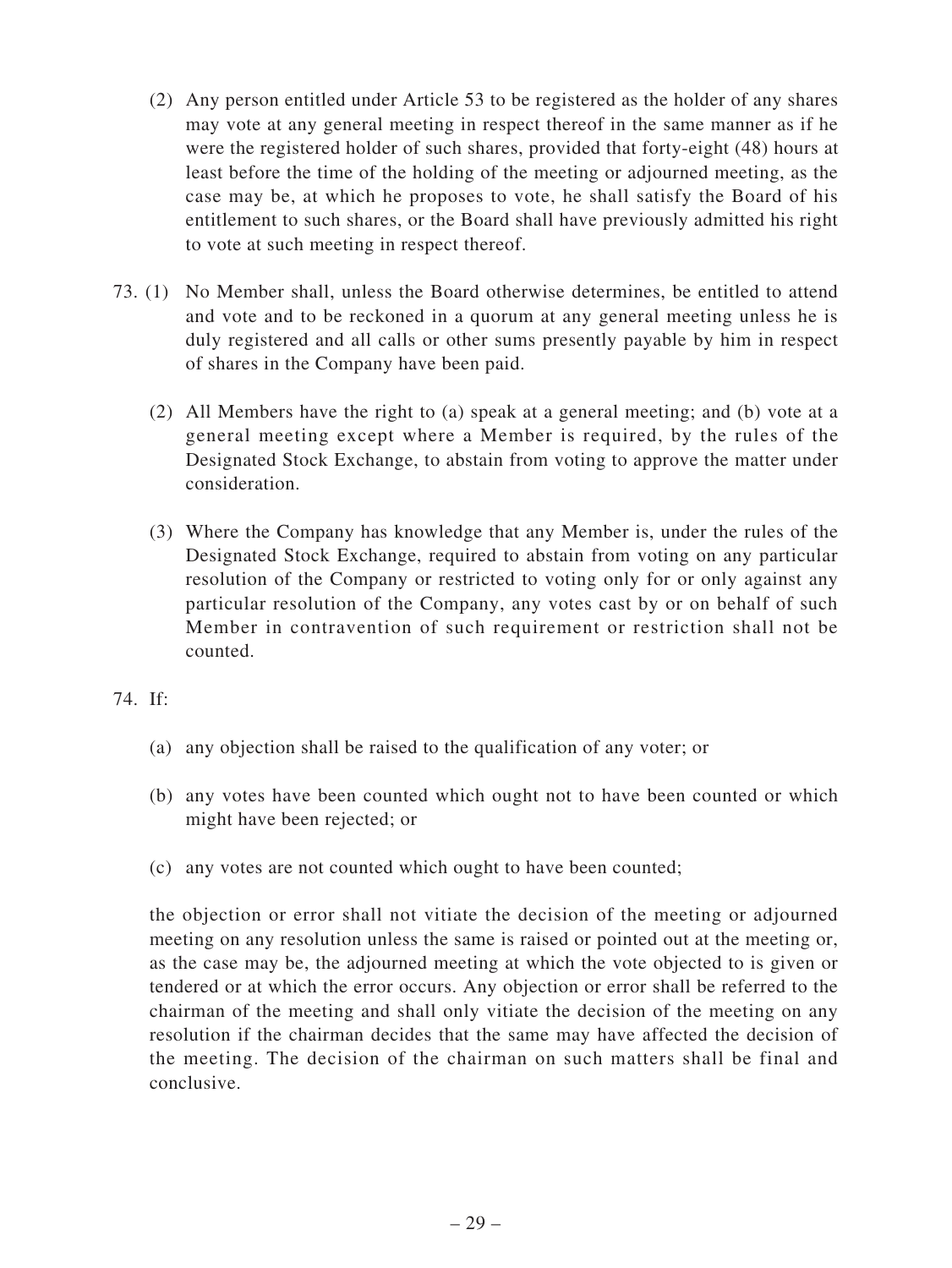(2) Any person entitled under Article 53 to be registered as the holder of any shares may vote at any general meeting in respect thereof in the same manner as if he were the registered holder of such shares, provided that forty-eight (48) hours at least before the time of the holding of the meeting or adjourned meeting, as the case may be, at which he proposes to vote, he shall satisfy the Board of his entitlement to such shares, or the Board shall have previously admitted his right to vote at such meeting in respect thereof.

73. (1) No Member shall, unless the Board otherwise determines, be entitled to attend and vote and to be reckoned in a quorum at any general meeting unless he is duly registered and all calls or other sums presently payable by him in respect of shares in the Company have been paid.

(2) All Members have the right to (a) speak at a general meeting; and (b) vote at a general meeting except where a Member is required, by the rules of the Designated Stock Exchange, to abstain from voting to approve the matter under consideration.

(3) Where the Company has knowledge that any Member is, under the rules of the Designated Stock Exchange, required to abstain from voting on any particular resolution of the Company or restricted to voting only for or only against any particular resolution of the Company, any votes cast by or on behalf of such Member in contravention of such requirement or restriction shall not be counted.

74. If:

(a) any objection shall be raised to the qualification of any voter; or

(b) any votes have been counted which ought not to have been counted or which might have been rejected; or

(c) any votes are not counted which ought to have been counted;

the objection or error shall not vitiate the decision of the meeting or adjourned meeting on any resolution unless the same is raised or pointed out at the meeting or, as the case may be, the adjourned meeting at which the vote objected to is given or tendered or at which the error occurs. Any objection or error shall be referred to the chairman of the meeting and shall only vitiate the decision of the meeting on any resolution if the chairman decides that the same may have affected the decision of the meeting. The decision of the chairman on such matters shall be final and conclusive.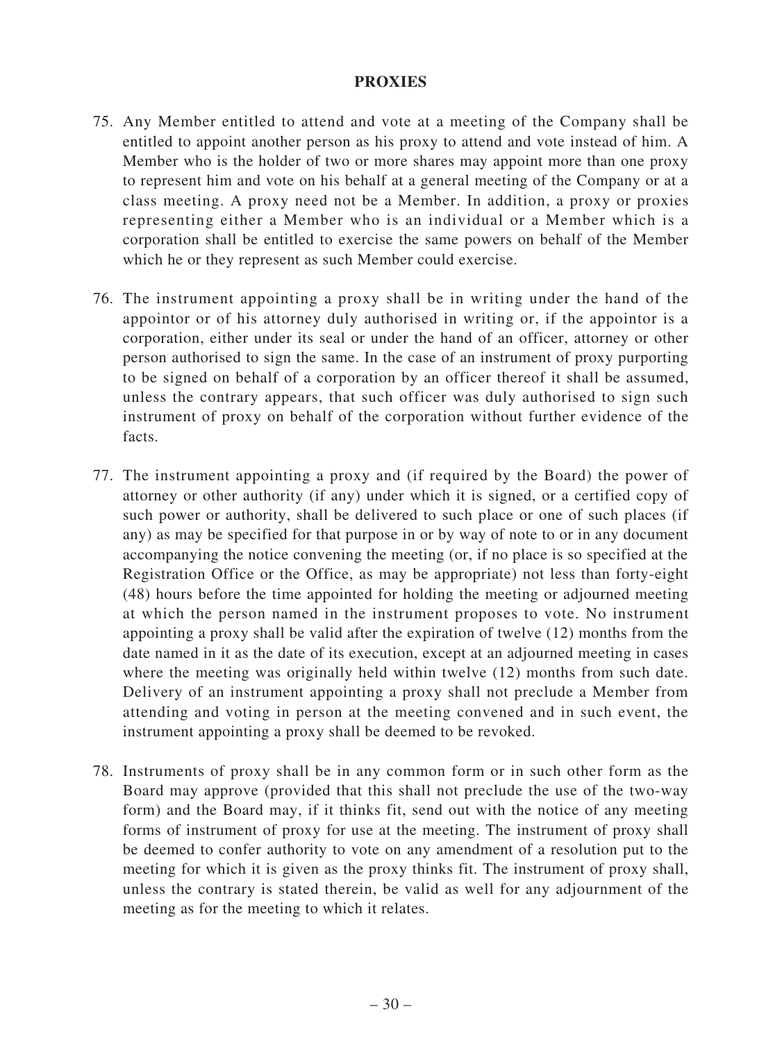## PROXIES

75. Any Member entitled to attend and vote at a meeting of the Company shall be entitled to appoint another person as his proxy to attend and vote instead of him. A Member who is the holder of two or more shares may appoint more than one proxy to represent him and vote on his behalf at a general meeting of the Company or at a class meeting. A proxy need not be a Member. In addition, a proxy or proxies representing either a Member who is an individual or a Member which is a corporation shall be entitled to exercise the same powers on behalf of the Member which he or they represent as such Member could exercise.

76. The instrument appointing a proxy shall be in writing under the hand of the appointor or of his attorney duly authorised in writing or, if the appointor is a corporation, either under its seal or under the hand of an officer, attorney or other person authorised to sign the same. In the case of an instrument of proxy purporting to be signed on behalf of a corporation by an officer thereof it shall be assumed, unless the contrary appears, that such officer was duly authorised to sign such instrument of proxy on behalf of the corporation without further evidence of the facts.

77. The instrument appointing a proxy and (if required by the Board) the power of attorney or other authority (if any) under which it is signed, or a certified copy of such power or authority, shall be delivered to such place or one of such places (if any) as may be specified for that purpose in or by way of note to or in any document accompanying the notice convening the meeting (or, if no place is so specified at the Registration Office or the Office, as may be appropriate) not less than forty-eight (48) hours before the time appointed for holding the meeting or adjourned meeting at which the person named in the instrument proposes to vote. No instrument appointing a proxy shall be valid after the expiration of twelve (12) months from the date named in it as the date of its execution, except at an adjourned meeting in cases where the meeting was originally held within twelve (12) months from such date. Delivery of an instrument appointing a proxy shall not preclude a Member from attending and voting in person at the meeting convened and in such event, the instrument appointing a proxy shall be deemed to be revoked.

78. Instruments of proxy shall be in any common form or in such other form as the Board may approve (provided that this shall not preclude the use of the two-way form) and the Board may, if it thinks fit, send out with the notice of any meeting forms of instrument of proxy for use at the meeting. The instrument of proxy shall be deemed to confer authority to vote on any amendment of a resolution put to the meeting for which it is given as the proxy thinks fit. The instrument of proxy shall, unless the contrary is stated therein, be valid as well for any adjournment of the meeting as for the meeting to which it relates.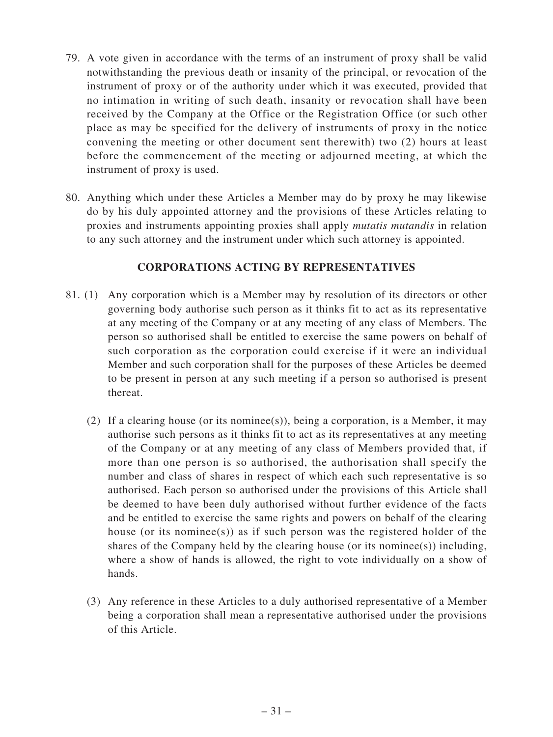79. A vote given in accordance with the terms of an instrument of proxy shall be valid notwithstanding the previous death or insanity of the principal, or revocation of the instrument of proxy or of the authority under which it was executed, provided that no intimation in writing of such death, insanity or revocation shall have been received by the Company at the Office or the Registration Office (or such other place as may be specified for the delivery of instruments of proxy in the notice convening the meeting or other document sent therewith) two (2) hours at least before the commencement of the meeting or adjourned meeting, at which the instrument of proxy is used.

80. Anything which under these Articles a Member may do by proxy he may likewise do by his duly appointed attorney and the provisions of these Articles relating to proxies and instruments appointing proxies shall apply *mutatis mutandis* in relation to any such attorney and the instrument under which such attorney is appointed.

## CORPORATIONS ACTING BY REPRESENTATIVES

81. (1) Any corporation which is a Member may by resolution of its directors or other governing body authorise such person as it thinks fit to act as its representative at any meeting of the Company or at any meeting of any class of Members. The person so authorised shall be entitled to exercise the same powers on behalf of such corporation as the corporation could exercise if it were an individual Member and such corporation shall for the purposes of these Articles be deemed to be present in person at any such meeting if a person so authorised is present thereat.

(2) If a clearing house (or its nominee(s)), being a corporation, is a Member, it may authorise such persons as it thinks fit to act as its representatives at any meeting of the Company or at any meeting of any class of Members provided that, if more than one person is so authorised, the authorisation shall specify the number and class of shares in respect of which each such representative is so authorised. Each person so authorised under the provisions of this Article shall be deemed to have been duly authorised without further evidence of the facts and be entitled to exercise the same rights and powers on behalf of the clearing house (or its nominee(s)) as if such person was the registered holder of the shares of the Company held by the clearing house (or its nominee(s)) including, where a show of hands is allowed, the right to vote individually on a show of hands.

(3) Any reference in these Articles to a duly authorised representative of a Member being a corporation shall mean a representative authorised under the provisions of this Article.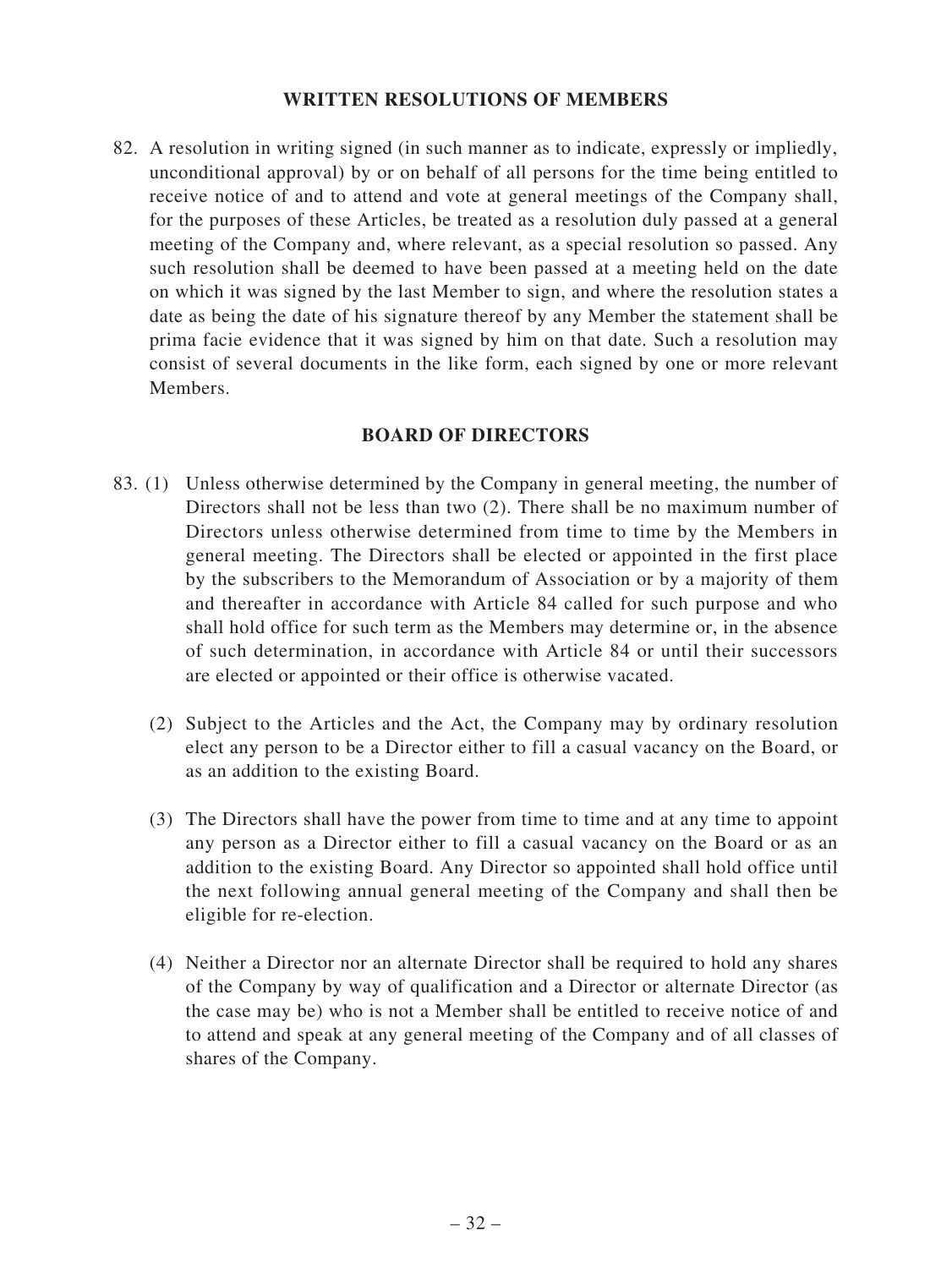## WRITTEN RESOLUTIONS OF MEMBERS

82. A resolution in writing signed (in such manner as to indicate, expressly or impliedly, unconditional approval) by or on behalf of all persons for the time being entitled to receive notice of and to attend and vote at general meetings of the Company shall, for the purposes of these Articles, be treated as a resolution duly passed at a general meeting of the Company and, where relevant, as a special resolution so passed. Any such resolution shall be deemed to have been passed at a meeting held on the date on which it was signed by the last Member to sign, and where the resolution states a date as being the date of his signature thereof by any Member the statement shall be prima facie evidence that it was signed by him on that date. Such a resolution may consist of several documents in the like form, each signed by one or more relevant Members.

## BOARD OF DIRECTORS

83. (1) Unless otherwise determined by the Company in general meeting, the number of Directors shall not be less than two (2). There shall be no maximum number of Directors unless otherwise determined from time to time by the Members in general meeting. The Directors shall be elected or appointed in the first place by the subscribers to the Memorandum of Association or by a majority of them and thereafter in accordance with Article 84 called for such purpose and who shall hold office for such term as the Members may determine or, in the absence of such determination, in accordance with Article 84 or until their successors are elected or appointed or their office is otherwise vacated.

(2) Subject to the Articles and the Act, the Company may by ordinary resolution elect any person to be a Director either to fill a casual vacancy on the Board, or as an addition to the existing Board.

(3) The Directors shall have the power from time to time and at any time to appoint any person as a Director either to fill a casual vacancy on the Board or as an addition to the existing Board. Any Director so appointed shall hold office until the next following annual general meeting of the Company and shall then be eligible for re-election.

(4) Neither a Director nor an alternate Director shall be required to hold any shares of the Company by way of qualification and a Director or alternate Director (as the case may be) who is not a Member shall be entitled to receive notice of and to attend and speak at any general meeting of the Company and of all classes of shares of the Company.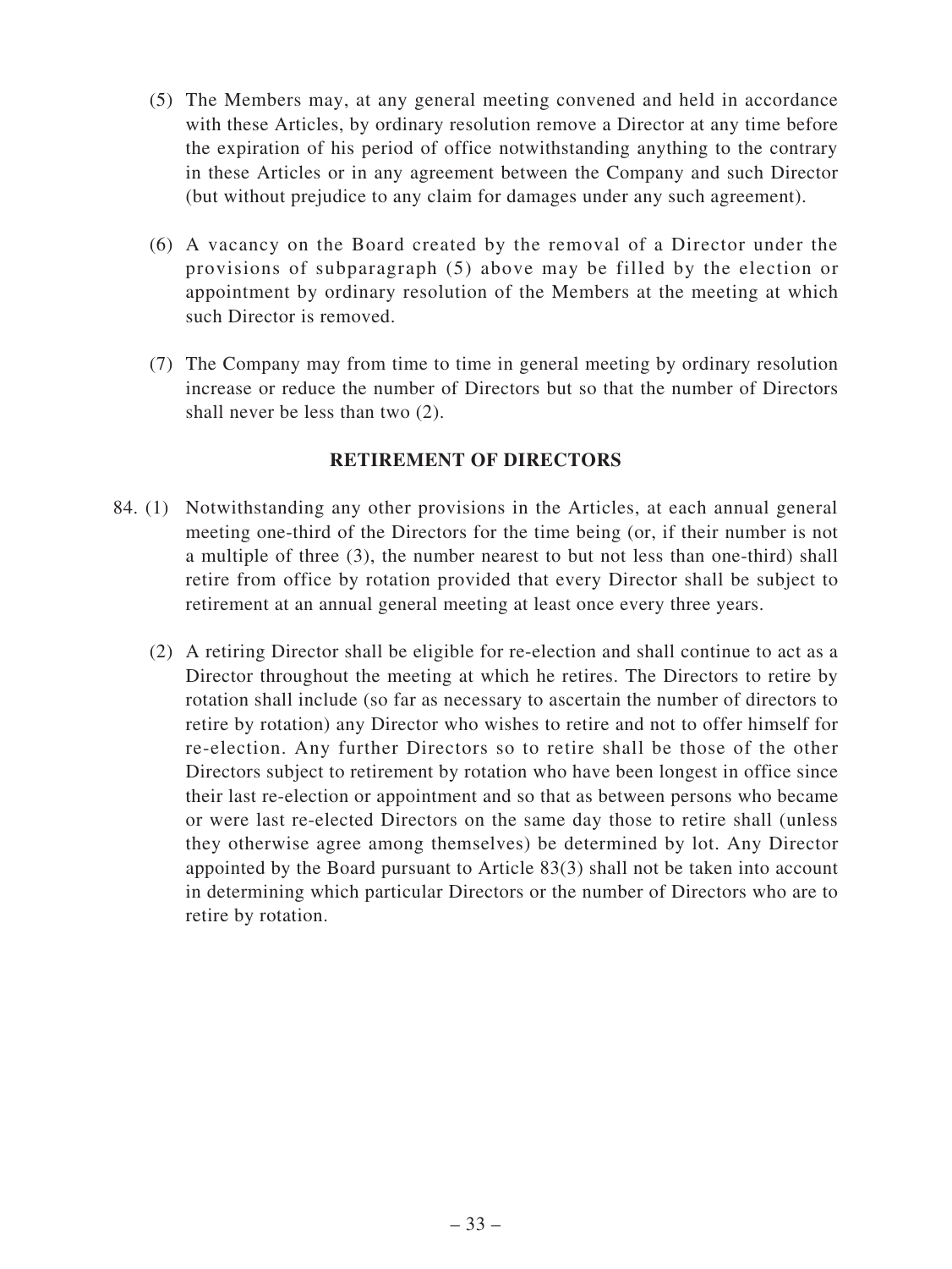(5) The Members may, at any general meeting convened and held in accordance with these Articles, by ordinary resolution remove a Director at any time before the expiration of his period of office notwithstanding anything to the contrary in these Articles or in any agreement between the Company and such Director (but without prejudice to any claim for damages under any such agreement).

(6) A vacancy on the Board created by the removal of a Director under the provisions of subparagraph (5) above may be filled by the election or appointment by ordinary resolution of the Members at the meeting at which such Director is removed.

(7) The Company may from time to time in general meeting by ordinary resolution increase or reduce the number of Directors but so that the number of Directors shall never be less than two (2).

## RETIREMENT OF DIRECTORS

84. (1) Notwithstanding any other provisions in the Articles, at each annual general meeting one-third of the Directors for the time being (or, if their number is not a multiple of three (3), the number nearest to but not less than one-third) shall retire from office by rotation provided that every Director shall be subject to retirement at an annual general meeting at least once every three years.

(2) A retiring Director shall be eligible for re-election and shall continue to act as a Director throughout the meeting at which he retires. The Directors to retire by rotation shall include (so far as necessary to ascertain the number of directors to retire by rotation) any Director who wishes to retire and not to offer himself for re-election. Any further Directors so to retire shall be those of the other Directors subject to retirement by rotation who have been longest in office since their last re-election or appointment and so that as between persons who became or were last re-elected Directors on the same day those to retire shall (unless they otherwise agree among themselves) be determined by lot. Any Director appointed by the Board pursuant to Article 83(3) shall not be taken into account in determining which particular Directors or the number of Directors who are to retire by rotation.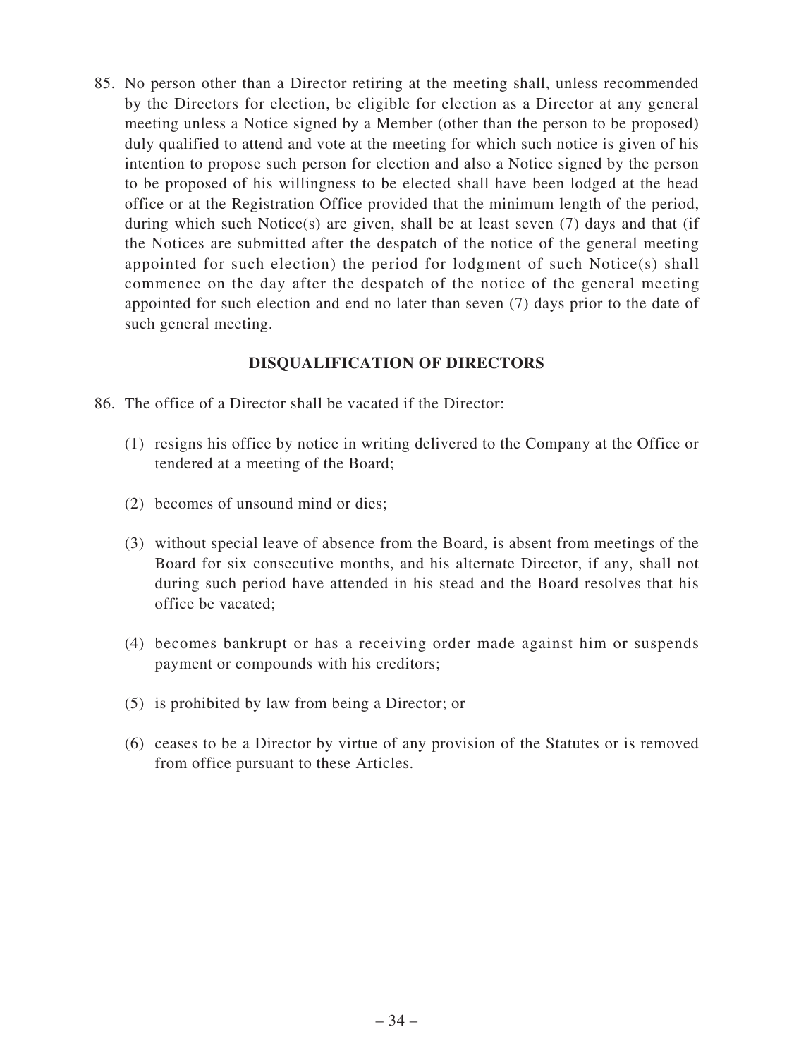85. No person other than a Director retiring at the meeting shall, unless recommended by the Directors for election, be eligible for election as a Director at any general meeting unless a Notice signed by a Member (other than the person to be proposed) duly qualified to attend and vote at the meeting for which such notice is given of his intention to propose such person for election and also a Notice signed by the person to be proposed of his willingness to be elected shall have been lodged at the head office or at the Registration Office provided that the minimum length of the period, during which such Notice(s) are given, shall be at least seven (7) days and that (if the Notices are submitted after the despatch of the notice of the general meeting appointed for such election) the period for lodgment of such Notice(s) shall commence on the day after the despatch of the notice of the general meeting appointed for such election and end no later than seven (7) days prior to the date of such general meeting.

## DISQUALIFICATION OF DIRECTORS

86. The office of a Director shall be vacated if the Director:

    (1) resigns his office by notice in writing delivered to the Company at the Office or tendered at a meeting of the Board;

    (2) becomes of unsound mind or dies;

    (3) without special leave of absence from the Board, is absent from meetings of the Board for six consecutive months, and his alternate Director, if any, shall not during such period have attended in his stead and the Board resolves that his office be vacated;

    (4) becomes bankrupt or has a receiving order made against him or suspends payment or compounds with his creditors;

    (5) is prohibited by law from being a Director; or

    (6) ceases to be a Director by virtue of any provision of the Statutes or is removed from office pursuant to these Articles.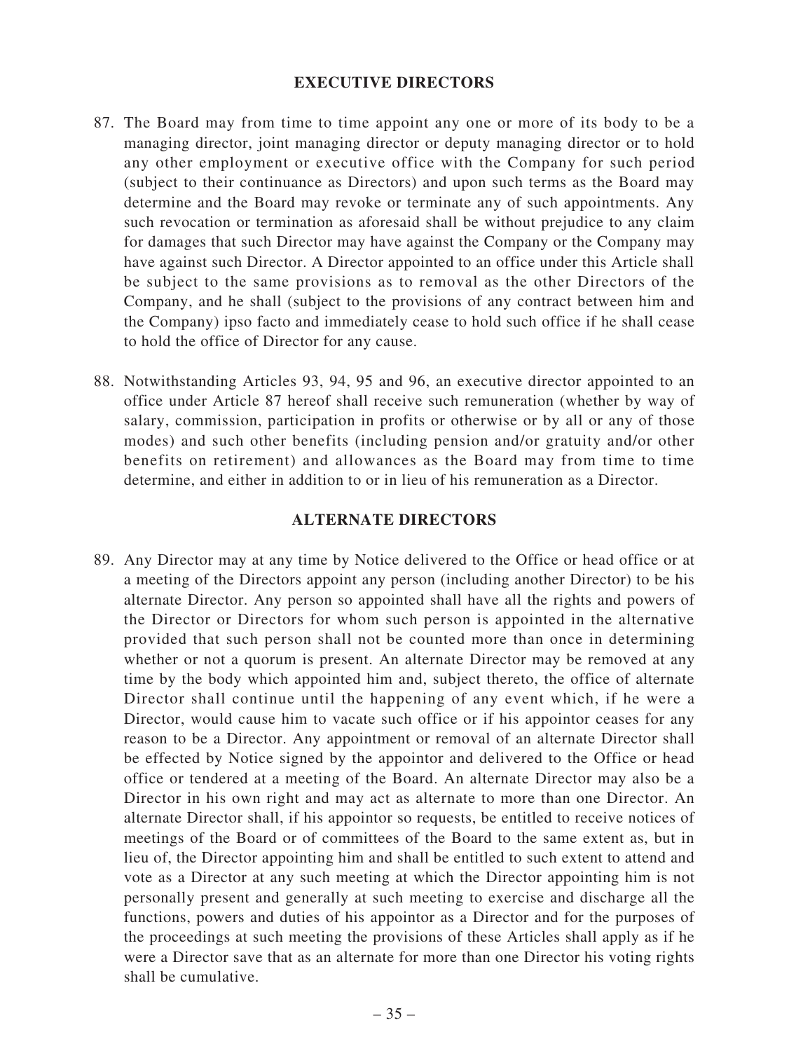## EXECUTIVE DIRECTORS

87. The Board may from time to time appoint any one or more of its body to be a managing director, joint managing director or deputy managing director or to hold any other employment or executive office with the Company for such period (subject to their continuance as Directors) and upon such terms as the Board may determine and the Board may revoke or terminate any of such appointments. Any such revocation or termination as aforesaid shall be without prejudice to any claim for damages that such Director may have against the Company or the Company may have against such Director. A Director appointed to an office under this Article shall be subject to the same provisions as to removal as the other Directors of the Company, and he shall (subject to the provisions of any contract between him and the Company) ipso facto and immediately cease to hold such office if he shall cease to hold the office of Director for any cause.

88. Notwithstanding Articles 93, 94, 95 and 96, an executive director appointed to an office under Article 87 hereof shall receive such remuneration (whether by way of salary, commission, participation in profits or otherwise or by all or any of those modes) and such other benefits (including pension and/or gratuity and/or other benefits on retirement) and allowances as the Board may from time to time determine, and either in addition to or in lieu of his remuneration as a Director.

## ALTERNATE DIRECTORS

89. Any Director may at any time by Notice delivered to the Office or head office or at a meeting of the Directors appoint any person (including another Director) to be his alternate Director. Any person so appointed shall have all the rights and powers of the Director or Directors for whom such person is appointed in the alternative provided that such person shall not be counted more than once in determining whether or not a quorum is present. An alternate Director may be removed at any time by the body which appointed him and, subject thereto, the office of alternate Director shall continue until the happening of any event which, if he were a Director, would cause him to vacate such office or if his appointor ceases for any reason to be a Director. Any appointment or removal of an alternate Director shall be effected by Notice signed by the appointor and delivered to the Office or head office or tendered at a meeting of the Board. An alternate Director may also be a Director in his own right and may act as alternate to more than one Director. An alternate Director shall, if his appointor so requests, be entitled to receive notices of meetings of the Board or of committees of the Board to the same extent as, but in lieu of, the Director appointing him and shall be entitled to such extent to attend and vote as a Director at any such meeting at which the Director appointing him is not personally present and generally at such meeting to exercise and discharge all the functions, powers and duties of his appointor as a Director and for the purposes of the proceedings at such meeting the provisions of these Articles shall apply as if he were a Director save that as an alternate for more than one Director his voting rights shall be cumulative.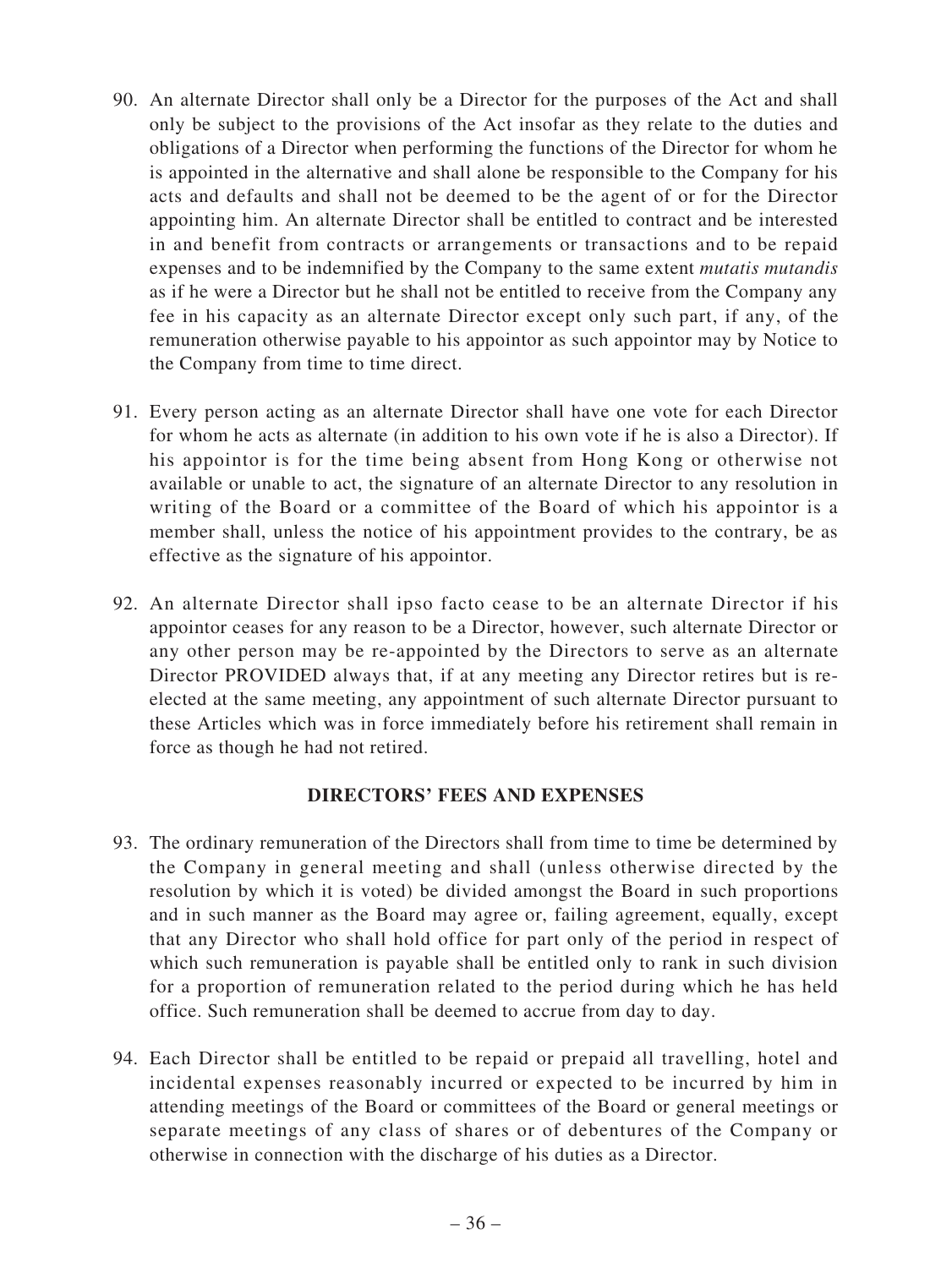90. An alternate Director shall only be a Director for the purposes of the Act and shall only be subject to the provisions of the Act insofar as they relate to the duties and obligations of a Director when performing the functions of the Director for whom he is appointed in the alternative and shall alone be responsible to the Company for his acts and defaults and shall not be deemed to be the agent of or for the Director appointing him. An alternate Director shall be entitled to contract and be interested in and benefit from contracts or arrangements or transactions and to be repaid expenses and to be indemnified by the Company to the same extent *mutatis mutandis* as if he were a Director but he shall not be entitled to receive from the Company any fee in his capacity as an alternate Director except only such part, if any, of the remuneration otherwise payable to his appointor as such appointor may by Notice to the Company from time to time direct.

91. Every person acting as an alternate Director shall have one vote for each Director for whom he acts as alternate (in addition to his own vote if he is also a Director). If his appointor is for the time being absent from Hong Kong or otherwise not available or unable to act, the signature of an alternate Director to any resolution in writing of the Board or a committee of the Board of which his appointor is a member shall, unless the notice of his appointment provides to the contrary, be as effective as the signature of his appointor.

92. An alternate Director shall ipso facto cease to be an alternate Director if his appointor ceases for any reason to be a Director, however, such alternate Director or any other person may be re-appointed by the Directors to serve as an alternate Director PROVIDED always that, if at any meeting any Director retires but is re-elected at the same meeting, any appointment of such alternate Director pursuant to these Articles which was in force immediately before his retirement shall remain in force as though he had not retired.

## DIRECTORS' FEES AND EXPENSES

93. The ordinary remuneration of the Directors shall from time to time be determined by the Company in general meeting and shall (unless otherwise directed by the resolution by which it is voted) be divided amongst the Board in such proportions and in such manner as the Board may agree or, failing agreement, equally, except that any Director who shall hold office for part only of the period in respect of which such remuneration is payable shall be entitled only to rank in such division for a proportion of remuneration related to the period during which he has held office. Such remuneration shall be deemed to accrue from day to day.

94. Each Director shall be entitled to be repaid or prepaid all travelling, hotel and incidental expenses reasonably incurred or expected to be incurred by him in attending meetings of the Board or committees of the Board or general meetings or separate meetings of any class of shares or of debentures of the Company or otherwise in connection with the discharge of his duties as a Director.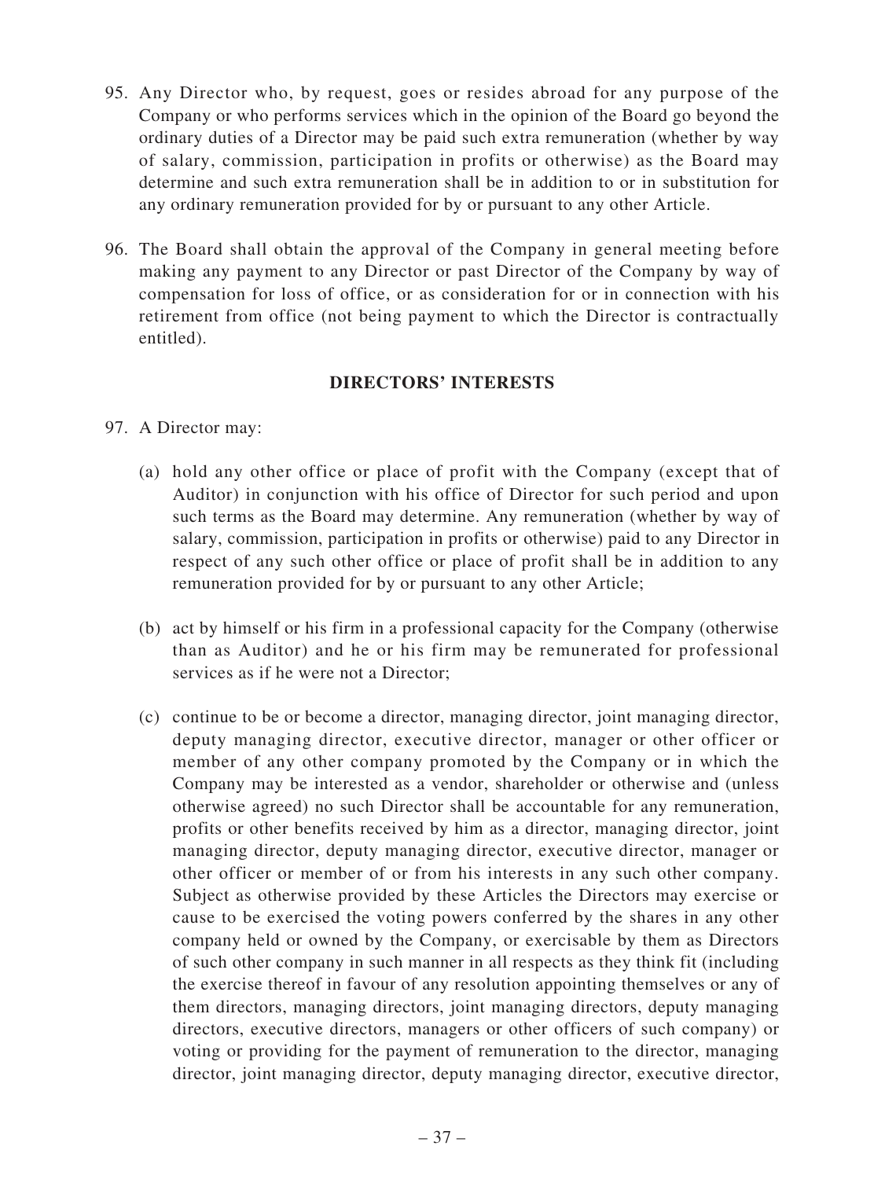95. Any Director who, by request, goes or resides abroad for any purpose of the Company or who performs services which in the opinion of the Board go beyond the ordinary duties of a Director may be paid such extra remuneration (whether by way of salary, commission, participation in profits or otherwise) as the Board may determine and such extra remuneration shall be in addition to or in substitution for any ordinary remuneration provided for by or pursuant to any other Article.

96. The Board shall obtain the approval of the Company in general meeting before making any payment to any Director or past Director of the Company by way of compensation for loss of office, or as consideration for or in connection with his retirement from office (not being payment to which the Director is contractually entitled).

## DIRECTORS' INTERESTS

97. A Director may:

    (a) hold any other office or place of profit with the Company (except that of Auditor) in conjunction with his office of Director for such period and upon such terms as the Board may determine. Any remuneration (whether by way of salary, commission, participation in profits or otherwise) paid to any Director in respect of any such other office or place of profit shall be in addition to any remuneration provided for by or pursuant to any other Article;

    (b) act by himself or his firm in a professional capacity for the Company (otherwise than as Auditor) and he or his firm may be remunerated for professional services as if he were not a Director;

    (c) continue to be or become a director, managing director, joint managing director, deputy managing director, executive director, manager or other officer or member of any other company promoted by the Company or in which the Company may be interested as a vendor, shareholder or otherwise and (unless otherwise agreed) no such Director shall be accountable for any remuneration, profits or other benefits received by him as a director, managing director, joint managing director, deputy managing director, executive director, manager or other officer or member of or from his interests in any such other company. Subject as otherwise provided by these Articles the Directors may exercise or cause to be exercised the voting powers conferred by the shares in any other company held or owned by the Company, or exercisable by them as Directors of such other company in such manner in all respects as they think fit (including the exercise thereof in favour of any resolution appointing themselves or any of them directors, managing directors, joint managing directors, deputy managing directors, executive directors, managers or other officers of such company) or voting or providing for the payment of remuneration to the director, managing director, joint managing director, deputy managing director, executive director,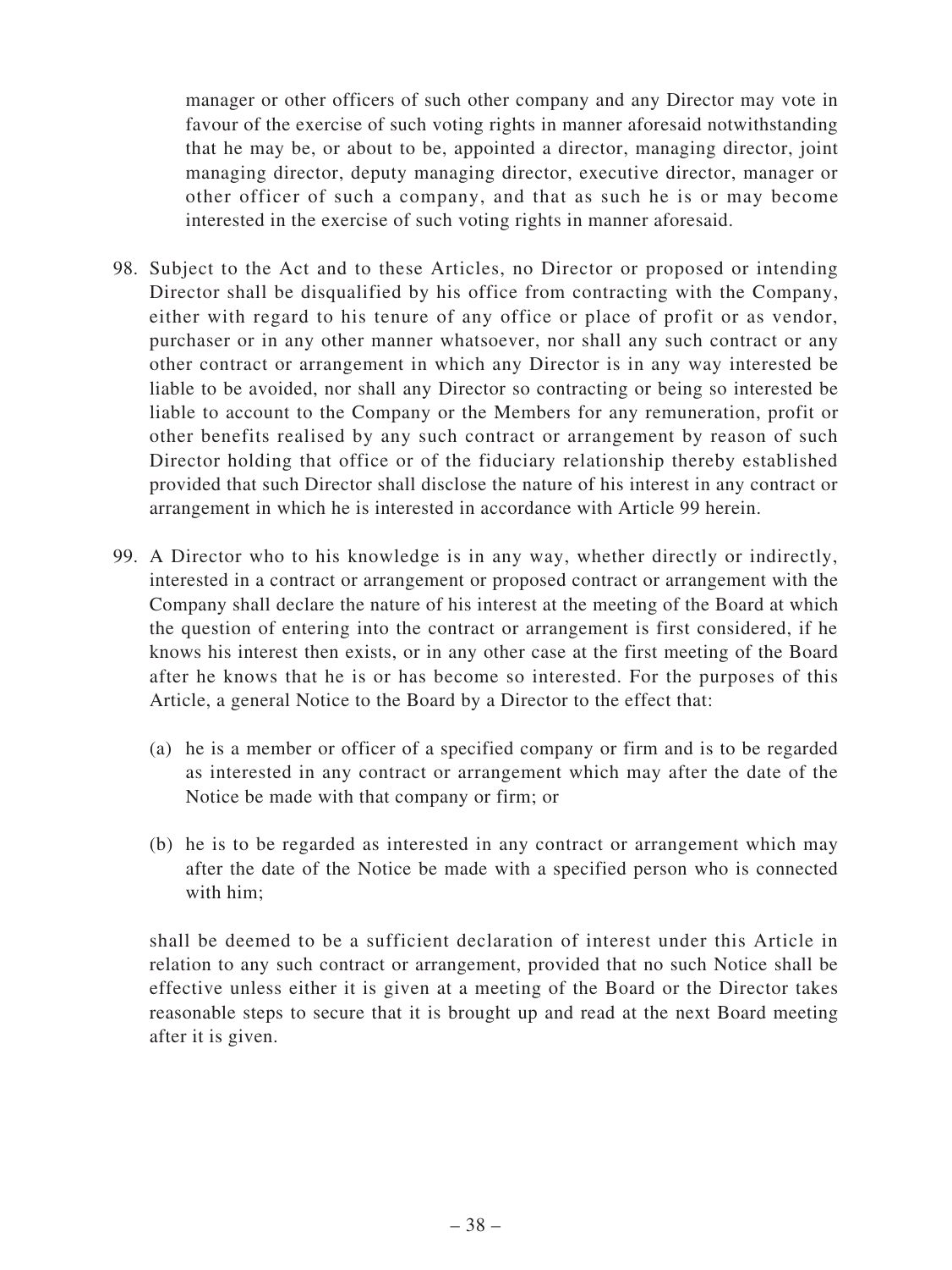manager or other officers of such other company and any Director may vote in favour of the exercise of such voting rights in manner aforesaid notwithstanding that he may be, or about to be, appointed a director, managing director, joint managing director, deputy managing director, executive director, manager or other officer of such a company, and that as such he is or may become interested in the exercise of such voting rights in manner aforesaid.

98. Subject to the Act and to these Articles, no Director or proposed or intending Director shall be disqualified by his office from contracting with the Company, either with regard to his tenure of any office or place of profit or as vendor, purchaser or in any other manner whatsoever, nor shall any such contract or any other contract or arrangement in which any Director is in any way interested be liable to be avoided, nor shall any Director so contracting or being so interested be liable to account to the Company or the Members for any remuneration, profit or other benefits realised by any such contract or arrangement by reason of such Director holding that office or of the fiduciary relationship thereby established provided that such Director shall disclose the nature of his interest in any contract or arrangement in which he is interested in accordance with Article 99 herein.

99. A Director who to his knowledge is in any way, whether directly or indirectly, interested in a contract or arrangement or proposed contract or arrangement with the Company shall declare the nature of his interest at the meeting of the Board at which the question of entering into the contract or arrangement is first considered, if he knows his interest then exists, or in any other case at the first meeting of the Board after he knows that he is or has become so interested. For the purposes of this Article, a general Notice to the Board by a Director to the effect that:

    (a) he is a member or officer of a specified company or firm and is to be regarded as interested in any contract or arrangement which may after the date of the Notice be made with that company or firm; or

    (b) he is to be regarded as interested in any contract or arrangement which may after the date of the Notice be made with a specified person who is connected with him;

    shall be deemed to be a sufficient declaration of interest under this Article in relation to any such contract or arrangement, provided that no such Notice shall be effective unless either it is given at a meeting of the Board or the Director takes reasonable steps to secure that it is brought up and read at the next Board meeting after it is given.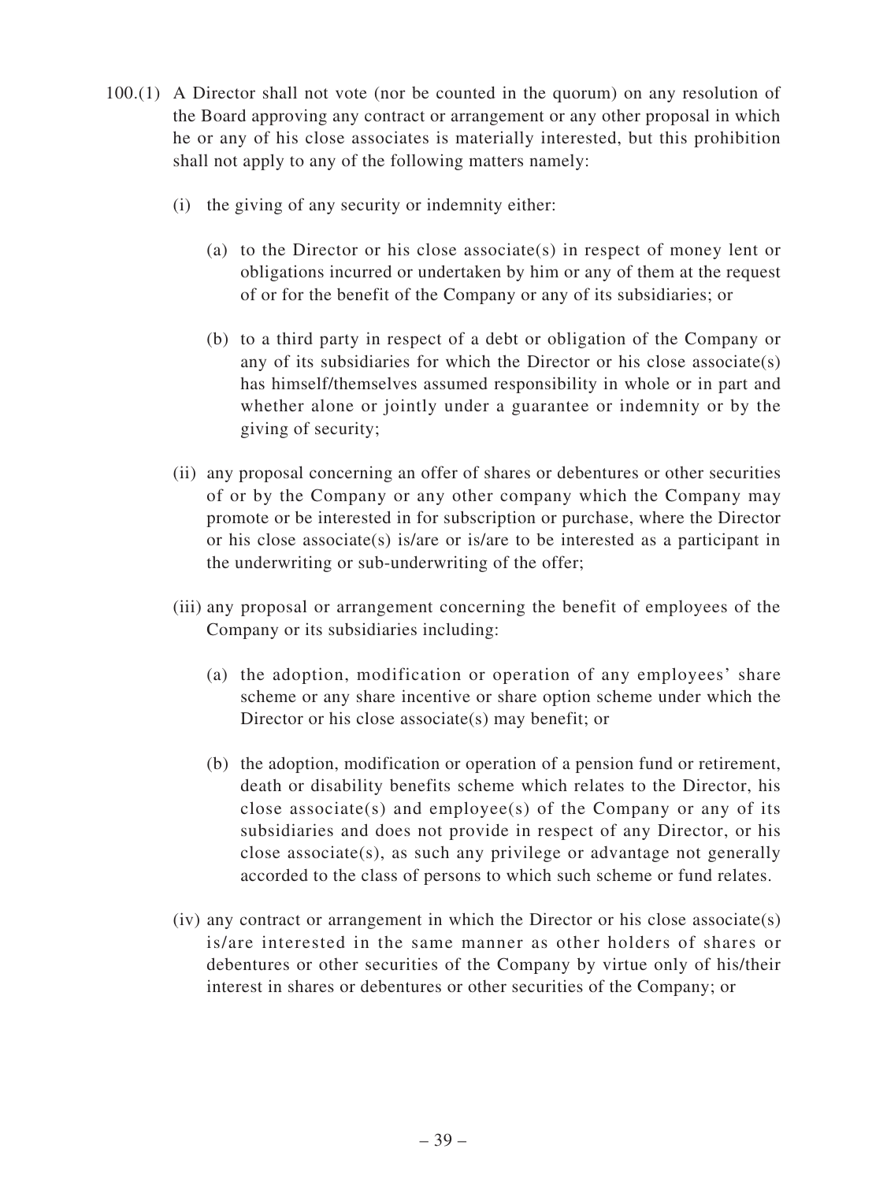100.(1) A Director shall not vote (nor be counted in the quorum) on any resolution of the Board approving any contract or arrangement or any other proposal in which he or any of his close associates is materially interested, but this prohibition shall not apply to any of the following matters namely:

(i) the giving of any security or indemnity either:

(a) to the Director or his close associate(s) in respect of money lent or obligations incurred or undertaken by him or any of them at the request of or for the benefit of the Company or any of its subsidiaries; or

(b) to a third party in respect of a debt or obligation of the Company or any of its subsidiaries for which the Director or his close associate(s) has himself/themselves assumed responsibility in whole or in part and whether alone or jointly under a guarantee or indemnity or by the giving of security;

(ii) any proposal concerning an offer of shares or debentures or other securities of or by the Company or any other company which the Company may promote or be interested in for subscription or purchase, where the Director or his close associate(s) is/are or is/are to be interested as a participant in the underwriting or sub-underwriting of the offer;

(iii) any proposal or arrangement concerning the benefit of employees of the Company or its subsidiaries including:

(a) the adoption, modification or operation of any employees' share scheme or any share incentive or share option scheme under which the Director or his close associate(s) may benefit; or

(b) the adoption, modification or operation of a pension fund or retirement, death or disability benefits scheme which relates to the Director, his close associate(s) and employee(s) of the Company or any of its subsidiaries and does not provide in respect of any Director, or his close associate(s), as such any privilege or advantage not generally accorded to the class of persons to which such scheme or fund relates.

(iv) any contract or arrangement in which the Director or his close associate(s) is/are interested in the same manner as other holders of shares or debentures or other securities of the Company by virtue only of his/their interest in shares or debentures or other securities of the Company; or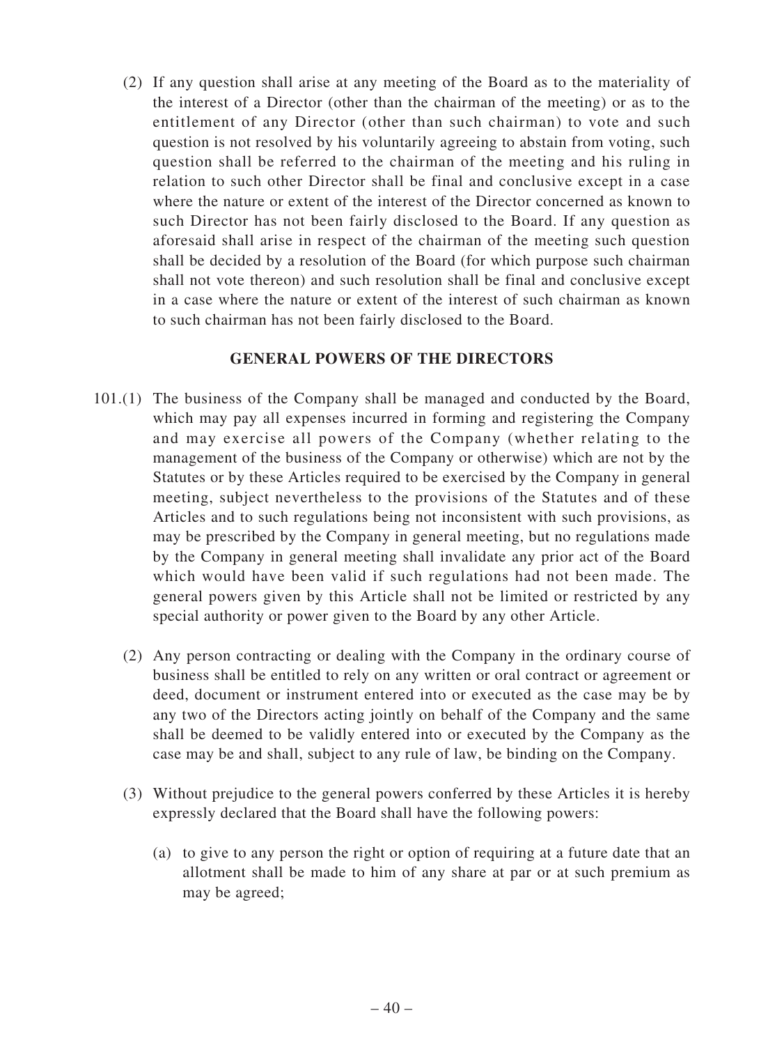(2) If any question shall arise at any meeting of the Board as to the materiality of the interest of a Director (other than the chairman of the meeting) or as to the entitlement of any Director (other than such chairman) to vote and such question is not resolved by his voluntarily agreeing to abstain from voting, such question shall be referred to the chairman of the meeting and his ruling in relation to such other Director shall be final and conclusive except in a case where the nature or extent of the interest of the Director concerned as known to such Director has not been fairly disclosed to the Board. If any question as aforesaid shall arise in respect of the chairman of the meeting such question shall be decided by a resolution of the Board (for which purpose such chairman shall not vote thereon) and such resolution shall be final and conclusive except in a case where the nature or extent of the interest of such chairman as known to such chairman has not been fairly disclosed to the Board.

## GENERAL POWERS OF THE DIRECTORS

101.(1) The business of the Company shall be managed and conducted by the Board, which may pay all expenses incurred in forming and registering the Company and may exercise all powers of the Company (whether relating to the management of the business of the Company or otherwise) which are not by the Statutes or by these Articles required to be exercised by the Company in general meeting, subject nevertheless to the provisions of the Statutes and of these Articles and to such regulations being not inconsistent with such provisions, as may be prescribed by the Company in general meeting, but no regulations made by the Company in general meeting shall invalidate any prior act of the Board which would have been valid if such regulations had not been made. The general powers given by this Article shall not be limited or restricted by any special authority or power given to the Board by any other Article.

(2) Any person contracting or dealing with the Company in the ordinary course of business shall be entitled to rely on any written or oral contract or agreement or deed, document or instrument entered into or executed as the case may be by any two of the Directors acting jointly on behalf of the Company and the same shall be deemed to be validly entered into or executed by the Company as the case may be and shall, subject to any rule of law, be binding on the Company.

(3) Without prejudice to the general powers conferred by these Articles it is hereby expressly declared that the Board shall have the following powers:

(a) to give to any person the right or option of requiring at a future date that an allotment shall be made to him of any share at par or at such premium as may be agreed;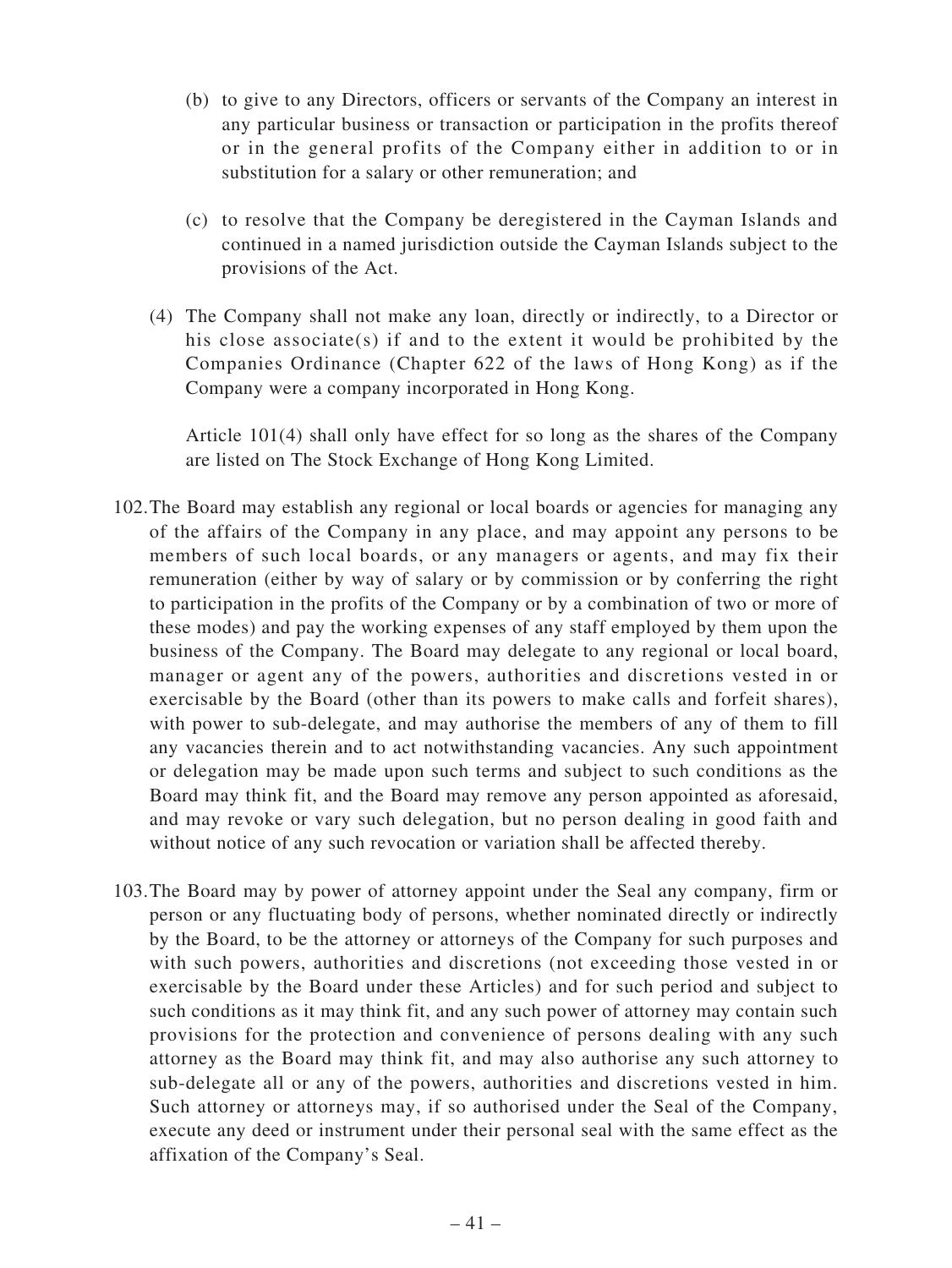(b) to give to any Directors, officers or servants of the Company an interest in any particular business or transaction or participation in the profits thereof or in the general profits of the Company either in addition to or in substitution for a salary or other remuneration; and

(c) to resolve that the Company be deregistered in the Cayman Islands and continued in a named jurisdiction outside the Cayman Islands subject to the provisions of the Act.

(4) The Company shall not make any loan, directly or indirectly, to a Director or his close associate(s) if and to the extent it would be prohibited by the Companies Ordinance (Chapter 622 of the laws of Hong Kong) as if the Company were a company incorporated in Hong Kong.

Article 101(4) shall only have effect for so long as the shares of the Company are listed on The Stock Exchange of Hong Kong Limited.

102. The Board may establish any regional or local boards or agencies for managing any of the affairs of the Company in any place, and may appoint any persons to be members of such local boards, or any managers or agents, and may fix their remuneration (either by way of salary or by commission or by conferring the right to participation in the profits of the Company or by a combination of two or more of these modes) and pay the working expenses of any staff employed by them upon the business of the Company. The Board may delegate to any regional or local board, manager or agent any of the powers, authorities and discretions vested in or exercisable by the Board (other than its powers to make calls and forfeit shares), with power to sub-delegate, and may authorise the members of any of them to fill any vacancies therein and to act notwithstanding vacancies. Any such appointment or delegation may be made upon such terms and subject to such conditions as the Board may think fit, and the Board may remove any person appointed as aforesaid, and may revoke or vary such delegation, but no person dealing in good faith and without notice of any such revocation or variation shall be affected thereby.

103. The Board may by power of attorney appoint under the Seal any company, firm or person or any fluctuating body of persons, whether nominated directly or indirectly by the Board, to be the attorney or attorneys of the Company for such purposes and with such powers, authorities and discretions (not exceeding those vested in or exercisable by the Board under these Articles) and for such period and subject to such conditions as it may think fit, and any such power of attorney may contain such provisions for the protection and convenience of persons dealing with any such attorney as the Board may think fit, and may also authorise any such attorney to sub-delegate all or any of the powers, authorities and discretions vested in him. Such attorney or attorneys may, if so authorised under the Seal of the Company, execute any deed or instrument under their personal seal with the same effect as the affixation of the Company's Seal.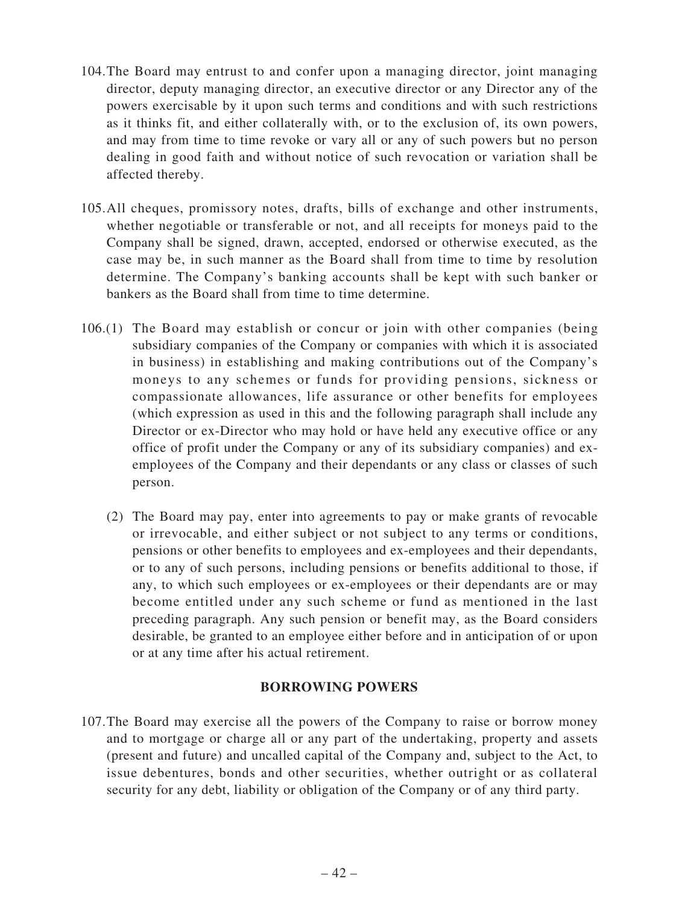104. The Board may entrust to and confer upon a managing director, joint managing director, deputy managing director, an executive director or any Director any of the powers exercisable by it upon such terms and conditions and with such restrictions as it thinks fit, and either collaterally with, or to the exclusion of, its own powers, and may from time to time revoke or vary all or any of such powers but no person dealing in good faith and without notice of such revocation or variation shall be affected thereby.

105. All cheques, promissory notes, drafts, bills of exchange and other instruments, whether negotiable or transferable or not, and all receipts for moneys paid to the Company shall be signed, drawn, accepted, endorsed or otherwise executed, as the case may be, in such manner as the Board shall from time to time by resolution determine. The Company's banking accounts shall be kept with such banker or bankers as the Board shall from time to time determine.

106. (1) The Board may establish or concur or join with other companies (being subsidiary companies of the Company or companies with which it is associated in business) in establishing and making contributions out of the Company's moneys to any schemes or funds for providing pensions, sickness or compassionate allowances, life assurance or other benefits for employees (which expression as used in this and the following paragraph shall include any Director or ex-Director who may hold or have held any executive office or any office of profit under the Company or any of its subsidiary companies) and ex-employees of the Company and their dependants or any class or classes of such person.

(2) The Board may pay, enter into agreements to pay or make grants of revocable or irrevocable, and either subject or not subject to any terms or conditions, pensions or other benefits to employees and ex-employees and their dependants, or to any of such persons, including pensions or benefits additional to those, if any, to which such employees or ex-employees or their dependants are or may become entitled under any such scheme or fund as mentioned in the last preceding paragraph. Any such pension or benefit may, as the Board considers desirable, be granted to an employee either before and in anticipation of or upon or at any time after his actual retirement.

## BORROWING POWERS

107. The Board may exercise all the powers of the Company to raise or borrow money and to mortgage or charge all or any part of the undertaking, property and assets (present and future) and uncalled capital of the Company and, subject to the Act, to issue debentures, bonds and other securities, whether outright or as collateral security for any debt, liability or obligation of the Company or of any third party.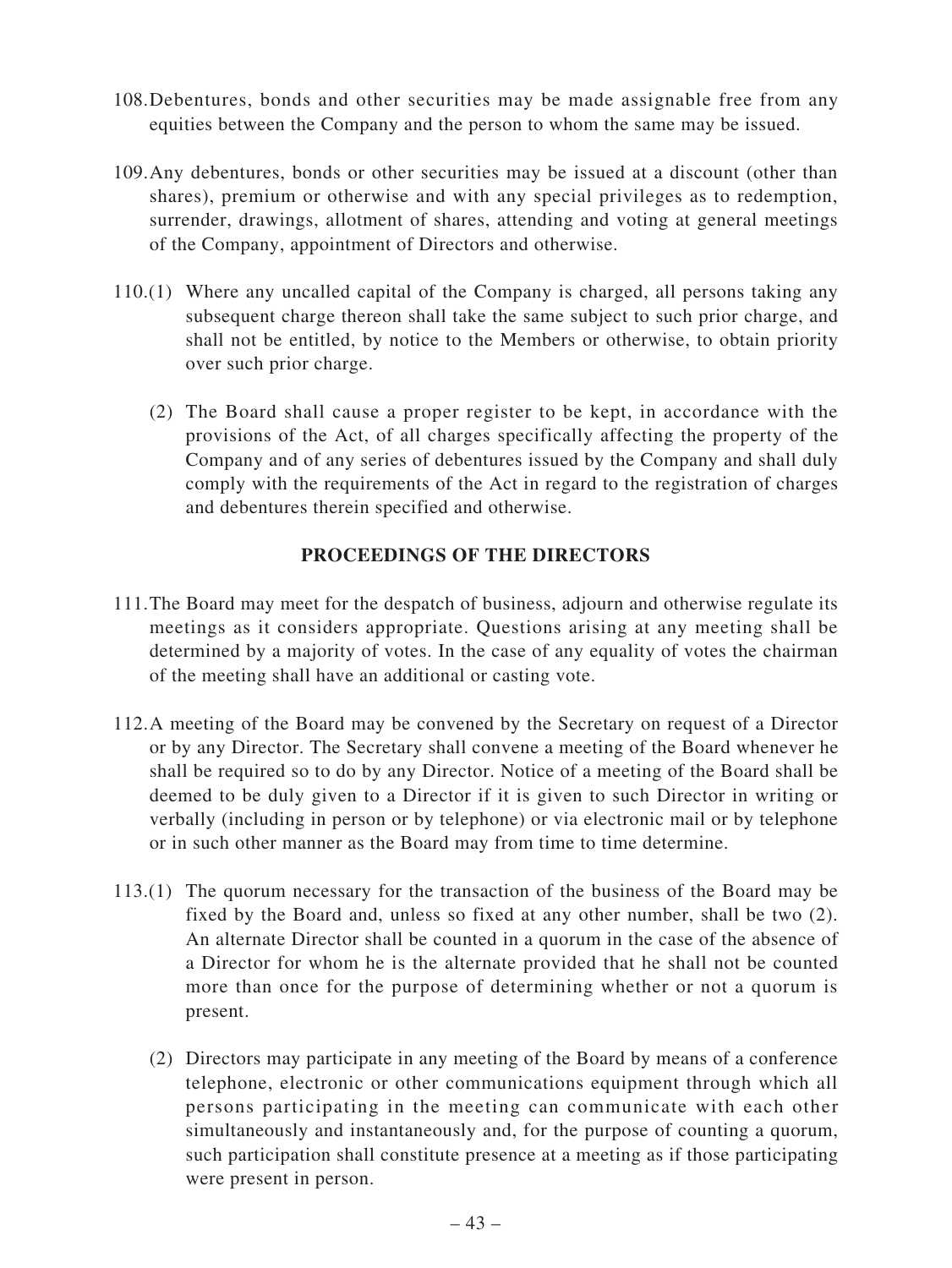108. Debentures, bonds and other securities may be made assignable free from any equities between the Company and the person to whom the same may be issued.

109. Any debentures, bonds or other securities may be issued at a discount (other than shares), premium or otherwise and with any special privileges as to redemption, surrender, drawings, allotment of shares, attending and voting at general meetings of the Company, appointment of Directors and otherwise.

110. (1) Where any uncalled capital of the Company is charged, all persons taking any subsequent charge thereon shall take the same subject to such prior charge, and shall not be entitled, by notice to the Members or otherwise, to obtain priority over such prior charge.

(2) The Board shall cause a proper register to be kept, in accordance with the provisions of the Act, of all charges specifically affecting the property of the Company and of any series of debentures issued by the Company and shall duly comply with the requirements of the Act in regard to the registration of charges and debentures therein specified and otherwise.

## PROCEEDINGS OF THE DIRECTORS

111. The Board may meet for the despatch of business, adjourn and otherwise regulate its meetings as it considers appropriate. Questions arising at any meeting shall be determined by a majority of votes. In the case of any equality of votes the chairman of the meeting shall have an additional or casting vote.

112. A meeting of the Board may be convened by the Secretary on request of a Director or by any Director. The Secretary shall convene a meeting of the Board whenever he shall be required so to do by any Director. Notice of a meeting of the Board shall be deemed to be duly given to a Director if it is given to such Director in writing or verbally (including in person or by telephone) or via electronic mail or by telephone or in such other manner as the Board may from time to time determine.

113. (1) The quorum necessary for the transaction of the business of the Board may be fixed by the Board and, unless so fixed at any other number, shall be two (2). An alternate Director shall be counted in a quorum in the case of the absence of a Director for whom he is the alternate provided that he shall not be counted more than once for the purpose of determining whether or not a quorum is present.

(2) Directors may participate in any meeting of the Board by means of a conference telephone, electronic or other communications equipment through which all persons participating in the meeting can communicate with each other simultaneously and instantaneously and, for the purpose of counting a quorum, such participation shall constitute presence at a meeting as if those participating were present in person.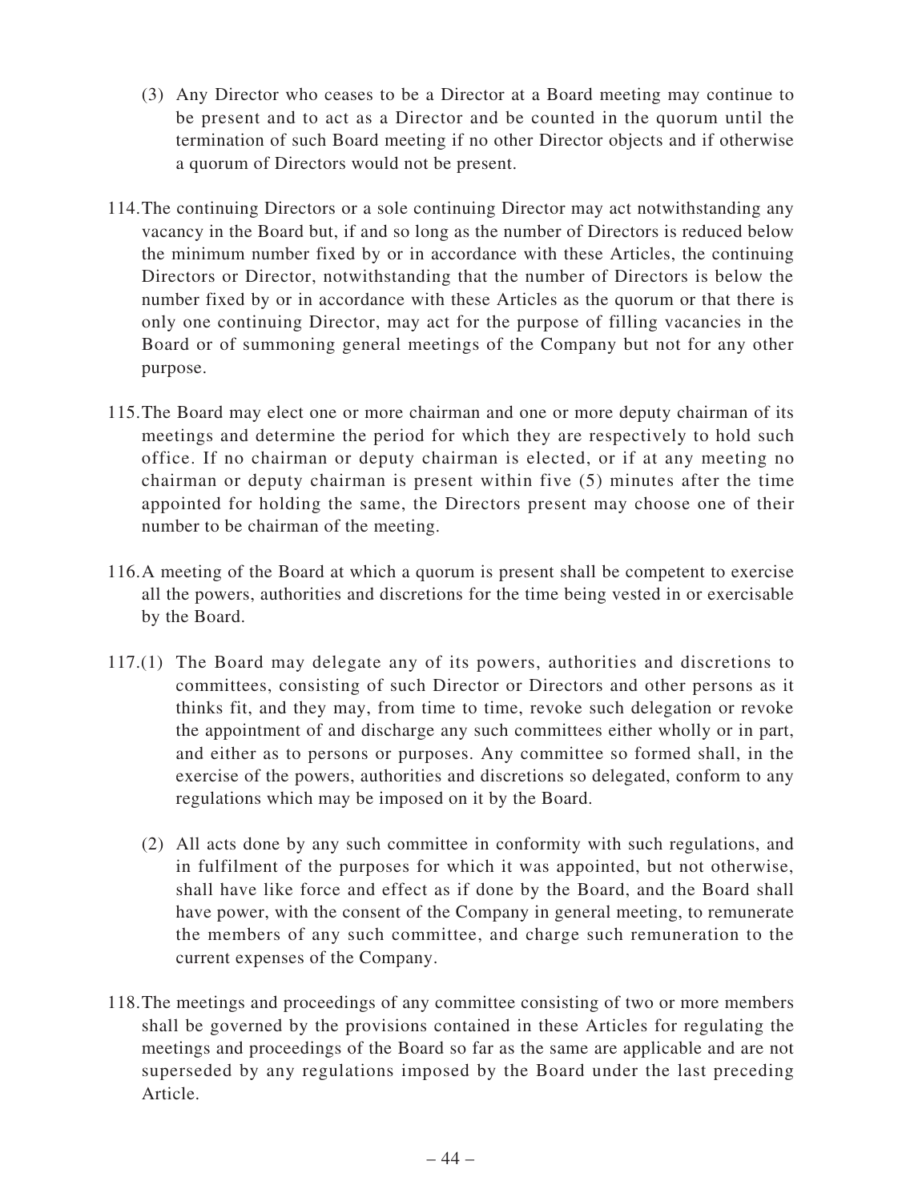(3) Any Director who ceases to be a Director at a Board meeting may continue to be present and to act as a Director and be counted in the quorum until the termination of such Board meeting if no other Director objects and if otherwise a quorum of Directors would not be present.

114. The continuing Directors or a sole continuing Director may act notwithstanding any vacancy in the Board but, if and so long as the number of Directors is reduced below the minimum number fixed by or in accordance with these Articles, the continuing Directors or Director, notwithstanding that the number of Directors is below the number fixed by or in accordance with these Articles as the quorum or that there is only one continuing Director, may act for the purpose of filling vacancies in the Board or of summoning general meetings of the Company but not for any other purpose.

115. The Board may elect one or more chairman and one or more deputy chairman of its meetings and determine the period for which they are respectively to hold such office. If no chairman or deputy chairman is elected, or if at any meeting no chairman or deputy chairman is present within five (5) minutes after the time appointed for holding the same, the Directors present may choose one of their number to be chairman of the meeting.

116. A meeting of the Board at which a quorum is present shall be competent to exercise all the powers, authorities and discretions for the time being vested in or exercisable by the Board.

117. (1) The Board may delegate any of its powers, authorities and discretions to committees, consisting of such Director or Directors and other persons as it thinks fit, and they may, from time to time, revoke such delegation or revoke the appointment of and discharge any such committees either wholly or in part, and either as to persons or purposes. Any committee so formed shall, in the exercise of the powers, authorities and discretions so delegated, conform to any regulations which may be imposed on it by the Board.

(2) All acts done by any such committee in conformity with such regulations, and in fulfilment of the purposes for which it was appointed, but not otherwise, shall have like force and effect as if done by the Board, and the Board shall have power, with the consent of the Company in general meeting, to remunerate the members of any such committee, and charge such remuneration to the current expenses of the Company.

118. The meetings and proceedings of any committee consisting of two or more members shall be governed by the provisions contained in these Articles for regulating the meetings and proceedings of the Board so far as the same are applicable and are not superseded by any regulations imposed by the Board under the last preceding Article.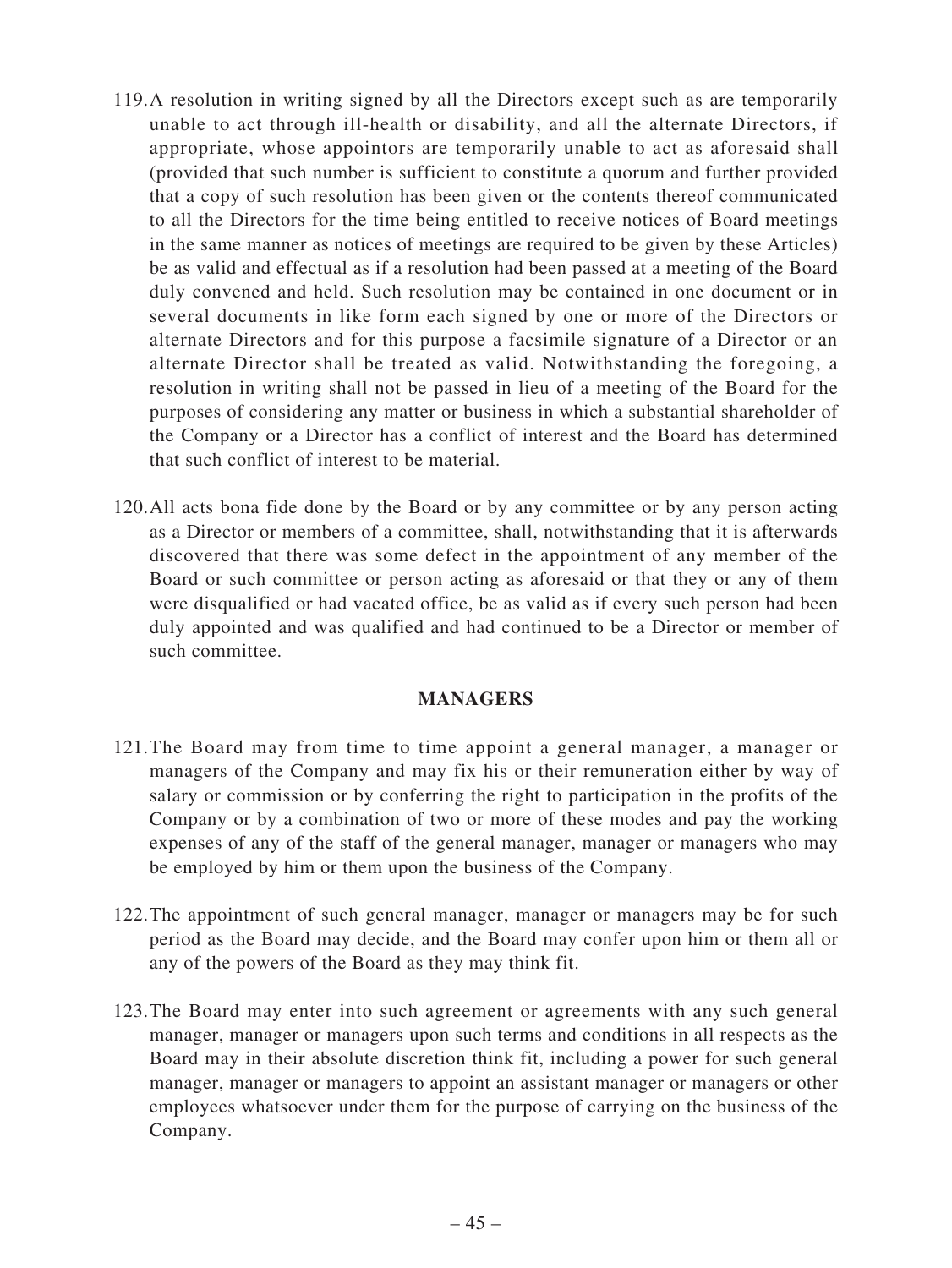119. A resolution in writing signed by all the Directors except such as are temporarily unable to act through ill-health or disability, and all the alternate Directors, if appropriate, whose appointors are temporarily unable to act as aforesaid shall (provided that such number is sufficient to constitute a quorum and further provided that a copy of such resolution has been given or the contents thereof communicated to all the Directors for the time being entitled to receive notices of Board meetings in the same manner as notices of meetings are required to be given by these Articles) be as valid and effectual as if a resolution had been passed at a meeting of the Board duly convened and held. Such resolution may be contained in one document or in several documents in like form each signed by one or more of the Directors or alternate Directors and for this purpose a facsimile signature of a Director or an alternate Director shall be treated as valid. Notwithstanding the foregoing, a resolution in writing shall not be passed in lieu of a meeting of the Board for the purposes of considering any matter or business in which a substantial shareholder of the Company or a Director has a conflict of interest and the Board has determined that such conflict of interest to be material.

120. All acts bona fide done by the Board or by any committee or by any person acting as a Director or members of a committee, shall, notwithstanding that it is afterwards discovered that there was some defect in the appointment of any member of the Board or such committee or person acting as aforesaid or that they or any of them were disqualified or had vacated office, be as valid as if every such person had been duly appointed and was qualified and had continued to be a Director or member of such committee.

## MANAGERS

121. The Board may from time to time appoint a general manager, a manager or managers of the Company and may fix his or their remuneration either by way of salary or commission or by conferring the right to participation in the profits of the Company or by a combination of two or more of these modes and pay the working expenses of any of the staff of the general manager, manager or managers who may be employed by him or them upon the business of the Company.

122. The appointment of such general manager, manager or managers may be for such period as the Board may decide, and the Board may confer upon him or them all or any of the powers of the Board as they may think fit.

123. The Board may enter into such agreement or agreements with any such general manager, manager or managers upon such terms and conditions in all respects as the Board may in their absolute discretion think fit, including a power for such general manager, manager or managers to appoint an assistant manager or managers or other employees whatsoever under them for the purpose of carrying on the business of the Company.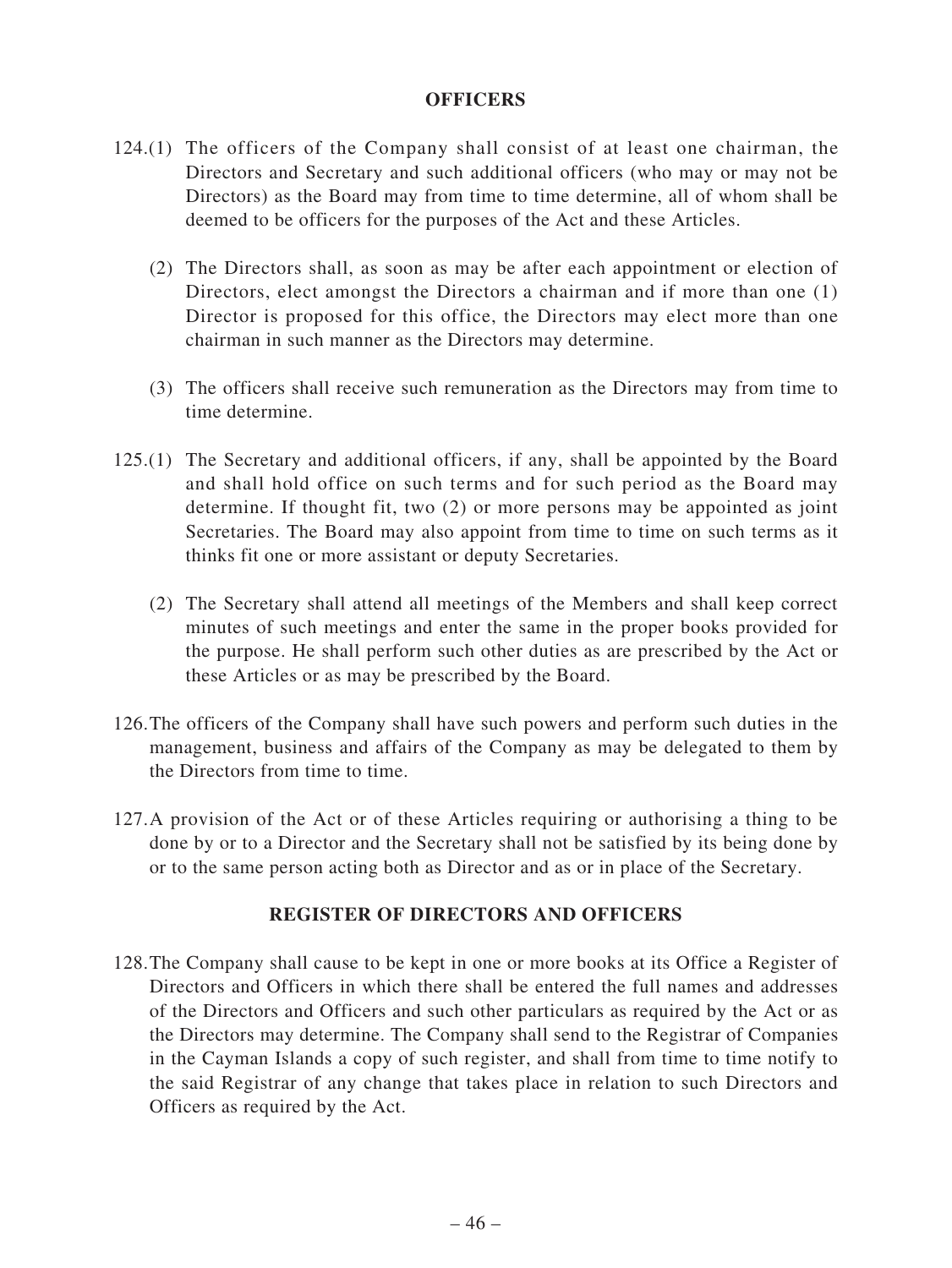## OFFICERS

124.(1) The officers of the Company shall consist of at least one chairman, the Directors and Secretary and such additional officers (who may or may not be Directors) as the Board may from time to time determine, all of whom shall be deemed to be officers for the purposes of the Act and these Articles.

(2) The Directors shall, as soon as may be after each appointment or election of Directors, elect amongst the Directors a chairman and if more than one (1) Director is proposed for this office, the Directors may elect more than one chairman in such manner as the Directors may determine.

(3) The officers shall receive such remuneration as the Directors may from time to time determine.

125.(1) The Secretary and additional officers, if any, shall be appointed by the Board and shall hold office on such terms and for such period as the Board may determine. If thought fit, two (2) or more persons may be appointed as joint Secretaries. The Board may also appoint from time to time on such terms as it thinks fit one or more assistant or deputy Secretaries.

(2) The Secretary shall attend all meetings of the Members and shall keep correct minutes of such meetings and enter the same in the proper books provided for the purpose. He shall perform such other duties as are prescribed by the Act or these Articles or as may be prescribed by the Board.

126. The officers of the Company shall have such powers and perform such duties in the management, business and affairs of the Company as may be delegated to them by the Directors from time to time.

127. A provision of the Act or of these Articles requiring or authorising a thing to be done by or to a Director and the Secretary shall not be satisfied by its being done by or to the same person acting both as Director and as or in place of the Secretary.

## REGISTER OF DIRECTORS AND OFFICERS

128. The Company shall cause to be kept in one or more books at its Office a Register of Directors and Officers in which there shall be entered the full names and addresses of the Directors and Officers and such other particulars as required by the Act or as the Directors may determine. The Company shall send to the Registrar of Companies in the Cayman Islands a copy of such register, and shall from time to time notify to the said Registrar of any change that takes place in relation to such Directors and Officers as required by the Act.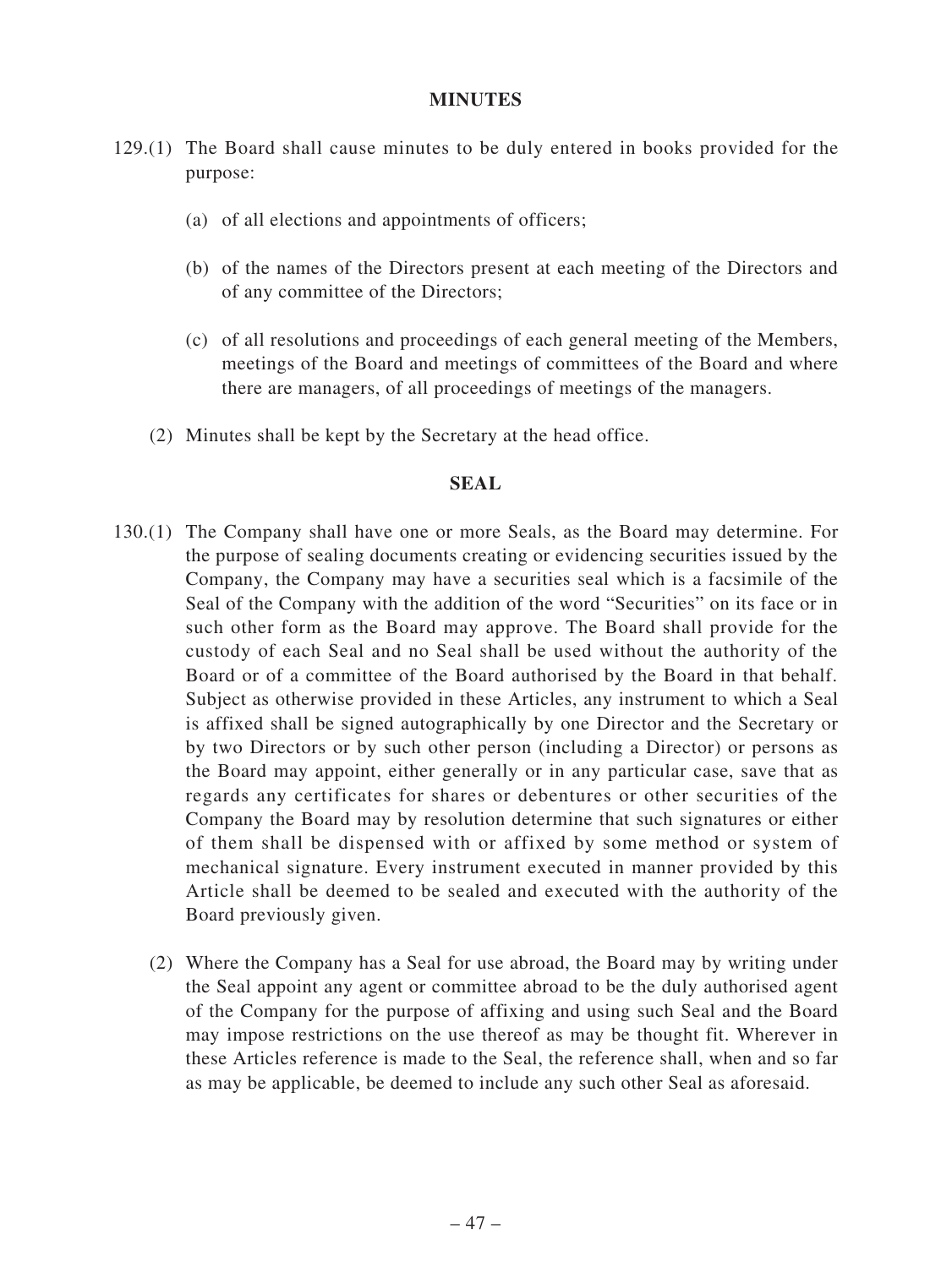## MINUTES

129.(1) The Board shall cause minutes to be duly entered in books provided for the purpose:

(a) of all elections and appointments of officers;

(b) of the names of the Directors present at each meeting of the Directors and of any committee of the Directors;

(c) of all resolutions and proceedings of each general meeting of the Members, meetings of the Board and meetings of committees of the Board and where there are managers, of all proceedings of meetings of the managers.

(2) Minutes shall be kept by the Secretary at the head office.

## SEAL

130.(1) The Company shall have one or more Seals, as the Board may determine. For the purpose of sealing documents creating or evidencing securities issued by the Company, the Company may have a securities seal which is a facsimile of the Seal of the Company with the addition of the word "Securities" on its face or in such other form as the Board may approve. The Board shall provide for the custody of each Seal and no Seal shall be used without the authority of the Board or of a committee of the Board authorised by the Board in that behalf. Subject as otherwise provided in these Articles, any instrument to which a Seal is affixed shall be signed autographically by one Director and the Secretary or by two Directors or by such other person (including a Director) or persons as the Board may appoint, either generally or in any particular case, save that as regards any certificates for shares or debentures or other securities of the Company the Board may by resolution determine that such signatures or either of them shall be dispensed with or affixed by some method or system of mechanical signature. Every instrument executed in manner provided by this Article shall be deemed to be sealed and executed with the authority of the Board previously given.

(2) Where the Company has a Seal for use abroad, the Board may by writing under the Seal appoint any agent or committee abroad to be the duly authorised agent of the Company for the purpose of affixing and using such Seal and the Board may impose restrictions on the use thereof as may be thought fit. Wherever in these Articles reference is made to the Seal, the reference shall, when and so far as may be applicable, be deemed to include any such other Seal as aforesaid.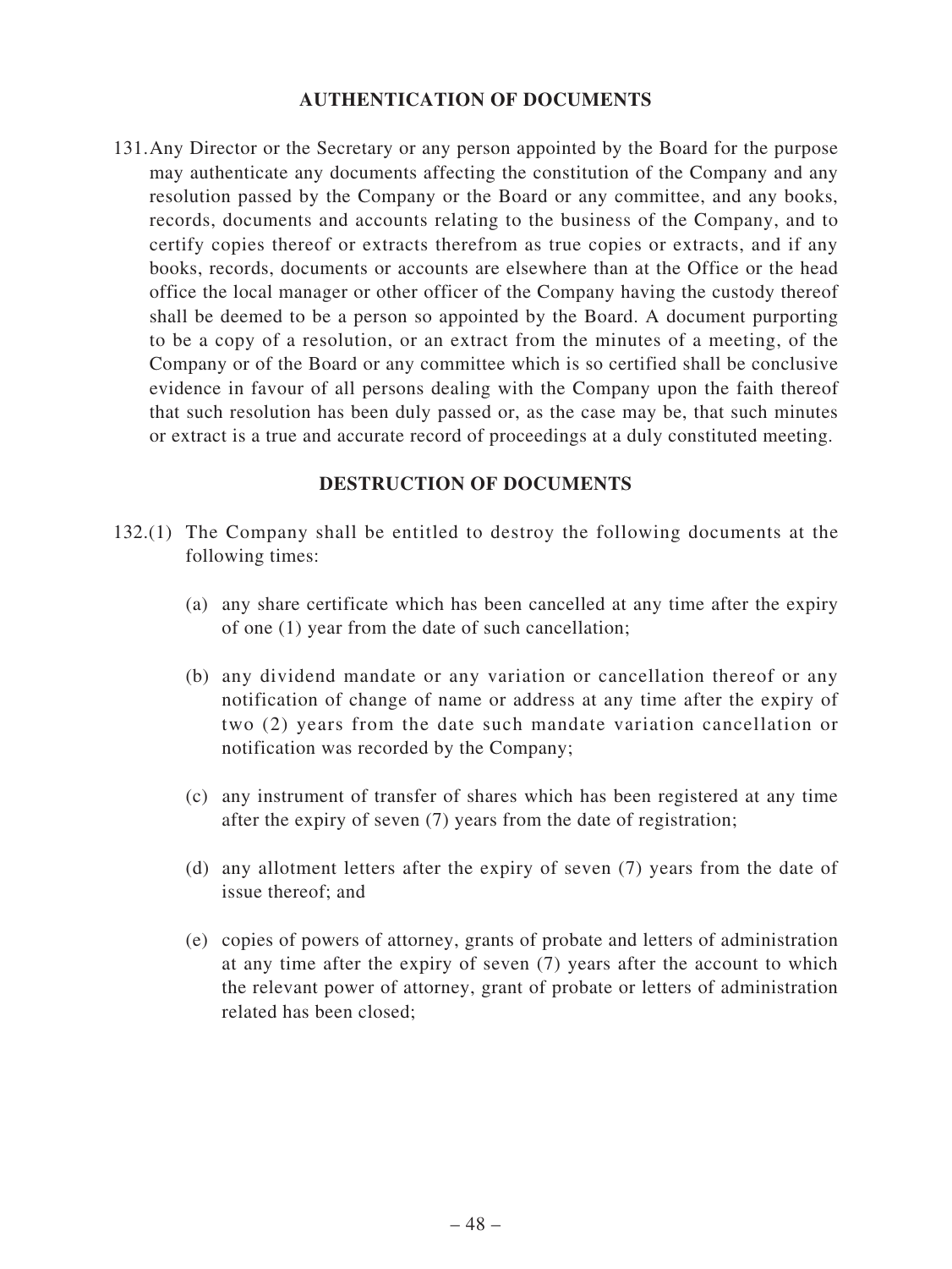## AUTHENTICATION OF DOCUMENTS

131. Any Director or the Secretary or any person appointed by the Board for the purpose may authenticate any documents affecting the constitution of the Company and any resolution passed by the Company or the Board or any committee, and any books, records, documents and accounts relating to the business of the Company, and to certify copies thereof or extracts therefrom as true copies or extracts, and if any books, records, documents or accounts are elsewhere than at the Office or the head office the local manager or other officer of the Company having the custody thereof shall be deemed to be a person so appointed by the Board. A document purporting to be a copy of a resolution, or an extract from the minutes of a meeting, of the Company or of the Board or any committee which is so certified shall be conclusive evidence in favour of all persons dealing with the Company upon the faith thereof that such resolution has been duly passed or, as the case may be, that such minutes or extract is a true and accurate record of proceedings at a duly constituted meeting.

## DESTRUCTION OF DOCUMENTS

132. (1) The Company shall be entitled to destroy the following documents at the following times:

(a) any share certificate which has been cancelled at any time after the expiry of one (1) year from the date of such cancellation;

(b) any dividend mandate or any variation or cancellation thereof or any notification of change of name or address at any time after the expiry of two (2) years from the date such mandate variation cancellation or notification was recorded by the Company;

(c) any instrument of transfer of shares which has been registered at any time after the expiry of seven (7) years from the date of registration;

(d) any allotment letters after the expiry of seven (7) years from the date of issue thereof; and

(e) copies of powers of attorney, grants of probate and letters of administration at any time after the expiry of seven (7) years after the account to which the relevant power of attorney, grant of probate or letters of administration related has been closed;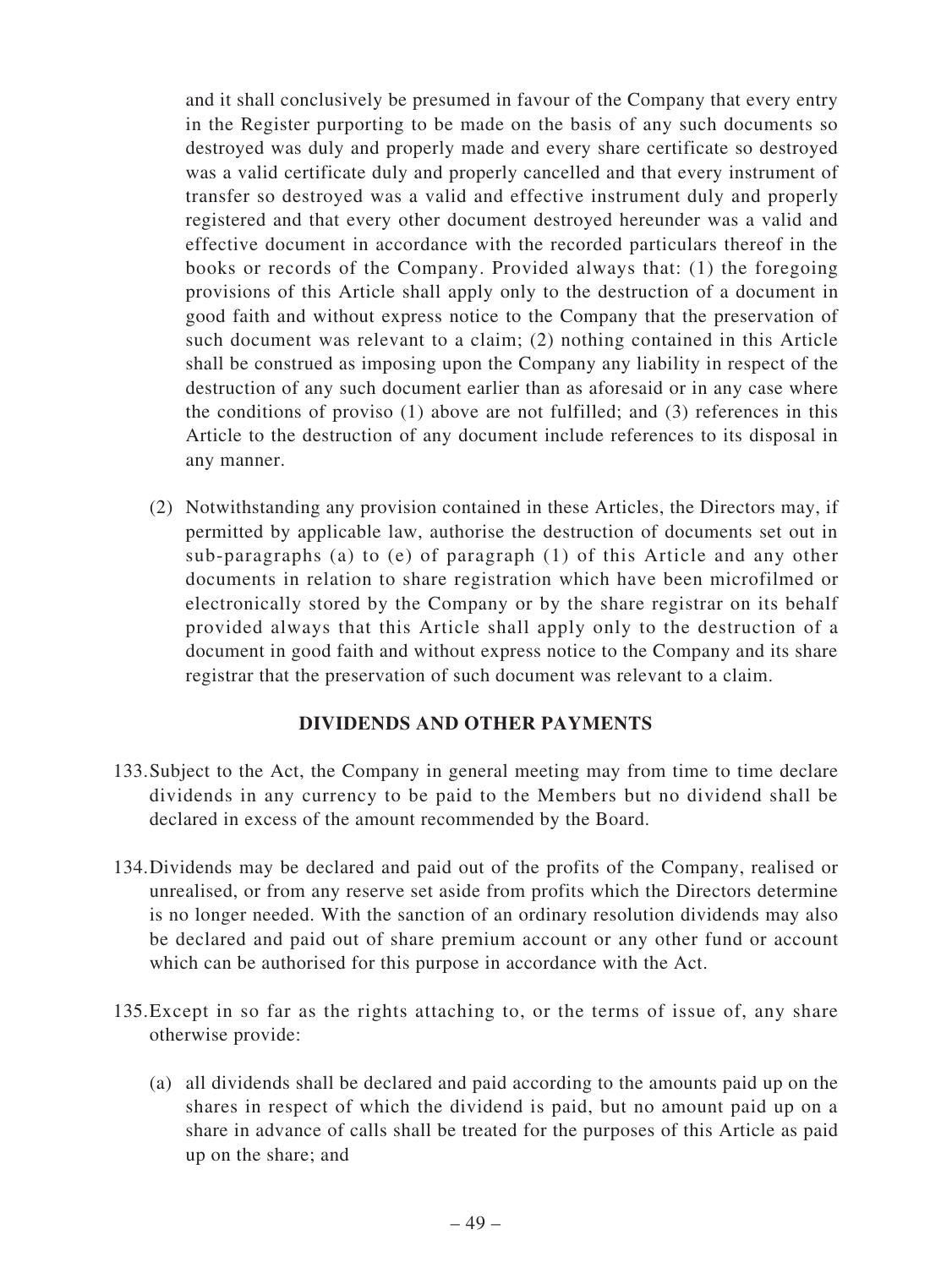and it shall conclusively be presumed in favour of the Company that every entry in the Register purporting to be made on the basis of any such documents so destroyed was duly and properly made and every share certificate so destroyed was a valid certificate duly and properly cancelled and that every instrument of transfer so destroyed was a valid and effective instrument duly and properly registered and that every other document destroyed hereunder was a valid and effective document in accordance with the recorded particulars thereof in the books or records of the Company. Provided always that: (1) the foregoing provisions of this Article shall apply only to the destruction of a document in good faith and without express notice to the Company that the preservation of such document was relevant to a claim; (2) nothing contained in this Article shall be construed as imposing upon the Company any liability in respect of the destruction of any such document earlier than as aforesaid or in any case where the conditions of proviso (1) above are not fulfilled; and (3) references in this Article to the destruction of any document include references to its disposal in any manner.

(2) Notwithstanding any provision contained in these Articles, the Directors may, if permitted by applicable law, authorise the destruction of documents set out in sub-paragraphs (a) to (e) of paragraph (1) of this Article and any other documents in relation to share registration which have been microfilmed or electronically stored by the Company or by the share registrar on its behalf provided always that this Article shall apply only to the destruction of a document in good faith and without express notice to the Company and its share registrar that the preservation of such document was relevant to a claim.

## DIVIDENDS AND OTHER PAYMENTS

133. Subject to the Act, the Company in general meeting may from time to time declare dividends in any currency to be paid to the Members but no dividend shall be declared in excess of the amount recommended by the Board.

134. Dividends may be declared and paid out of the profits of the Company, realised or unrealised, or from any reserve set aside from profits which the Directors determine is no longer needed. With the sanction of an ordinary resolution dividends may also be declared and paid out of share premium account or any other fund or account which can be authorised for this purpose in accordance with the Act.

135. Except in so far as the rights attaching to, or the terms of issue of, any share otherwise provide:

(a) all dividends shall be declared and paid according to the amounts paid up on the shares in respect of which the dividend is paid, but no amount paid up on a share in advance of calls shall be treated for the purposes of this Article as paid up on the share; and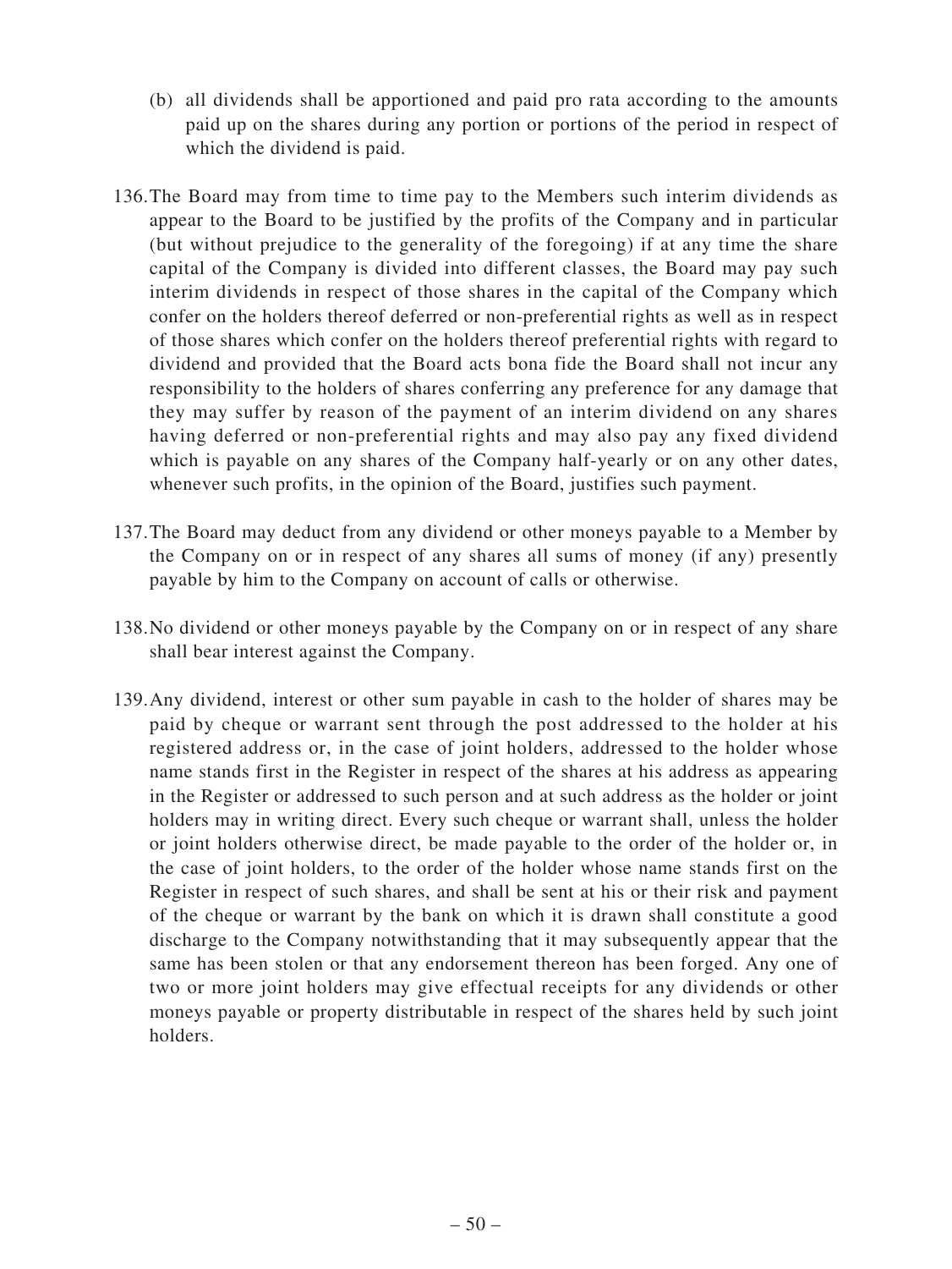(b) all dividends shall be apportioned and paid pro rata according to the amounts paid up on the shares during any portion or portions of the period in respect of which the dividend is paid.

136. The Board may from time to time pay to the Members such interim dividends as appear to the Board to be justified by the profits of the Company and in particular (but without prejudice to the generality of the foregoing) if at any time the share capital of the Company is divided into different classes, the Board may pay such interim dividends in respect of those shares in the capital of the Company which confer on the holders thereof deferred or non-preferential rights as well as in respect of those shares which confer on the holders thereof preferential rights with regard to dividend and provided that the Board acts bona fide the Board shall not incur any responsibility to the holders of shares conferring any preference for any damage that they may suffer by reason of the payment of an interim dividend on any shares having deferred or non-preferential rights and may also pay any fixed dividend which is payable on any shares of the Company half-yearly or on any other dates, whenever such profits, in the opinion of the Board, justifies such payment.

137. The Board may deduct from any dividend or other moneys payable to a Member by the Company on or in respect of any shares all sums of money (if any) presently payable by him to the Company on account of calls or otherwise.

138. No dividend or other moneys payable by the Company on or in respect of any share shall bear interest against the Company.

139. Any dividend, interest or other sum payable in cash to the holder of shares may be paid by cheque or warrant sent through the post addressed to the holder at his registered address or, in the case of joint holders, addressed to the holder whose name stands first in the Register in respect of the shares at his address as appearing in the Register or addressed to such person and at such address as the holder or joint holders may in writing direct. Every such cheque or warrant shall, unless the holder or joint holders otherwise direct, be made payable to the order of the holder or, in the case of joint holders, to the order of the holder whose name stands first on the Register in respect of such shares, and shall be sent at his or their risk and payment of the cheque or warrant by the bank on which it is drawn shall constitute a good discharge to the Company notwithstanding that it may subsequently appear that the same has been stolen or that any endorsement thereon has been forged. Any one of two or more joint holders may give effectual receipts for any dividends or other moneys payable or property distributable in respect of the shares held by such joint holders.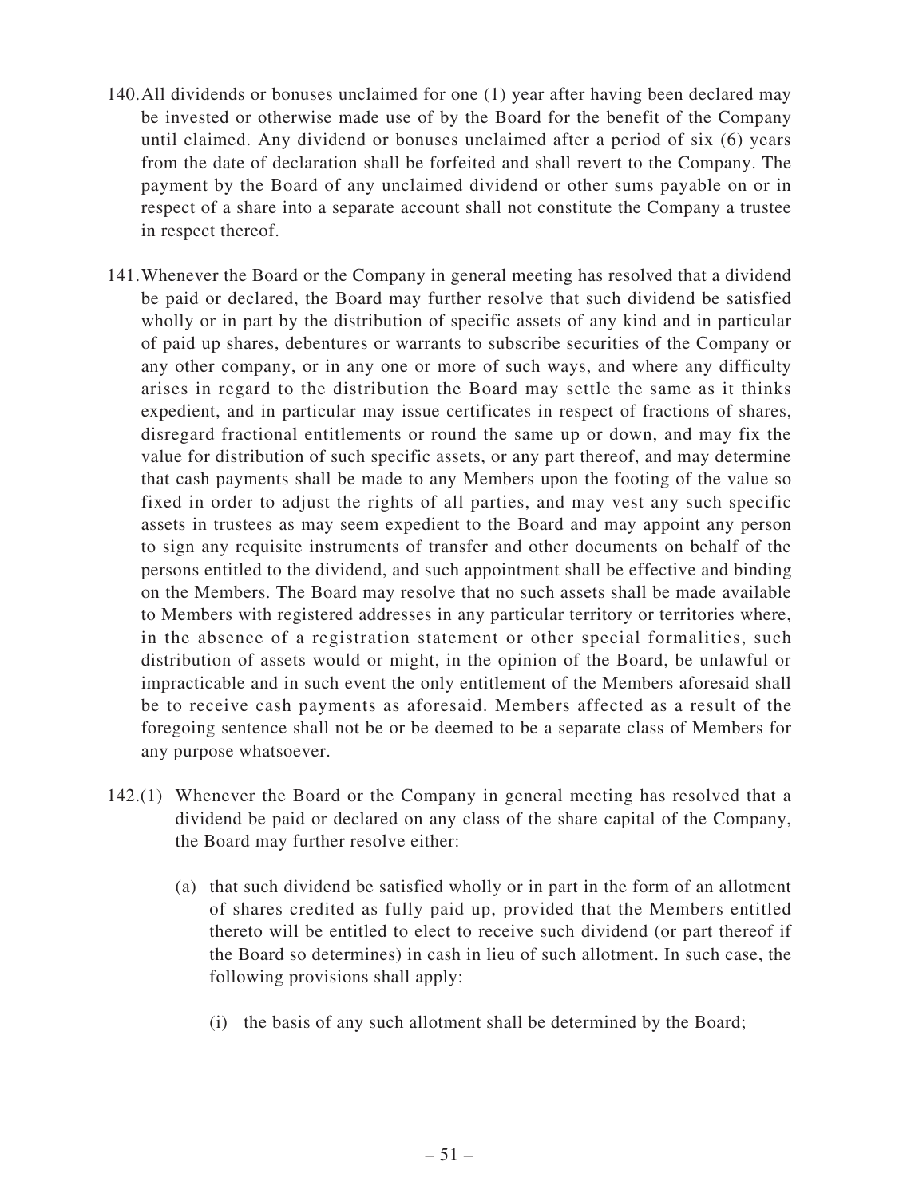140. All dividends or bonuses unclaimed for one (1) year after having been declared may be invested or otherwise made use of by the Board for the benefit of the Company until claimed. Any dividend or bonuses unclaimed after a period of six (6) years from the date of declaration shall be forfeited and shall revert to the Company. The payment by the Board of any unclaimed dividend or other sums payable on or in respect of a share into a separate account shall not constitute the Company a trustee in respect thereof.

141. Whenever the Board or the Company in general meeting has resolved that a dividend be paid or declared, the Board may further resolve that such dividend be satisfied wholly or in part by the distribution of specific assets of any kind and in particular of paid up shares, debentures or warrants to subscribe securities of the Company or any other company, or in any one or more of such ways, and where any difficulty arises in regard to the distribution the Board may settle the same as it thinks expedient, and in particular may issue certificates in respect of fractions of shares, disregard fractional entitlements or round the same up or down, and may fix the value for distribution of such specific assets, or any part thereof, and may determine that cash payments shall be made to any Members upon the footing of the value so fixed in order to adjust the rights of all parties, and may vest any such specific assets in trustees as may seem expedient to the Board and may appoint any person to sign any requisite instruments of transfer and other documents on behalf of the persons entitled to the dividend, and such appointment shall be effective and binding on the Members. The Board may resolve that no such assets shall be made available to Members with registered addresses in any particular territory or territories where, in the absence of a registration statement or other special formalities, such distribution of assets would or might, in the opinion of the Board, be unlawful or impracticable and in such event the only entitlement of the Members aforesaid shall be to receive cash payments as aforesaid. Members affected as a result of the foregoing sentence shall not be or be deemed to be a separate class of Members for any purpose whatsoever.

142.(1) Whenever the Board or the Company in general meeting has resolved that a dividend be paid or declared on any class of the share capital of the Company, the Board may further resolve either:

(a) that such dividend be satisfied wholly or in part in the form of an allotment of shares credited as fully paid up, provided that the Members entitled thereto will be entitled to elect to receive such dividend (or part thereof if the Board so determines) in cash in lieu of such allotment. In such case, the following provisions shall apply:

(i) the basis of any such allotment shall be determined by the Board;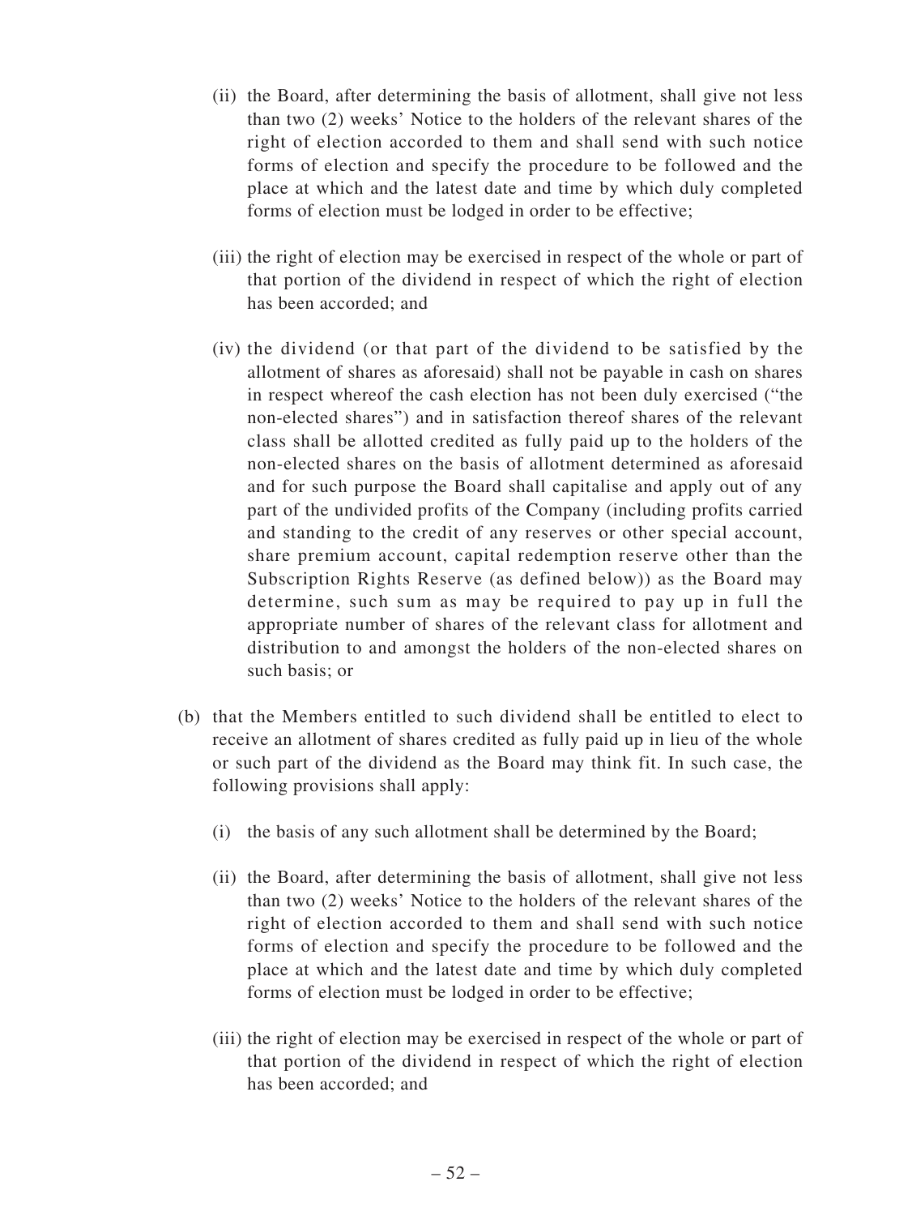(ii) the Board, after determining the basis of allotment, shall give not less than two (2) weeks' Notice to the holders of the relevant shares of the right of election accorded to them and shall send with such notice forms of election and specify the procedure to be followed and the place at which and the latest date and time by which duly completed forms of election must be lodged in order to be effective;

(iii) the right of election may be exercised in respect of the whole or part of that portion of the dividend in respect of which the right of election has been accorded; and

(iv) the dividend (or that part of the dividend to be satisfied by the allotment of shares as aforesaid) shall not be payable in cash on shares in respect whereof the cash election has not been duly exercised ("the non-elected shares") and in satisfaction thereof shares of the relevant class shall be allotted credited as fully paid up to the holders of the non-elected shares on the basis of allotment determined as aforesaid and for such purpose the Board shall capitalise and apply out of any part of the undivided profits of the Company (including profits carried and standing to the credit of any reserves or other special account, share premium account, capital redemption reserve other than the Subscription Rights Reserve (as defined below)) as the Board may determine, such sum as may be required to pay up in full the appropriate number of shares of the relevant class for allotment and distribution to and amongst the holders of the non-elected shares on such basis; or

(b) that the Members entitled to such dividend shall be entitled to elect to receive an allotment of shares credited as fully paid up in lieu of the whole or such part of the dividend as the Board may think fit. In such case, the following provisions shall apply:

(i) the basis of any such allotment shall be determined by the Board;

(ii) the Board, after determining the basis of allotment, shall give not less than two (2) weeks' Notice to the holders of the relevant shares of the right of election accorded to them and shall send with such notice forms of election and specify the procedure to be followed and the place at which and the latest date and time by which duly completed forms of election must be lodged in order to be effective;

(iii) the right of election may be exercised in respect of the whole or part of that portion of the dividend in respect of which the right of election has been accorded; and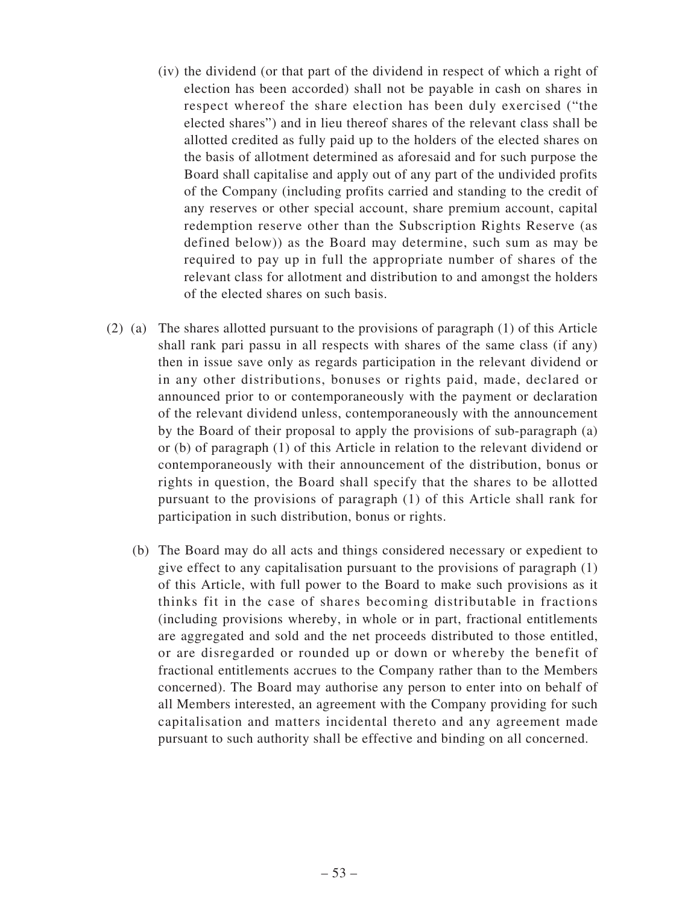(iv) the dividend (or that part of the dividend in respect of which a right of election has been accorded) shall not be payable in cash on shares in respect whereof the share election has been duly exercised ("the elected shares") and in lieu thereof shares of the relevant class shall be allotted credited as fully paid up to the holders of the elected shares on the basis of allotment determined as aforesaid and for such purpose the Board shall capitalise and apply out of any part of the undivided profits of the Company (including profits carried and standing to the credit of any reserves or other special account, share premium account, capital redemption reserve other than the Subscription Rights Reserve (as defined below)) as the Board may determine, such sum as may be required to pay up in full the appropriate number of shares of the relevant class for allotment and distribution to and amongst the holders of the elected shares on such basis.

(2) (a) The shares allotted pursuant to the provisions of paragraph (1) of this Article shall rank pari passu in all respects with shares of the same class (if any) then in issue save only as regards participation in the relevant dividend or in any other distributions, bonuses or rights paid, made, declared or announced prior to or contemporaneously with the payment or declaration of the relevant dividend unless, contemporaneously with the announcement by the Board of their proposal to apply the provisions of sub-paragraph (a) or (b) of paragraph (1) of this Article in relation to the relevant dividend or contemporaneously with their announcement of the distribution, bonus or rights in question, the Board shall specify that the shares to be allotted pursuant to the provisions of paragraph (1) of this Article shall rank for participation in such distribution, bonus or rights.

(b) The Board may do all acts and things considered necessary or expedient to give effect to any capitalisation pursuant to the provisions of paragraph (1) of this Article, with full power to the Board to make such provisions as it thinks fit in the case of shares becoming distributable in fractions (including provisions whereby, in whole or in part, fractional entitlements are aggregated and sold and the net proceeds distributed to those entitled, or are disregarded or rounded up or down or whereby the benefit of fractional entitlements accrues to the Company rather than to the Members concerned). The Board may authorise any person to enter into on behalf of all Members interested, an agreement with the Company providing for such capitalisation and matters incidental thereto and any agreement made pursuant to such authority shall be effective and binding on all concerned.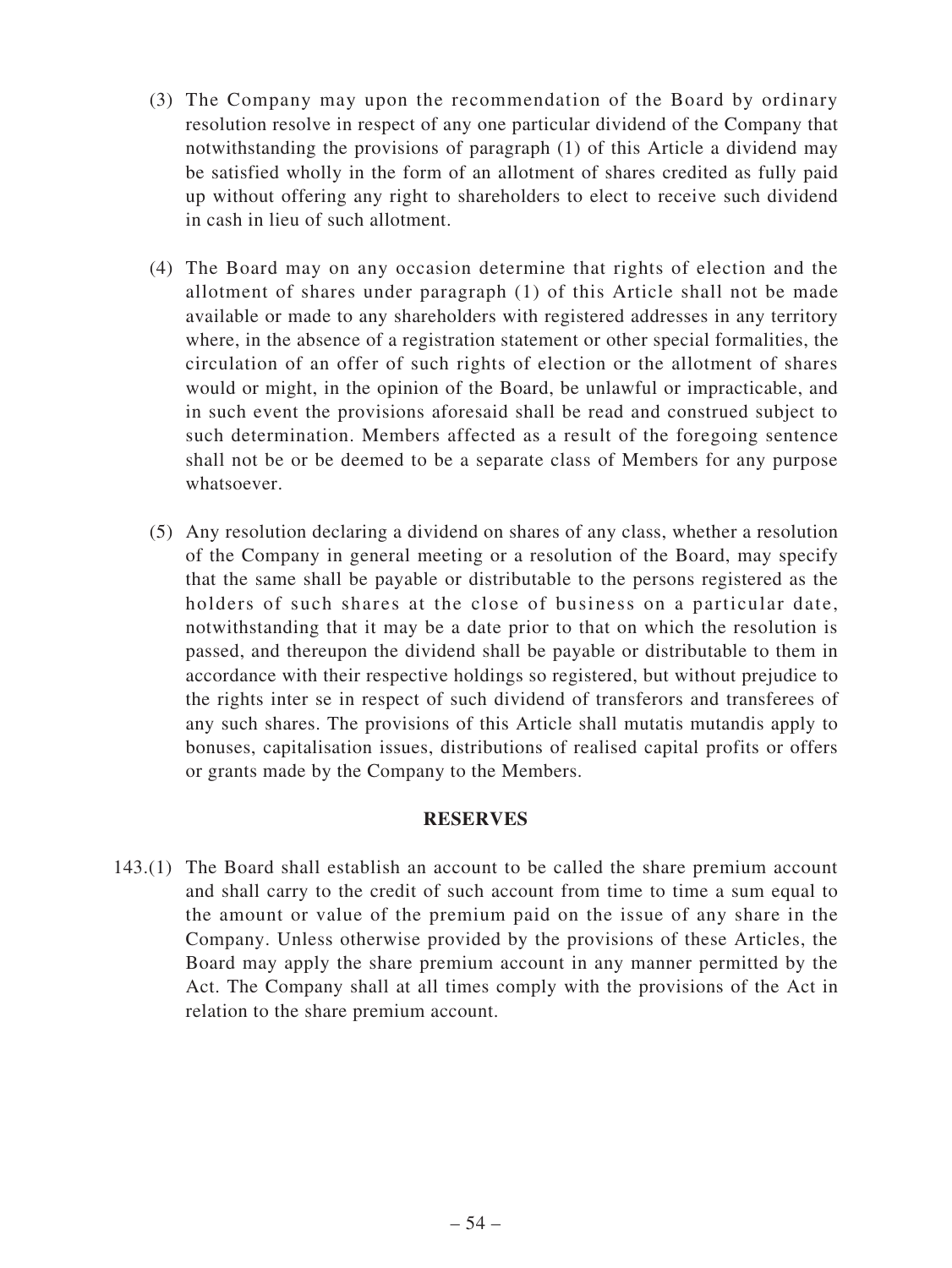(3) The Company may upon the recommendation of the Board by ordinary resolution resolve in respect of any one particular dividend of the Company that notwithstanding the provisions of paragraph (1) of this Article a dividend may be satisfied wholly in the form of an allotment of shares credited as fully paid up without offering any right to shareholders to elect to receive such dividend in cash in lieu of such allotment.

(4) The Board may on any occasion determine that rights of election and the allotment of shares under paragraph (1) of this Article shall not be made available or made to any shareholders with registered addresses in any territory where, in the absence of a registration statement or other special formalities, the circulation of an offer of such rights of election or the allotment of shares would or might, in the opinion of the Board, be unlawful or impracticable, and in such event the provisions aforesaid shall be read and construed subject to such determination. Members affected as a result of the foregoing sentence shall not be or be deemed to be a separate class of Members for any purpose whatsoever.

(5) Any resolution declaring a dividend on shares of any class, whether a resolution of the Company in general meeting or a resolution of the Board, may specify that the same shall be payable or distributable to the persons registered as the holders of such shares at the close of business on a particular date, notwithstanding that it may be a date prior to that on which the resolution is passed, and thereupon the dividend shall be payable or distributable to them in accordance with their respective holdings so registered, but without prejudice to the rights inter se in respect of such dividend of transferors and transferees of any such shares. The provisions of this Article shall mutatis mutandis apply to bonuses, capitalisation issues, distributions of realised capital profits or offers or grants made by the Company to the Members.

**RESERVES**

143.(1) The Board shall establish an account to be called the share premium account and shall carry to the credit of such account from time to time a sum equal to the amount or value of the premium paid on the issue of any share in the Company. Unless otherwise provided by the provisions of these Articles, the Board may apply the share premium account in any manner permitted by the Act. The Company shall at all times comply with the provisions of the Act in relation to the share premium account.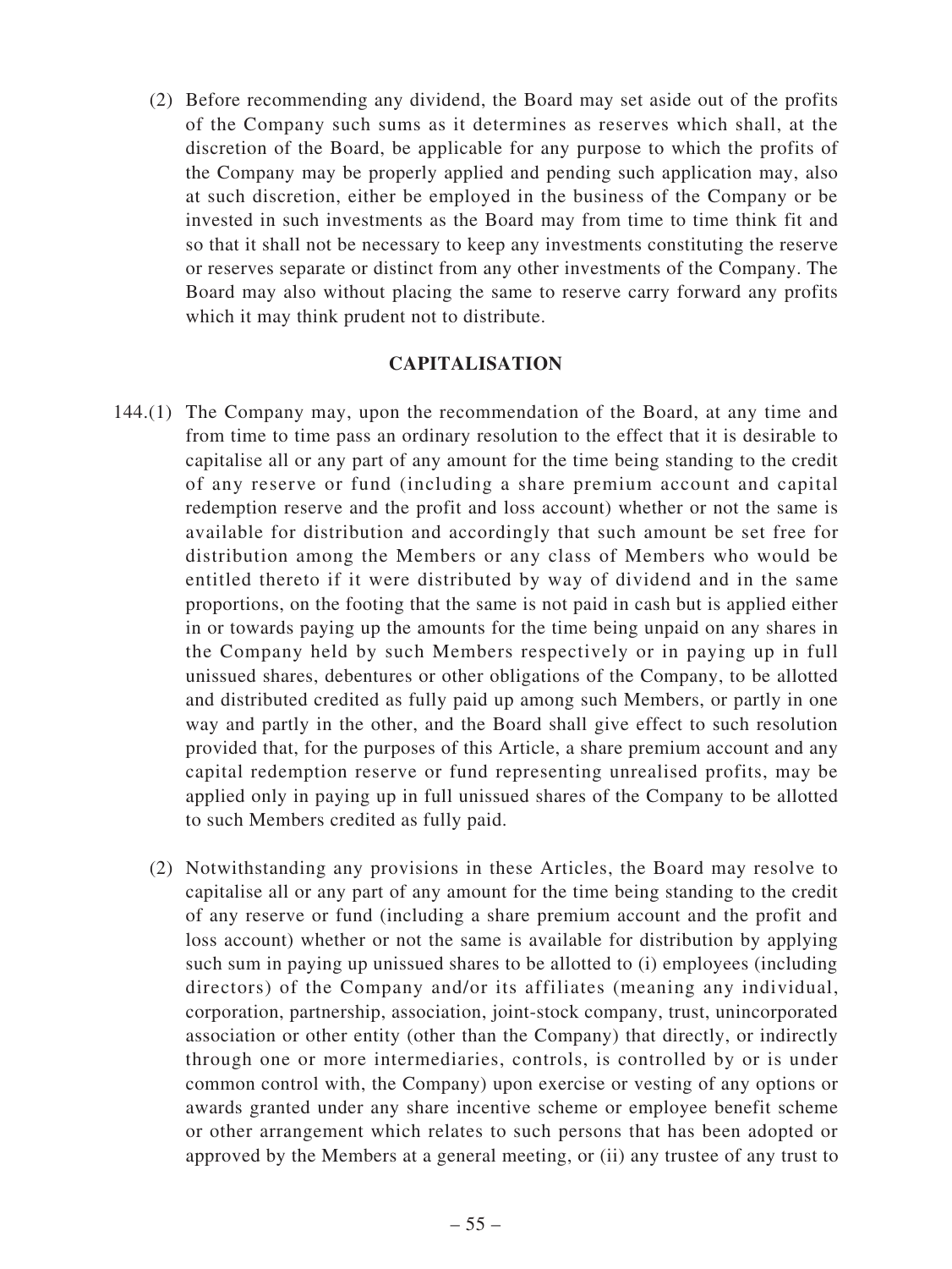(2) Before recommending any dividend, the Board may set aside out of the profits of the Company such sums as it determines as reserves which shall, at the discretion of the Board, be applicable for any purpose to which the profits of the Company may be properly applied and pending such application may, also at such discretion, either be employed in the business of the Company or be invested in such investments as the Board may from time to time think fit and so that it shall not be necessary to keep any investments constituting the reserve or reserves separate or distinct from any other investments of the Company. The Board may also without placing the same to reserve carry forward any profits which it may think prudent not to distribute.

## CAPITALISATION

144.(1) The Company may, upon the recommendation of the Board, at any time and from time to time pass an ordinary resolution to the effect that it is desirable to capitalise all or any part of any amount for the time being standing to the credit of any reserve or fund (including a share premium account and capital redemption reserve and the profit and loss account) whether or not the same is available for distribution and accordingly that such amount be set free for distribution among the Members or any class of Members who would be entitled thereto if it were distributed by way of dividend and in the same proportions, on the footing that the same is not paid in cash but is applied either in or towards paying up the amounts for the time being unpaid on any shares in the Company held by such Members respectively or in paying up in full unissued shares, debentures or other obligations of the Company, to be allotted and distributed credited as fully paid up among such Members, or partly in one way and partly in the other, and the Board shall give effect to such resolution provided that, for the purposes of this Article, a share premium account and any capital redemption reserve or fund representing unrealised profits, may be applied only in paying up in full unissued shares of the Company to be allotted to such Members credited as fully paid.

(2) Notwithstanding any provisions in these Articles, the Board may resolve to capitalise all or any part of any amount for the time being standing to the credit of any reserve or fund (including a share premium account and the profit and loss account) whether or not the same is available for distribution by applying such sum in paying up unissued shares to be allotted to (i) employees (including directors) of the Company and/or its affiliates (meaning any individual, corporation, partnership, association, joint-stock company, trust, unincorporated association or other entity (other than the Company) that directly, or indirectly through one or more intermediaries, controls, is controlled by or is under common control with, the Company) upon exercise or vesting of any options or awards granted under any share incentive scheme or employee benefit scheme or other arrangement which relates to such persons that has been adopted or approved by the Members at a general meeting, or (ii) any trustee of any trust to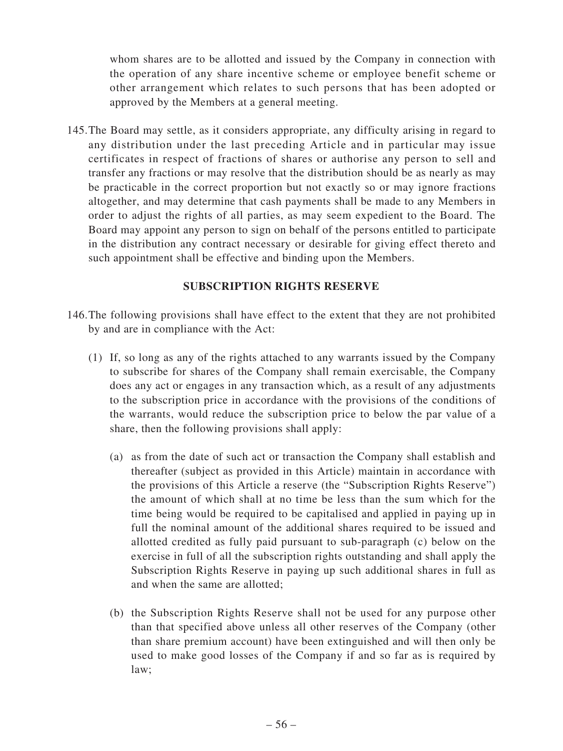whom shares are to be allotted and issued by the Company in connection with the operation of any share incentive scheme or employee benefit scheme or other arrangement which relates to such persons that has been adopted or approved by the Members at a general meeting.

145. The Board may settle, as it considers appropriate, any difficulty arising in regard to any distribution under the last preceding Article and in particular may issue certificates in respect of fractions of shares or authorise any person to sell and transfer any fractions or may resolve that the distribution should be as nearly as may be practicable in the correct proportion but not exactly so or may ignore fractions altogether, and may determine that cash payments shall be made to any Members in order to adjust the rights of all parties, as may seem expedient to the Board. The Board may appoint any person to sign on behalf of the persons entitled to participate in the distribution any contract necessary or desirable for giving effect thereto and such appointment shall be effective and binding upon the Members.

## SUBSCRIPTION RIGHTS RESERVE

146. The following provisions shall have effect to the extent that they are not prohibited by and are in compliance with the Act:

(1) If, so long as any of the rights attached to any warrants issued by the Company to subscribe for shares of the Company shall remain exercisable, the Company does any act or engages in any transaction which, as a result of any adjustments to the subscription price in accordance with the provisions of the conditions of the warrants, would reduce the subscription price to below the par value of a share, then the following provisions shall apply:

(a) as from the date of such act or transaction the Company shall establish and thereafter (subject as provided in this Article) maintain in accordance with the provisions of this Article a reserve (the "Subscription Rights Reserve") the amount of which shall at no time be less than the sum which for the time being would be required to be capitalised and applied in paying up in full the nominal amount of the additional shares required to be issued and allotted credited as fully paid pursuant to sub-paragraph (c) below on the exercise in full of all the subscription rights outstanding and shall apply the Subscription Rights Reserve in paying up such additional shares in full as and when the same are allotted;

(b) the Subscription Rights Reserve shall not be used for any purpose other than that specified above unless all other reserves of the Company (other than share premium account) have been extinguished and will then only be used to make good losses of the Company if and so far as is required by law;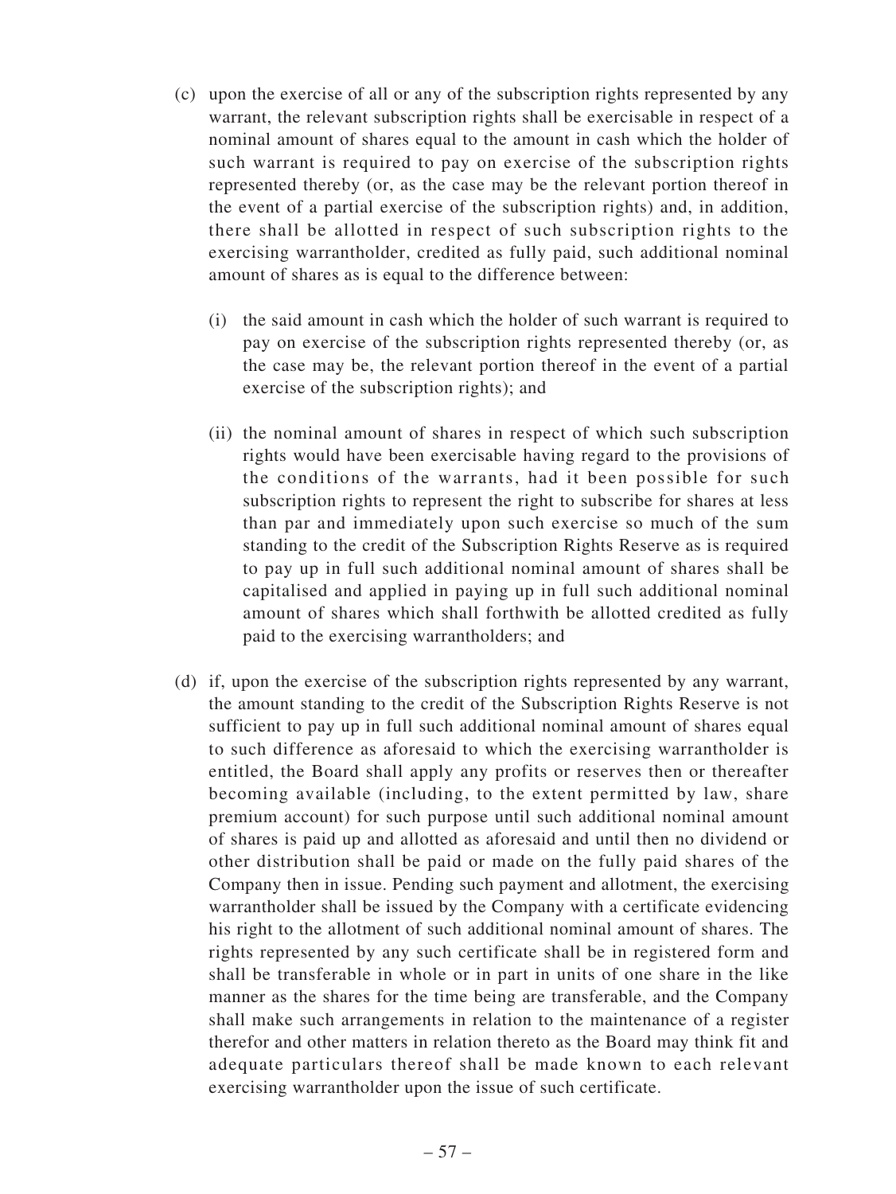(c) upon the exercise of all or any of the subscription rights represented by any warrant, the relevant subscription rights shall be exercisable in respect of a nominal amount of shares equal to the amount in cash which the holder of such warrant is required to pay on exercise of the subscription rights represented thereby (or, as the case may be the relevant portion thereof in the event of a partial exercise of the subscription rights) and, in addition, there shall be allotted in respect of such subscription rights to the exercising warrantholder, credited as fully paid, such additional nominal amount of shares as is equal to the difference between:

   (i) the said amount in cash which the holder of such warrant is required to pay on exercise of the subscription rights represented thereby (or, as the case may be, the relevant portion thereof in the event of a partial exercise of the subscription rights); and

   (ii) the nominal amount of shares in respect of which such subscription rights would have been exercisable having regard to the provisions of the conditions of the warrants, had it been possible for such subscription rights to represent the right to subscribe for shares at less than par and immediately upon such exercise so much of the sum standing to the credit of the Subscription Rights Reserve as is required to pay up in full such additional nominal amount of shares shall be capitalised and applied in paying up in full such additional nominal amount of shares which shall forthwith be allotted credited as fully paid to the exercising warrantholders; and

(d) if, upon the exercise of the subscription rights represented by any warrant, the amount standing to the credit of the Subscription Rights Reserve is not sufficient to pay up in full such additional nominal amount of shares equal to such difference as aforesaid to which the exercising warrantholder is entitled, the Board shall apply any profits or reserves then or thereafter becoming available (including, to the extent permitted by law, share premium account) for such purpose until such additional nominal amount of shares is paid up and allotted as aforesaid and until then no dividend or other distribution shall be paid or made on the fully paid shares of the Company then in issue. Pending such payment and allotment, the exercising warrantholder shall be issued by the Company with a certificate evidencing his right to the allotment of such additional nominal amount of shares. The rights represented by any such certificate shall be in registered form and shall be transferable in whole or in part in units of one share in the like manner as the shares for the time being are transferable, and the Company shall make such arrangements in relation to the maintenance of a register therefor and other matters in relation thereto as the Board may think fit and adequate particulars thereof shall be made known to each relevant exercising warrantholder upon the issue of such certificate.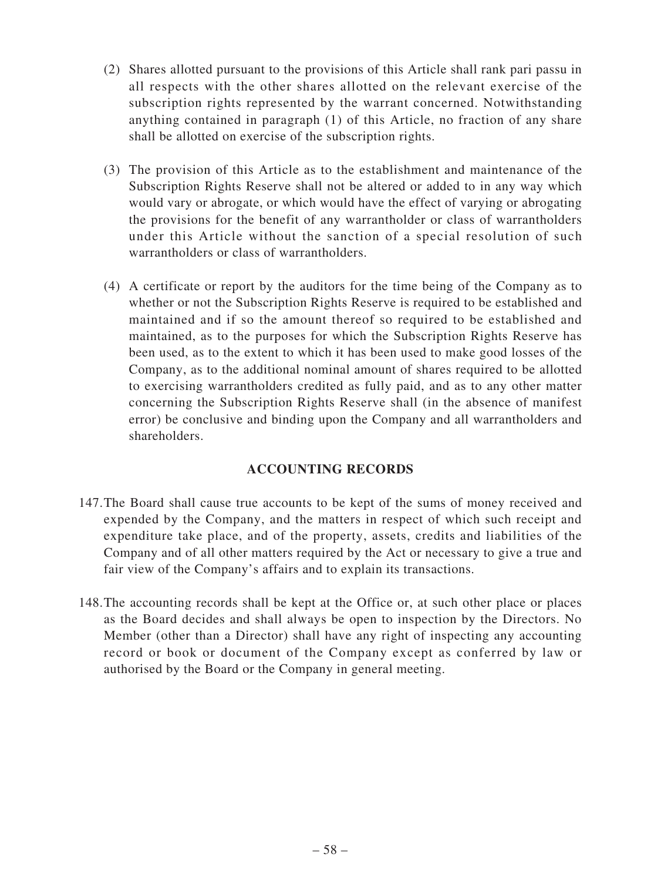(2) Shares allotted pursuant to the provisions of this Article shall rank pari passu in all respects with the other shares allotted on the relevant exercise of the subscription rights represented by the warrant concerned. Notwithstanding anything contained in paragraph (1) of this Article, no fraction of any share shall be allotted on exercise of the subscription rights.

(3) The provision of this Article as to the establishment and maintenance of the Subscription Rights Reserve shall not be altered or added to in any way which would vary or abrogate, or which would have the effect of varying or abrogating the provisions for the benefit of any warrantholder or class of warrantholders under this Article without the sanction of a special resolution of such warrantholders or class of warrantholders.

(4) A certificate or report by the auditors for the time being of the Company as to whether or not the Subscription Rights Reserve is required to be established and maintained and if so the amount thereof so required to be established and maintained, as to the purposes for which the Subscription Rights Reserve has been used, as to the extent to which it has been used to make good losses of the Company, as to the additional nominal amount of shares required to be allotted to exercising warrantholders credited as fully paid, and as to any other matter concerning the Subscription Rights Reserve shall (in the absence of manifest error) be conclusive and binding upon the Company and all warrantholders and shareholders.

## ACCOUNTING RECORDS

147. The Board shall cause true accounts to be kept of the sums of money received and expended by the Company, and the matters in respect of which such receipt and expenditure take place, and of the property, assets, credits and liabilities of the Company and of all other matters required by the Act or necessary to give a true and fair view of the Company's affairs and to explain its transactions.

148. The accounting records shall be kept at the Office or, at such other place or places as the Board decides and shall always be open to inspection by the Directors. No Member (other than a Director) shall have any right of inspecting any accounting record or book or document of the Company except as conferred by law or authorised by the Board or the Company in general meeting.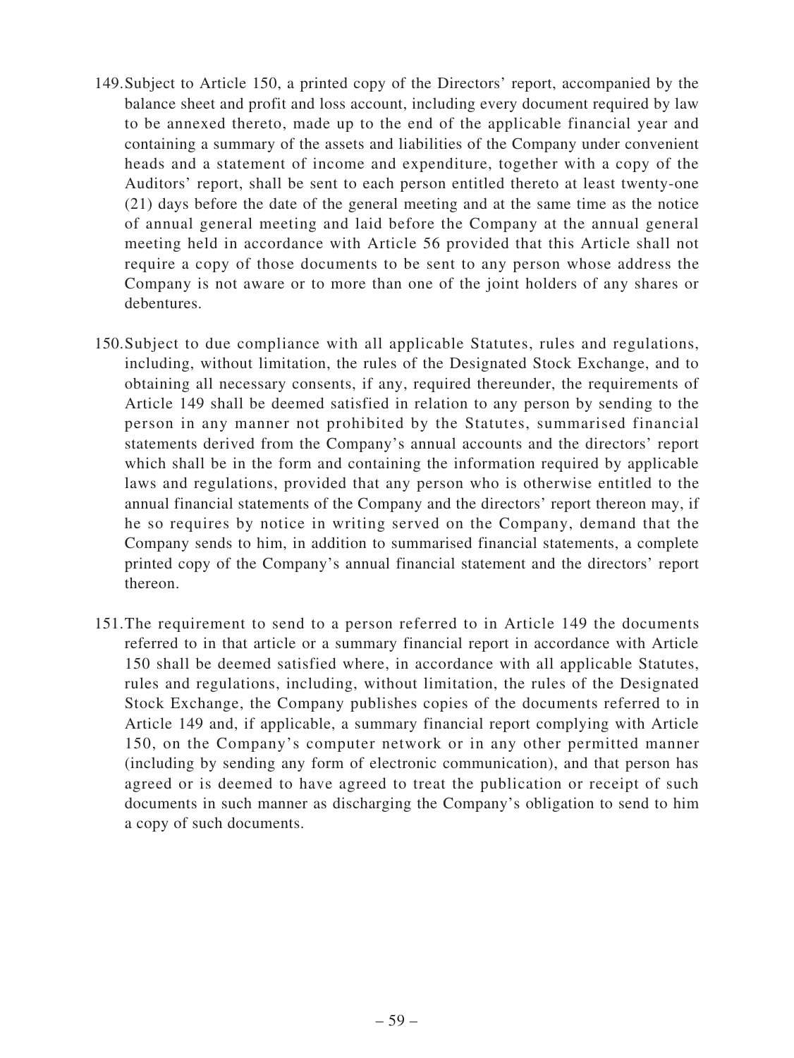149. Subject to Article 150, a printed copy of the Directors' report, accompanied by the balance sheet and profit and loss account, including every document required by law to be annexed thereto, made up to the end of the applicable financial year and containing a summary of the assets and liabilities of the Company under convenient heads and a statement of income and expenditure, together with a copy of the Auditors' report, shall be sent to each person entitled thereto at least twenty-one (21) days before the date of the general meeting and at the same time as the notice of annual general meeting and laid before the Company at the annual general meeting held in accordance with Article 56 provided that this Article shall not require a copy of those documents to be sent to any person whose address the Company is not aware or to more than one of the joint holders of any shares or debentures.

150. Subject to due compliance with all applicable Statutes, rules and regulations, including, without limitation, the rules of the Designated Stock Exchange, and to obtaining all necessary consents, if any, required thereunder, the requirements of Article 149 shall be deemed satisfied in relation to any person by sending to the person in any manner not prohibited by the Statutes, summarised financial statements derived from the Company's annual accounts and the directors' report which shall be in the form and containing the information required by applicable laws and regulations, provided that any person who is otherwise entitled to the annual financial statements of the Company and the directors' report thereon may, if he so requires by notice in writing served on the Company, demand that the Company sends to him, in addition to summarised financial statements, a complete printed copy of the Company's annual financial statement and the directors' report thereon.

151. The requirement to send to a person referred to in Article 149 the documents referred to in that article or a summary financial report in accordance with Article 150 shall be deemed satisfied where, in accordance with all applicable Statutes, rules and regulations, including, without limitation, the rules of the Designated Stock Exchange, the Company publishes copies of the documents referred to in Article 149 and, if applicable, a summary financial report complying with Article 150, on the Company's computer network or in any other permitted manner (including by sending any form of electronic communication), and that person has agreed or is deemed to have agreed to treat the publication or receipt of such documents in such manner as discharging the Company's obligation to send to him a copy of such documents.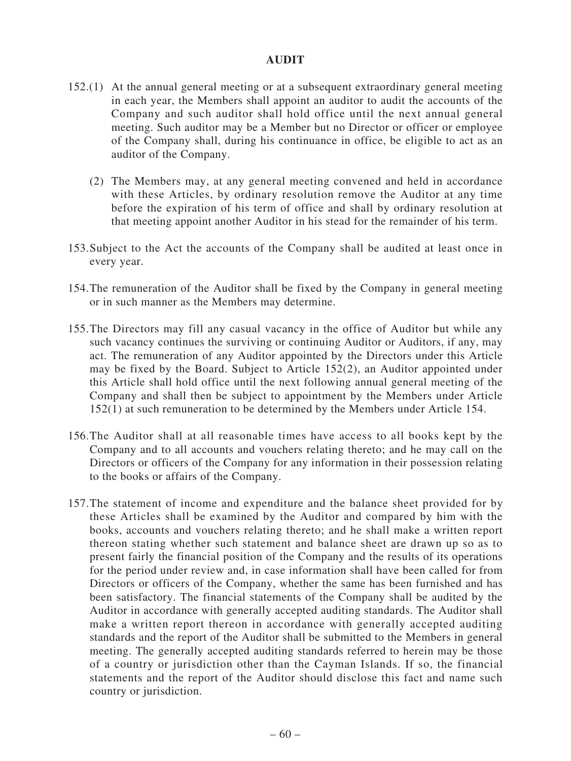## AUDIT

152.(1) At the annual general meeting or at a subsequent extraordinary general meeting in each year, the Members shall appoint an auditor to audit the accounts of the Company and such auditor shall hold office until the next annual general meeting. Such auditor may be a Member but no Director or officer or employee of the Company shall, during his continuance in office, be eligible to act as an auditor of the Company.

(2) The Members may, at any general meeting convened and held in accordance with these Articles, by ordinary resolution remove the Auditor at any time before the expiration of his term of office and shall by ordinary resolution at that meeting appoint another Auditor in his stead for the remainder of his term.

153. Subject to the Act the accounts of the Company shall be audited at least once in every year.

154. The remuneration of the Auditor shall be fixed by the Company in general meeting or in such manner as the Members may determine.

155. The Directors may fill any casual vacancy in the office of Auditor but while any such vacancy continues the surviving or continuing Auditor or Auditors, if any, may act. The remuneration of any Auditor appointed by the Directors under this Article may be fixed by the Board. Subject to Article 152(2), an Auditor appointed under this Article shall hold office until the next following annual general meeting of the Company and shall then be subject to appointment by the Members under Article 152(1) at such remuneration to be determined by the Members under Article 154.

156. The Auditor shall at all reasonable times have access to all books kept by the Company and to all accounts and vouchers relating thereto; and he may call on the Directors or officers of the Company for any information in their possession relating to the books or affairs of the Company.

157. The statement of income and expenditure and the balance sheet provided for by these Articles shall be examined by the Auditor and compared by him with the books, accounts and vouchers relating thereto; and he shall make a written report thereon stating whether such statement and balance sheet are drawn up so as to present fairly the financial position of the Company and the results of its operations for the period under review and, in case information shall have been called for from Directors or officers of the Company, whether the same has been furnished and has been satisfactory. The financial statements of the Company shall be audited by the Auditor in accordance with generally accepted auditing standards. The Auditor shall make a written report thereon in accordance with generally accepted auditing standards and the report of the Auditor shall be submitted to the Members in general meeting. The generally accepted auditing standards referred to herein may be those of a country or jurisdiction other than the Cayman Islands. If so, the financial statements and the report of the Auditor should disclose this fact and name such country or jurisdiction.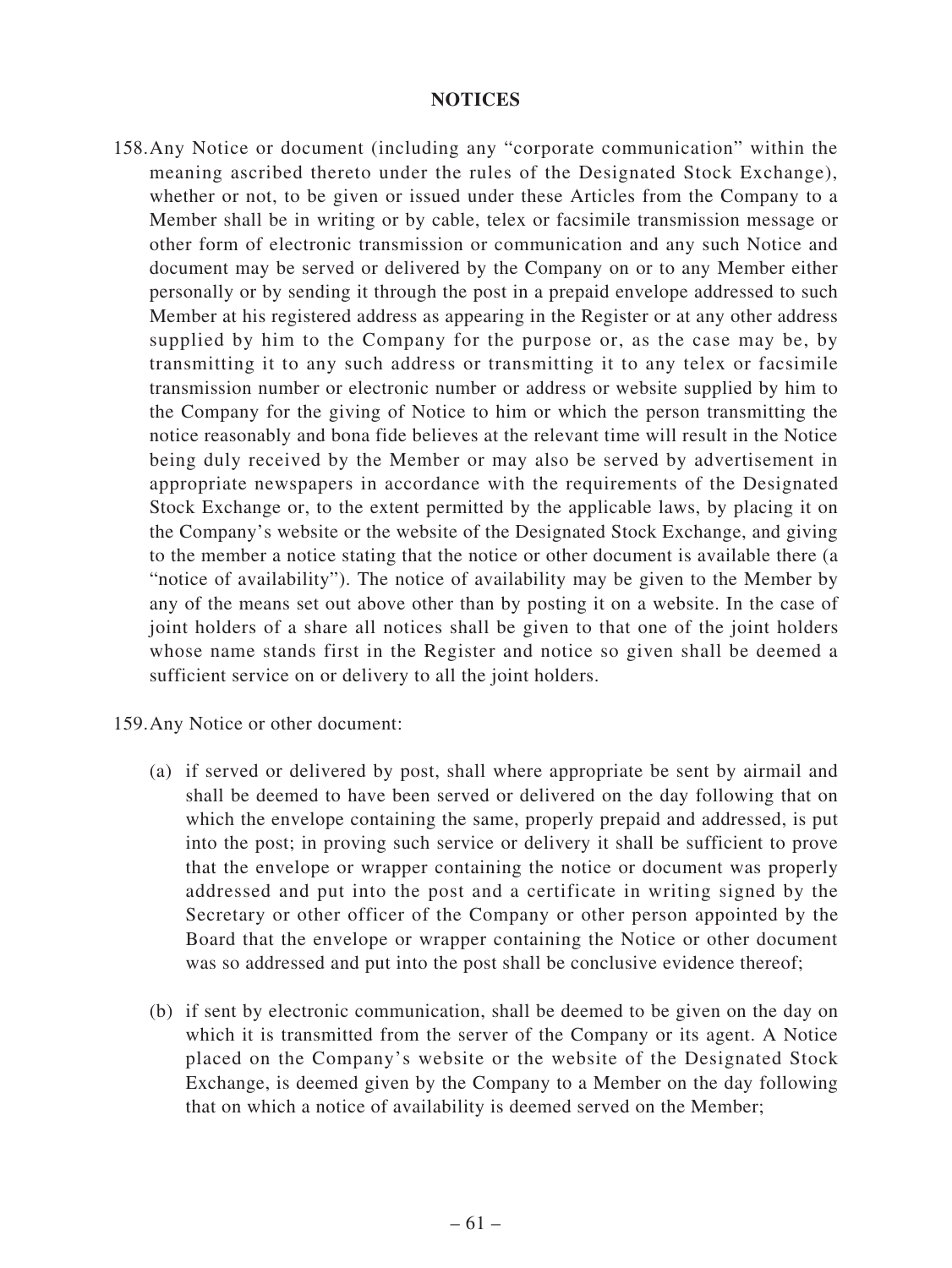## NOTICES

158. Any Notice or document (including any "corporate communication" within the meaning ascribed thereto under the rules of the Designated Stock Exchange), whether or not, to be given or issued under these Articles from the Company to a Member shall be in writing or by cable, telex or facsimile transmission message or other form of electronic transmission or communication and any such Notice and document may be served or delivered by the Company on or to any Member either personally or by sending it through the post in a prepaid envelope addressed to such Member at his registered address as appearing in the Register or at any other address supplied by him to the Company for the purpose or, as the case may be, by transmitting it to any such address or transmitting it to any telex or facsimile transmission number or electronic number or address or website supplied by him to the Company for the giving of Notice to him or which the person transmitting the notice reasonably and bona fide believes at the relevant time will result in the Notice being duly received by the Member or may also be served by advertisement in appropriate newspapers in accordance with the requirements of the Designated Stock Exchange or, to the extent permitted by the applicable laws, by placing it on the Company's website or the website of the Designated Stock Exchange, and giving to the member a notice stating that the notice or other document is available there (a "notice of availability"). The notice of availability may be given to the Member by any of the means set out above other than by posting it on a website. In the case of joint holders of a share all notices shall be given to that one of the joint holders whose name stands first in the Register and notice so given shall be deemed a sufficient service on or delivery to all the joint holders.

159. Any Notice or other document:

(a) if served or delivered by post, shall where appropriate be sent by airmail and shall be deemed to have been served or delivered on the day following that on which the envelope containing the same, properly prepaid and addressed, is put into the post; in proving such service or delivery it shall be sufficient to prove that the envelope or wrapper containing the notice or document was properly addressed and put into the post and a certificate in writing signed by the Secretary or other officer of the Company or other person appointed by the Board that the envelope or wrapper containing the Notice or other document was so addressed and put into the post shall be conclusive evidence thereof;

(b) if sent by electronic communication, shall be deemed to be given on the day on which it is transmitted from the server of the Company or its agent. A Notice placed on the Company's website or the website of the Designated Stock Exchange, is deemed given by the Company to a Member on the day following that on which a notice of availability is deemed served on the Member;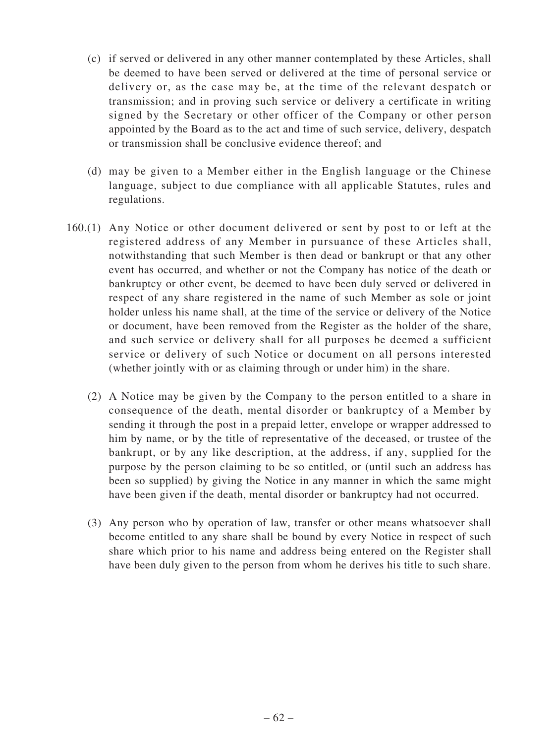(c) if served or delivered in any other manner contemplated by these Articles, shall be deemed to have been served or delivered at the time of personal service or delivery or, as the case may be, at the time of the relevant despatch or transmission; and in proving such service or delivery a certificate in writing signed by the Secretary or other officer of the Company or other person appointed by the Board as to the act and time of such service, delivery, despatch or transmission shall be conclusive evidence thereof; and

(d) may be given to a Member either in the English language or the Chinese language, subject to due compliance with all applicable Statutes, rules and regulations.

160.(1) Any Notice or other document delivered or sent by post to or left at the registered address of any Member in pursuance of these Articles shall, notwithstanding that such Member is then dead or bankrupt or that any other event has occurred, and whether or not the Company has notice of the death or bankruptcy or other event, be deemed to have been duly served or delivered in respect of any share registered in the name of such Member as sole or joint holder unless his name shall, at the time of the service or delivery of the Notice or document, have been removed from the Register as the holder of the share, and such service or delivery shall for all purposes be deemed a sufficient service or delivery of such Notice or document on all persons interested (whether jointly with or as claiming through or under him) in the share.

(2) A Notice may be given by the Company to the person entitled to a share in consequence of the death, mental disorder or bankruptcy of a Member by sending it through the post in a prepaid letter, envelope or wrapper addressed to him by name, or by the title of representative of the deceased, or trustee of the bankrupt, or by any like description, at the address, if any, supplied for the purpose by the person claiming to be so entitled, or (until such an address has been so supplied) by giving the Notice in any manner in which the same might have been given if the death, mental disorder or bankruptcy had not occurred.

(3) Any person who by operation of law, transfer or other means whatsoever shall become entitled to any share shall be bound by every Notice in respect of such share which prior to his name and address being entered on the Register shall have been duly given to the person from whom he derives his title to such share.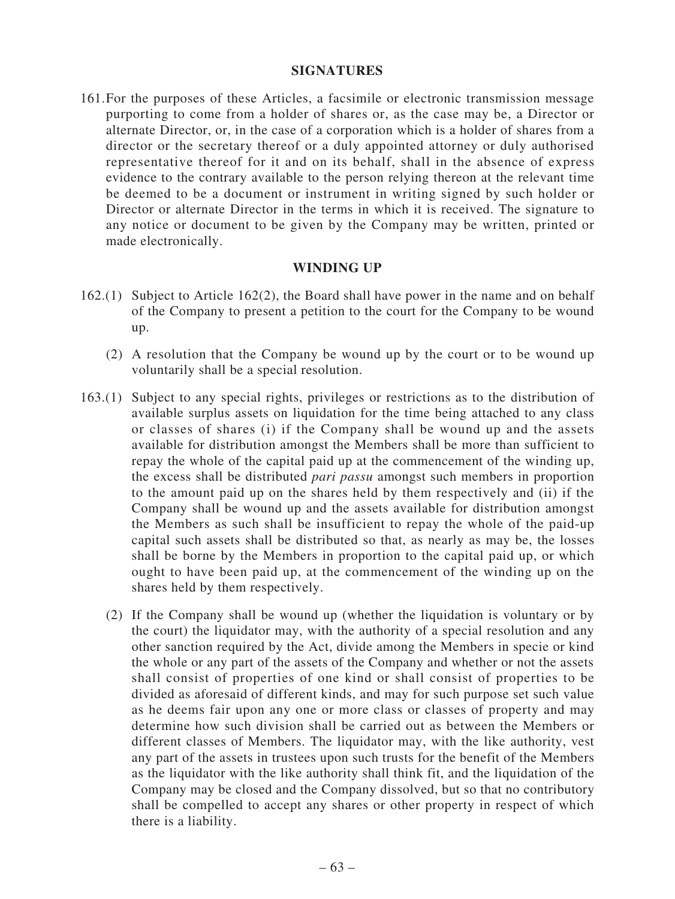## SIGNATURES

161. For the purposes of these Articles, a facsimile or electronic transmission message purporting to come from a holder of shares or, as the case may be, a Director or alternate Director, or, in the case of a corporation which is a holder of shares from a director or the secretary thereof or a duly appointed attorney or duly authorised representative thereof for it and on its behalf, shall in the absence of express evidence to the contrary available to the person relying thereon at the relevant time be deemed to be a document or instrument in writing signed by such holder or Director or alternate Director in the terms in which it is received. The signature to any notice or document to be given by the Company may be written, printed or made electronically.

## WINDING UP

162.(1) Subject to Article 162(2), the Board shall have power in the name and on behalf of the Company to present a petition to the court for the Company to be wound up.

(2) A resolution that the Company be wound up by the court or to be wound up voluntarily shall be a special resolution.

163.(1) Subject to any special rights, privileges or restrictions as to the distribution of available surplus assets on liquidation for the time being attached to any class or classes of shares (i) if the Company shall be wound up and the assets available for distribution amongst the Members shall be more than sufficient to repay the whole of the capital paid up at the commencement of the winding up, the excess shall be distributed *pari passu* amongst such members in proportion to the amount paid up on the shares held by them respectively and (ii) if the Company shall be wound up and the assets available for distribution amongst the Members as such shall be insufficient to repay the whole of the paid-up capital such assets shall be distributed so that, as nearly as may be, the losses shall be borne by the Members in proportion to the capital paid up, or which ought to have been paid up, at the commencement of the winding up on the shares held by them respectively.

(2) If the Company shall be wound up (whether the liquidation is voluntary or by the court) the liquidator may, with the authority of a special resolution and any other sanction required by the Act, divide among the Members in specie or kind the whole or any part of the assets of the Company and whether or not the assets shall consist of properties of one kind or shall consist of properties to be divided as aforesaid of different kinds, and may for such purpose set such value as he deems fair upon any one or more class or classes of property and may determine how such division shall be carried out as between the Members or different classes of Members. The liquidator may, with the like authority, vest any part of the assets in trustees upon such trusts for the benefit of the Members as the liquidator with the like authority shall think fit, and the liquidation of the Company may be closed and the Company dissolved, but so that no contributory shall be compelled to accept any shares or other property in respect of which there is a liability.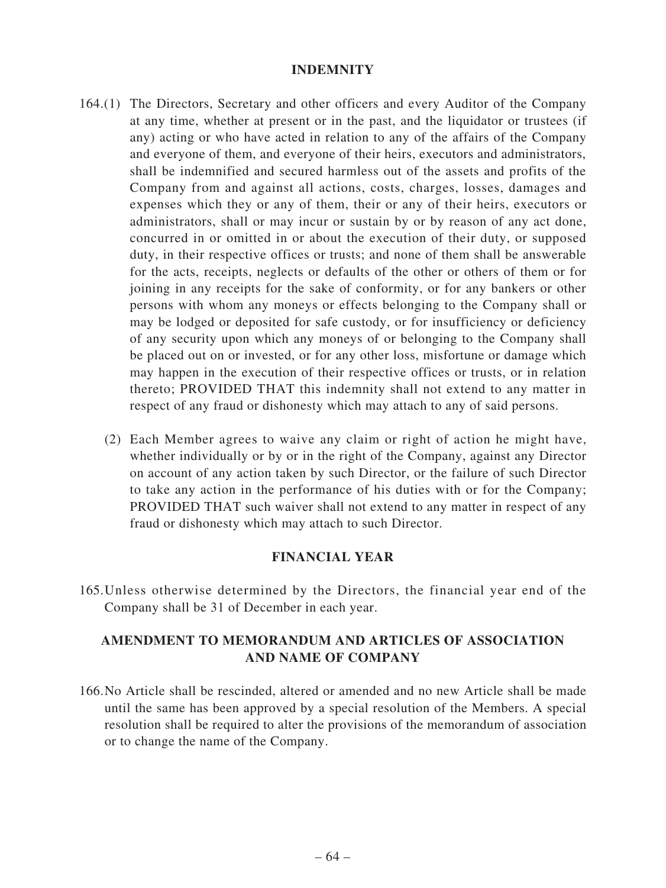## INDEMNITY

164.(1) The Directors, Secretary and other officers and every Auditor of the Company at any time, whether at present or in the past, and the liquidator or trustees (if any) acting or who have acted in relation to any of the affairs of the Company and everyone of them, and everyone of their heirs, executors and administrators, shall be indemnified and secured harmless out of the assets and profits of the Company from and against all actions, costs, charges, losses, damages and expenses which they or any of them, their or any of their heirs, executors or administrators, shall or may incur or sustain by or by reason of any act done, concurred in or omitted in or about the execution of their duty, or supposed duty, in their respective offices or trusts; and none of them shall be answerable for the acts, receipts, neglects or defaults of the other or others of them or for joining in any receipts for the sake of conformity, or for any bankers or other persons with whom any moneys or effects belonging to the Company shall or may be lodged or deposited for safe custody, or for insufficiency or deficiency of any security upon which any moneys of or belonging to the Company shall be placed out on or invested, or for any other loss, misfortune or damage which may happen in the execution of their respective offices or trusts, or in relation thereto; PROVIDED THAT this indemnity shall not extend to any matter in respect of any fraud or dishonesty which may attach to any of said persons.

(2) Each Member agrees to waive any claim or right of action he might have, whether individually or by or in the right of the Company, against any Director on account of any action taken by such Director, or the failure of such Director to take any action in the performance of his duties with or for the Company; PROVIDED THAT such waiver shall not extend to any matter in respect of any fraud or dishonesty which may attach to such Director.

## FINANCIAL YEAR

165. Unless otherwise determined by the Directors, the financial year end of the Company shall be 31 of December in each year.

## AMENDMENT TO MEMORANDUM AND ARTICLES OF ASSOCIATION AND NAME OF COMPANY

166. No Article shall be rescinded, altered or amended and no new Article shall be made until the same has been approved by a special resolution of the Members. A special resolution shall be required to alter the provisions of the memorandum of association or to change the name of the Company.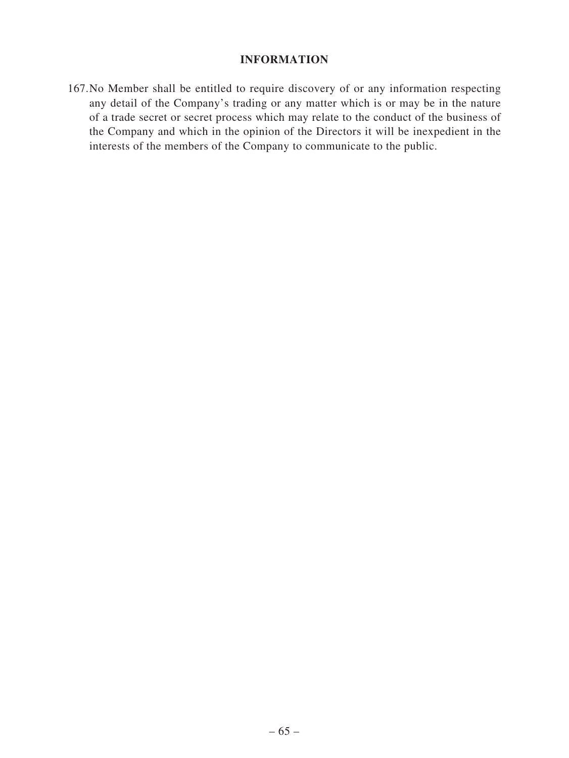## INFORMATION

167. No Member shall be entitled to require discovery of or any information respecting any detail of the Company's trading or any matter which is or may be in the nature of a trade secret or secret process which may relate to the conduct of the business of the Company and which in the opinion of the Directors it will be inexpedient in the interests of the members of the Company to communicate to the public.